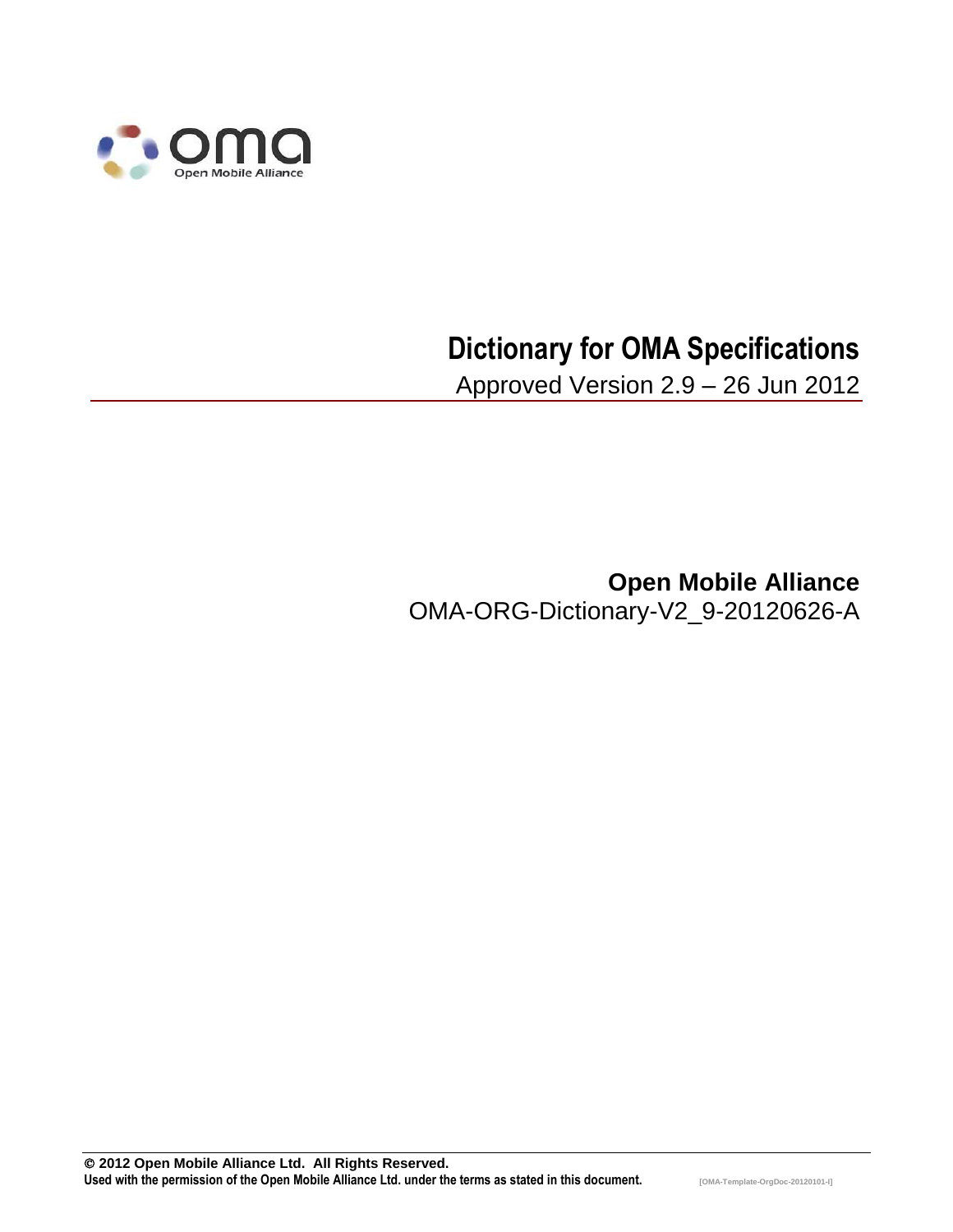# Dictionary for OMA Specifications

Approved Version 2.9 – 26 Jun 2012

**Open Mobile Alliance**

OMA-ORG-Dictionary-V2_9-20120626-A

**© 2012 Open Mobile Alliance Ltd. All Rights Reserved.**
**Used with the permission of the Open Mobile Alliance Ltd. under the terms as stated in this document.**

[OMA-Template-OrgDoc-20120101-I]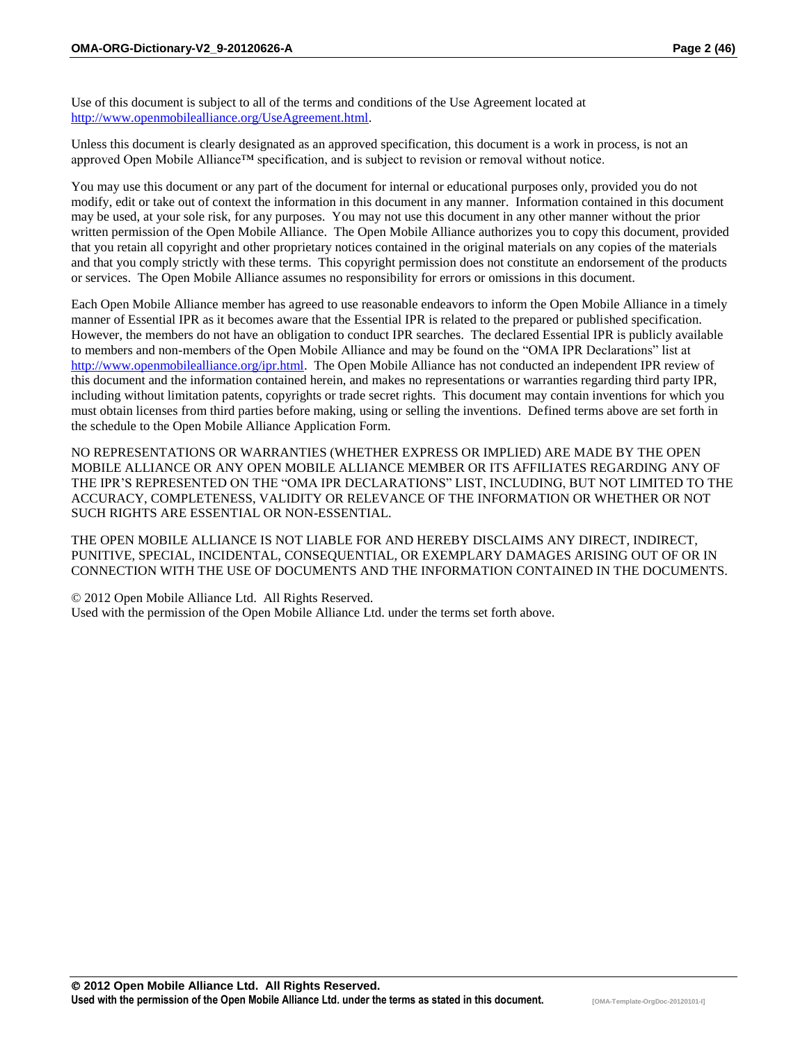Use of this document is subject to all of the terms and conditions of the Use Agreement located at http://www.openmobilealliance.org/UseAgreement.html.

Unless this document is clearly designated as an approved specification, this document is a work in process, is not an approved Open Mobile Alliance™ specification, and is subject to revision or removal without notice.

You may use this document or any part of the document for internal or educational purposes only, provided you do not modify, edit or take out of context the information in this document in any manner. Information contained in this document may be used, at your sole risk, for any purposes. You may not use this document in any other manner without the prior written permission of the Open Mobile Alliance. The Open Mobile Alliance authorizes you to copy this document, provided that you retain all copyright and other proprietary notices contained in the original materials on any copies of the materials and that you comply strictly with these terms. This copyright permission does not constitute an endorsement of the products or services. The Open Mobile Alliance assumes no responsibility for errors or omissions in this document.

Each Open Mobile Alliance member has agreed to use reasonable endeavors to inform the Open Mobile Alliance in a timely manner of Essential IPR as it becomes aware that the Essential IPR is related to the prepared or published specification. However, the members do not have an obligation to conduct IPR searches. The declared Essential IPR is publicly available to members and non-members of the Open Mobile Alliance and may be found on the "OMA IPR Declarations" list at http://www.openmobilealliance.org/ipr.html. The Open Mobile Alliance has not conducted an independent IPR review of this document and the information contained herein, and makes no representations or warranties regarding third party IPR, including without limitation patents, copyrights or trade secret rights. This document may contain inventions for which you must obtain licenses from third parties before making, using or selling the inventions. Defined terms above are set forth in the schedule to the Open Mobile Alliance Application Form.

NO REPRESENTATIONS OR WARRANTIES (WHETHER EXPRESS OR IMPLIED) ARE MADE BY THE OPEN MOBILE ALLIANCE OR ANY OPEN MOBILE ALLIANCE MEMBER OR ITS AFFILIATES REGARDING ANY OF THE IPR'S REPRESENTED ON THE "OMA IPR DECLARATIONS" LIST, INCLUDING, BUT NOT LIMITED TO THE ACCURACY, COMPLETENESS, VALIDITY OR RELEVANCE OF THE INFORMATION OR WHETHER OR NOT SUCH RIGHTS ARE ESSENTIAL OR NON-ESSENTIAL.

THE OPEN MOBILE ALLIANCE IS NOT LIABLE FOR AND HEREBY DISCLAIMS ANY DIRECT, INDIRECT, PUNITIVE, SPECIAL, INCIDENTAL, CONSEQUENTIAL, OR EXEMPLARY DAMAGES ARISING OUT OF OR IN CONNECTION WITH THE USE OF DOCUMENTS AND THE INFORMATION CONTAINED IN THE DOCUMENTS.

© 2012 Open Mobile Alliance Ltd. All Rights Reserved.
Used with the permission of the Open Mobile Alliance Ltd. under the terms set forth above.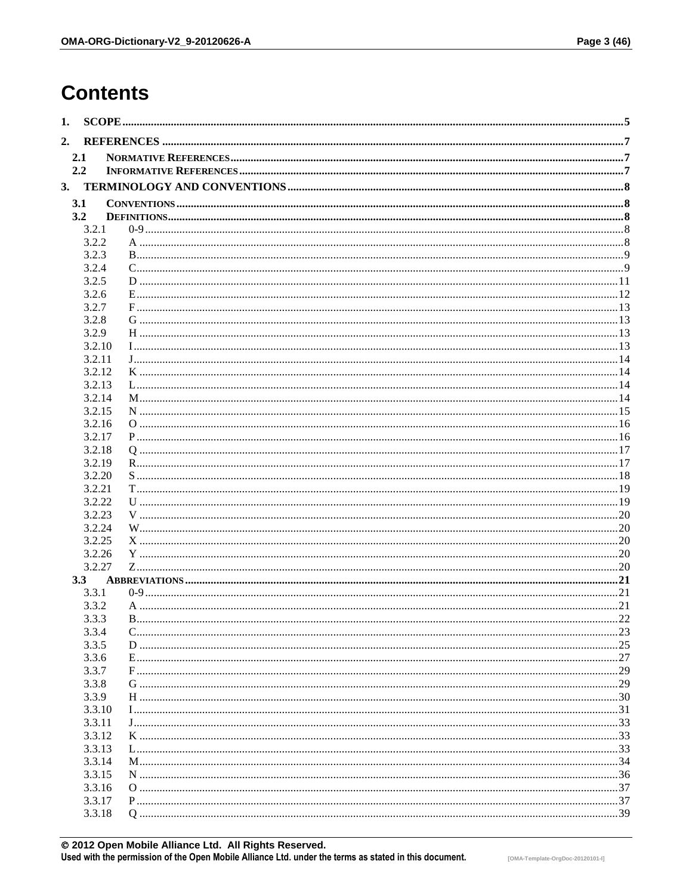# Contents

1. SCOPE ..... 5
2. REFERENCES ..... 7
   - 2.1 NORMATIVE REFERENCES ..... 7
   - 2.2 INFORMATIVE REFERENCES ..... 7
3. TERMINOLOGY AND CONVENTIONS ..... 8
   - 3.1 CONVENTIONS ..... 8
   - 3.2 DEFINITIONS ..... 8
     - 3.2.1 0-9 ..... 8
     - 3.2.2 A ..... 8
     - 3.2.3 B ..... 9
     - 3.2.4 C ..... 9
     - 3.2.5 D ..... 11
     - 3.2.6 E ..... 12
     - 3.2.7 F ..... 13
     - 3.2.8 G ..... 13
     - 3.2.9 H ..... 13
     - 3.2.10 I ..... 13
     - 3.2.11 J ..... 14
     - 3.2.12 K ..... 14
     - 3.2.13 L ..... 14
     - 3.2.14 M ..... 14
     - 3.2.15 N ..... 15
     - 3.2.16 O ..... 16
     - 3.2.17 P ..... 16
     - 3.2.18 Q ..... 17
     - 3.2.19 R ..... 17
     - 3.2.20 S ..... 18
     - 3.2.21 T ..... 19
     - 3.2.22 U ..... 19
     - 3.2.23 V ..... 20
     - 3.2.24 W ..... 20
     - 3.2.25 X ..... 20
     - 3.2.26 Y ..... 20
     - 3.2.27 Z ..... 20
   - 3.3 ABBREVIATIONS ..... 21
     - 3.3.1 0-9 ..... 21
     - 3.3.2 A ..... 21
     - 3.3.3 B ..... 22
     - 3.3.4 C ..... 23
     - 3.3.5 D ..... 25
     - 3.3.6 E ..... 27
     - 3.3.7 F ..... 29
     - 3.3.8 G ..... 29
     - 3.3.9 H ..... 30
     - 3.3.10 I ..... 31
     - 3.3.11 J ..... 33
     - 3.3.12 K ..... 33
     - 3.3.13 L ..... 33
     - 3.3.14 M ..... 34
     - 3.3.15 N ..... 36
     - 3.3.16 O ..... 37
     - 3.3.17 P ..... 37
     - 3.3.18 Q ..... 39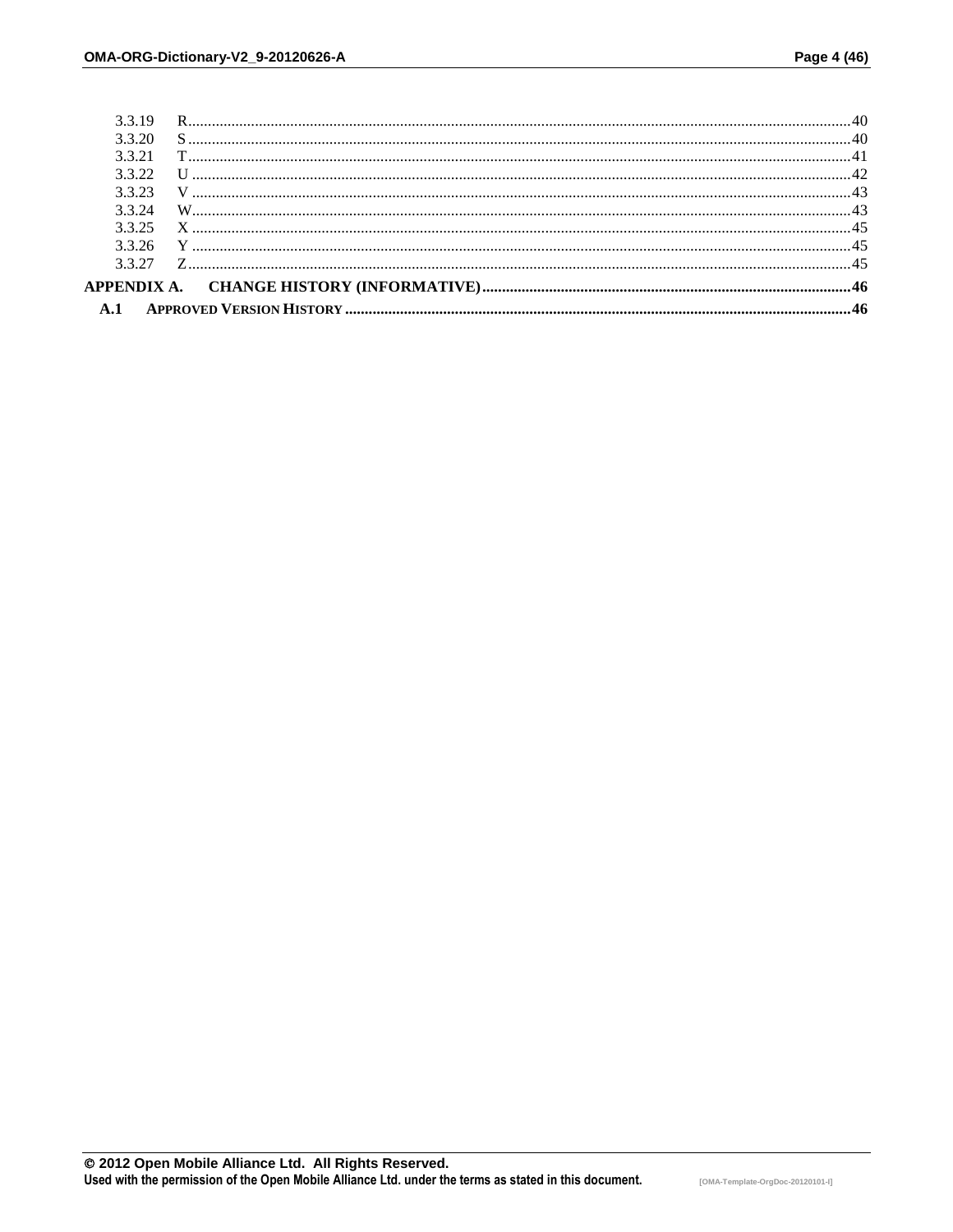3.3.19 R .......................................................................................................................................................40
3.3.20 S .......................................................................................................................................................40
3.3.21 T .......................................................................................................................................................41
3.3.22 U .......................................................................................................................................................42
3.3.23 V .......................................................................................................................................................43
3.3.24 W......................................................................................................................................................43
3.3.25 X .......................................................................................................................................................45
3.3.26 Y .......................................................................................................................................................45
3.3.27 Z .......................................................................................................................................................45

**APPENDIX A. CHANGE HISTORY (INFORMATIVE)...........................................................................................46**

**A.1 APPROVED VERSION HISTORY ................................................................................................................46**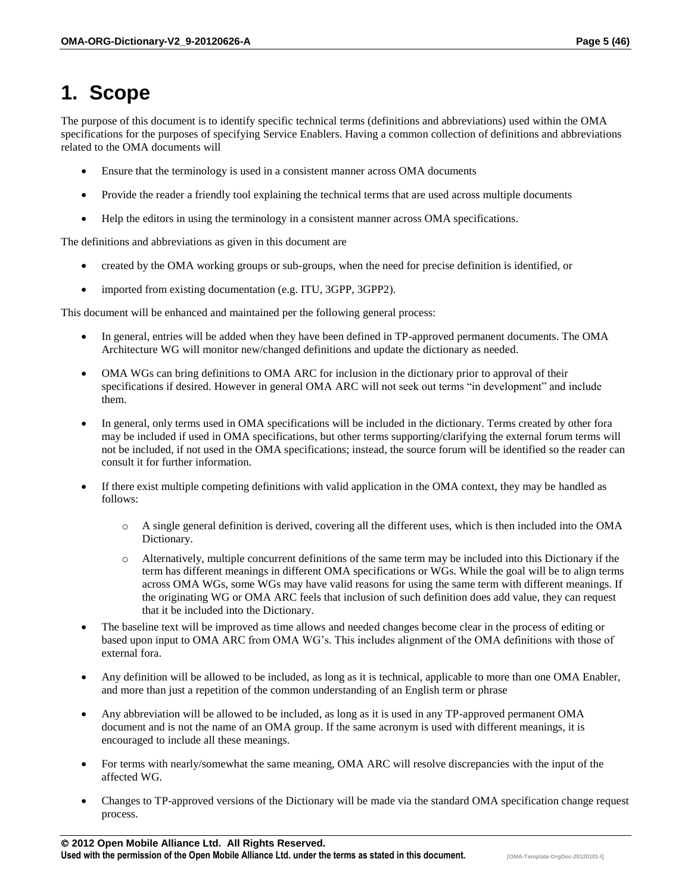# 1. Scope

The purpose of this document is to identify specific technical terms (definitions and abbreviations) used within the OMA specifications for the purposes of specifying Service Enablers. Having a common collection of definitions and abbreviations related to the OMA documents will

- Ensure that the terminology is used in a consistent manner across OMA documents
- Provide the reader a friendly tool explaining the technical terms that are used across multiple documents
- Help the editors in using the terminology in a consistent manner across OMA specifications.

The definitions and abbreviations as given in this document are

- created by the OMA working groups or sub-groups, when the need for precise definition is identified, or
- imported from existing documentation (e.g. ITU, 3GPP, 3GPP2).

This document will be enhanced and maintained per the following general process:

- In general, entries will be added when they have been defined in TP-approved permanent documents. The OMA Architecture WG will monitor new/changed definitions and update the dictionary as needed.
- OMA WGs can bring definitions to OMA ARC for inclusion in the dictionary prior to approval of their specifications if desired. However in general OMA ARC will not seek out terms "in development" and include them.
- In general, only terms used in OMA specifications will be included in the dictionary. Terms created by other fora may be included if used in OMA specifications, but other terms supporting/clarifying the external forum terms will not be included, if not used in the OMA specifications; instead, the source forum will be identified so the reader can consult it for further information.
- If there exist multiple competing definitions with valid application in the OMA context, they may be handled as follows:
  - A single general definition is derived, covering all the different uses, which is then included into the OMA Dictionary.
  - Alternatively, multiple concurrent definitions of the same term may be included into this Dictionary if the term has different meanings in different OMA specifications or WGs. While the goal will be to align terms across OMA WGs, some WGs may have valid reasons for using the same term with different meanings. If the originating WG or OMA ARC feels that inclusion of such definition does add value, they can request that it be included into the Dictionary.
- The baseline text will be improved as time allows and needed changes become clear in the process of editing or based upon input to OMA ARC from OMA WG's. This includes alignment of the OMA definitions with those of external fora.
- Any definition will be allowed to be included, as long as it is technical, applicable to more than one OMA Enabler, and more than just a repetition of the common understanding of an English term or phrase
- Any abbreviation will be allowed to be included, as long as it is used in any TP-approved permanent OMA document and is not the name of an OMA group. If the same acronym is used with different meanings, it is encouraged to include all these meanings.
- For terms with nearly/somewhat the same meaning, OMA ARC will resolve discrepancies with the input of the affected WG.
- Changes to TP-approved versions of the Dictionary will be made via the standard OMA specification change request process.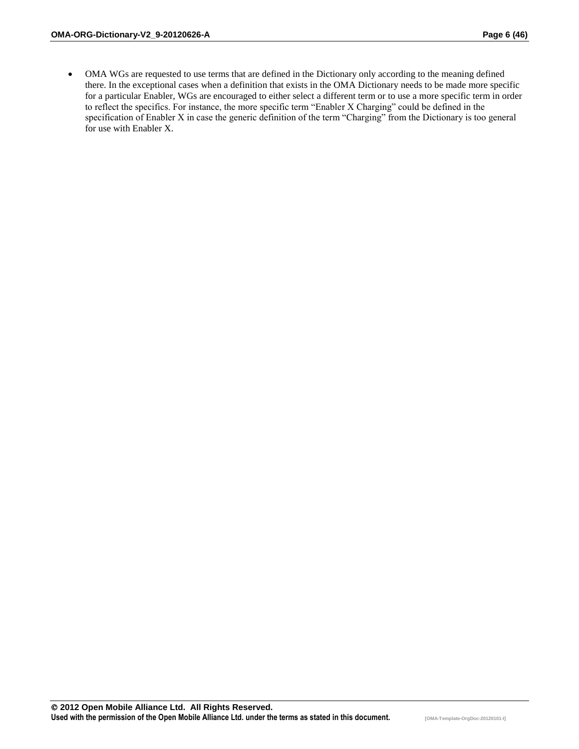- OMA WGs are requested to use terms that are defined in the Dictionary only according to the meaning defined there. In the exceptional cases when a definition that exists in the OMA Dictionary needs to be made more specific for a particular Enabler, WGs are encouraged to either select a different term or to use a more specific term in order to reflect the specifics. For instance, the more specific term "Enabler X Charging" could be defined in the specification of Enabler X in case the generic definition of the term "Charging" from the Dictionary is too general for use with Enabler X.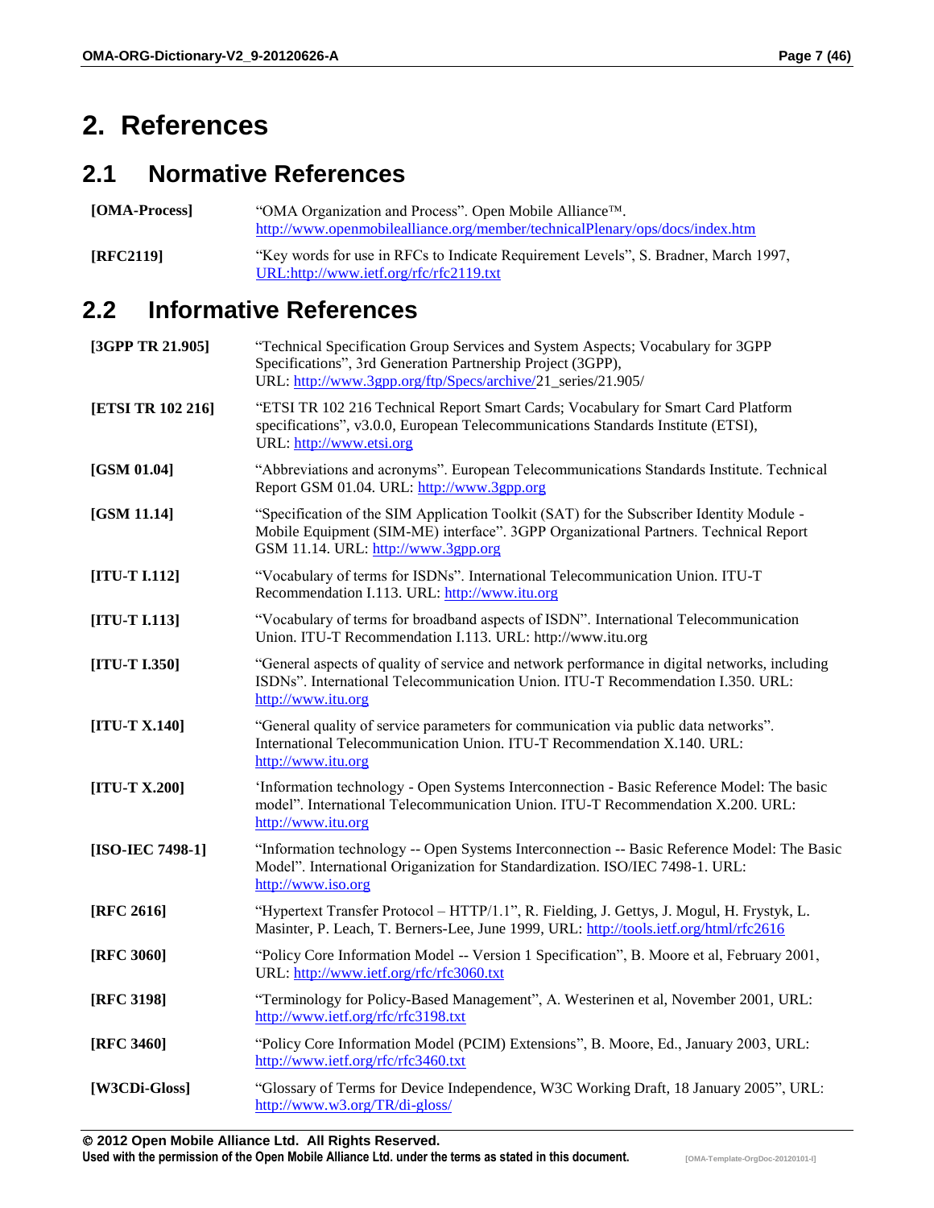# 2. References

## 2.1 Normative References

| | |
|---|---|
| **[OMA-Process]** | "OMA Organization and Process". Open Mobile Alliance™. http://www.openmobilealliance.org/member/technicalPlenary/ops/docs/index.htm |
| **[RFC2119]** | "Key words for use in RFCs to Indicate Requirement Levels", S. Bradner, March 1997, URL:http://www.ietf.org/rfc/rfc2119.txt |

## 2.2 Informative References

| | |
|---|---|
| **[3GPP TR 21.905]** | "Technical Specification Group Services and System Aspects; Vocabulary for 3GPP Specifications", 3rd Generation Partnership Project (3GPP), URL: http://www.3gpp.org/ftp/Specs/archive/21_series/21.905/ |
| **[ETSI TR 102 216]** | "ETSI TR 102 216 Technical Report Smart Cards; Vocabulary for Smart Card Platform specifications", v3.0.0, European Telecommunications Standards Institute (ETSI), URL: http://www.etsi.org |
| **[GSM 01.04]** | "Abbreviations and acronyms". European Telecommunications Standards Institute. Technical Report GSM 01.04. URL: http://www.3gpp.org |
| **[GSM 11.14]** | "Specification of the SIM Application Toolkit (SAT) for the Subscriber Identity Module - Mobile Equipment (SIM-ME) interface". 3GPP Organizational Partners. Technical Report GSM 11.14. URL: http://www.3gpp.org |
| **[ITU-T I.112]** | "Vocabulary of terms for ISDNs". International Telecommunication Union. ITU-T Recommendation I.113. URL: http://www.itu.org |
| **[ITU-T I.113]** | "Vocabulary of terms for broadband aspects of ISDN". International Telecommunication Union. ITU-T Recommendation I.113. URL: http://www.itu.org |
| **[ITU-T I.350]** | "General aspects of quality of service and network performance in digital networks, including ISDNs". International Telecommunication Union. ITU-T Recommendation I.350. URL: http://www.itu.org |
| **[ITU-T X.140]** | "General quality of service parameters for communication via public data networks". International Telecommunication Union. ITU-T Recommendation X.140. URL: http://www.itu.org |
| **[ITU-T X.200]** | 'Information technology - Open Systems Interconnection - Basic Reference Model: The basic model". International Telecommunication Union. ITU-T Recommendation X.200. URL: http://www.itu.org |
| **[ISO-IEC 7498-1]** | "Information technology -- Open Systems Interconnection -- Basic Reference Model: The Basic Model". International Origanization for Standardization. ISO/IEC 7498-1. URL: http://www.iso.org |
| **[RFC 2616]** | "Hypertext Transfer Protocol – HTTP/1.1", R. Fielding, J. Gettys, J. Mogul, H. Frystyk, L. Masinter, P. Leach, T. Berners-Lee, June 1999, URL: http://tools.ietf.org/html/rfc2616 |
| **[RFC 3060]** | "Policy Core Information Model -- Version 1 Specification", B. Moore et al, February 2001, URL: http://www.ietf.org/rfc/rfc3060.txt |
| **[RFC 3198]** | "Terminology for Policy-Based Management", A. Westerinen et al, November 2001, URL: http://www.ietf.org/rfc/rfc3198.txt |
| **[RFC 3460]** | "Policy Core Information Model (PCIM) Extensions", B. Moore, Ed., January 2003, URL: http://www.ietf.org/rfc/rfc3460.txt |
| **[W3CDi-Gloss]** | "Glossary of Terms for Device Independence, W3C Working Draft, 18 January 2005", URL: http://www.w3.org/TR/di-gloss/ |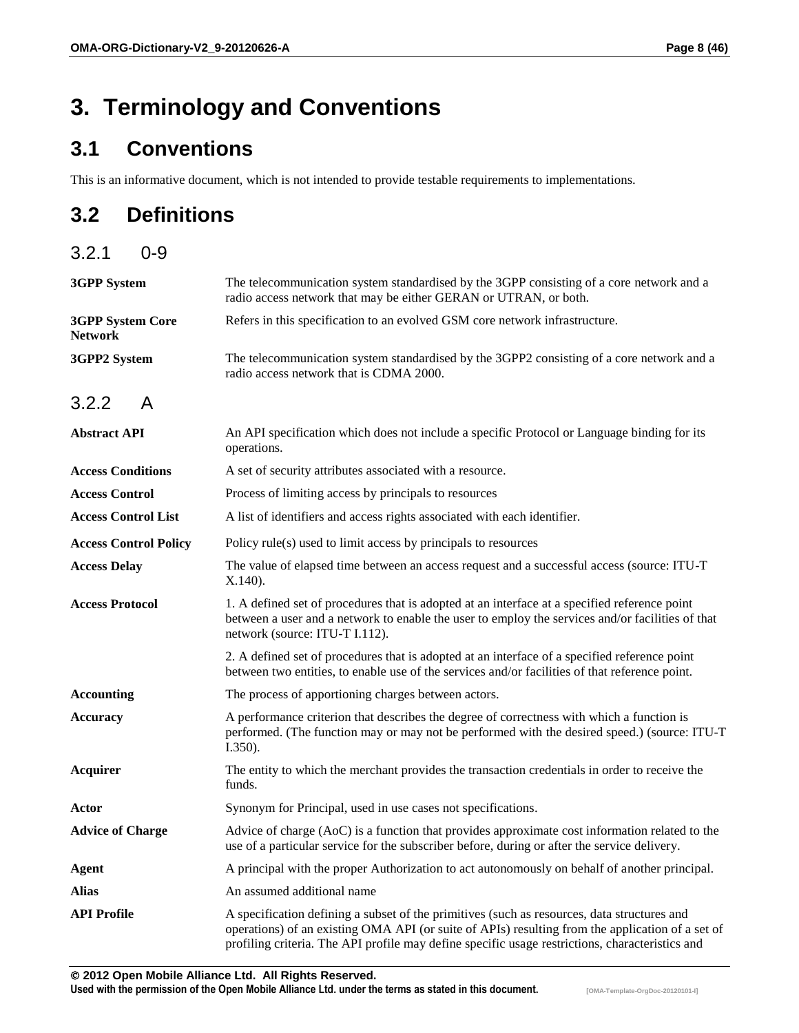# 3. Terminology and Conventions

## 3.1 Conventions

This is an informative document, which is not intended to provide testable requirements to implementations.

## 3.2 Definitions

### 3.2.1 0-9

| | |
|---|---|
| **3GPP System** | The telecommunication system standardised by the 3GPP consisting of a core network and a radio access network that may be either GERAN or UTRAN, or both. |
| **3GPP System Core Network** | Refers in this specification to an evolved GSM core network infrastructure. |
| **3GPP2 System** | The telecommunication system standardised by the 3GPP2 consisting of a core network and a radio access network that is CDMA 2000. |

### 3.2.2 A

| | |
|---|---|
| **Abstract API** | An API specification which does not include a specific Protocol or Language binding for its operations. |
| **Access Conditions** | A set of security attributes associated with a resource. |
| **Access Control** | Process of limiting access by principals to resources |
| **Access Control List** | A list of identifiers and access rights associated with each identifier. |
| **Access Control Policy** | Policy rule(s) used to limit access by principals to resources |
| **Access Delay** | The value of elapsed time between an access request and a successful access (source: ITU-T X.140). |
| **Access Protocol** | 1. A defined set of procedures that is adopted at an interface at a specified reference point between a user and a network to enable the user to employ the services and/or facilities of that network (source: ITU-T I.112). |
| | 2. A defined set of procedures that is adopted at an interface of a specified reference point between two entities, to enable use of the services and/or facilities of that reference point. |
| **Accounting** | The process of apportioning charges between actors. |
| **Accuracy** | A performance criterion that describes the degree of correctness with which a function is performed. (The function may or may not be performed with the desired speed.) (source: ITU-T I.350). |
| **Acquirer** | The entity to which the merchant provides the transaction credentials in order to receive the funds. |
| **Actor** | Synonym for Principal, used in use cases not specifications. |
| **Advice of Charge** | Advice of charge (AoC) is a function that provides approximate cost information related to the use of a particular service for the subscriber before, during or after the service delivery. |
| **Agent** | A principal with the proper Authorization to act autonomously on behalf of another principal. |
| **Alias** | An assumed additional name |
| **API Profile** | A specification defining a subset of the primitives (such as resources, data structures and operations) of an existing OMA API (or suite of APIs) resulting from the application of a set of profiling criteria. The API profile may define specific usage restrictions, characteristics and |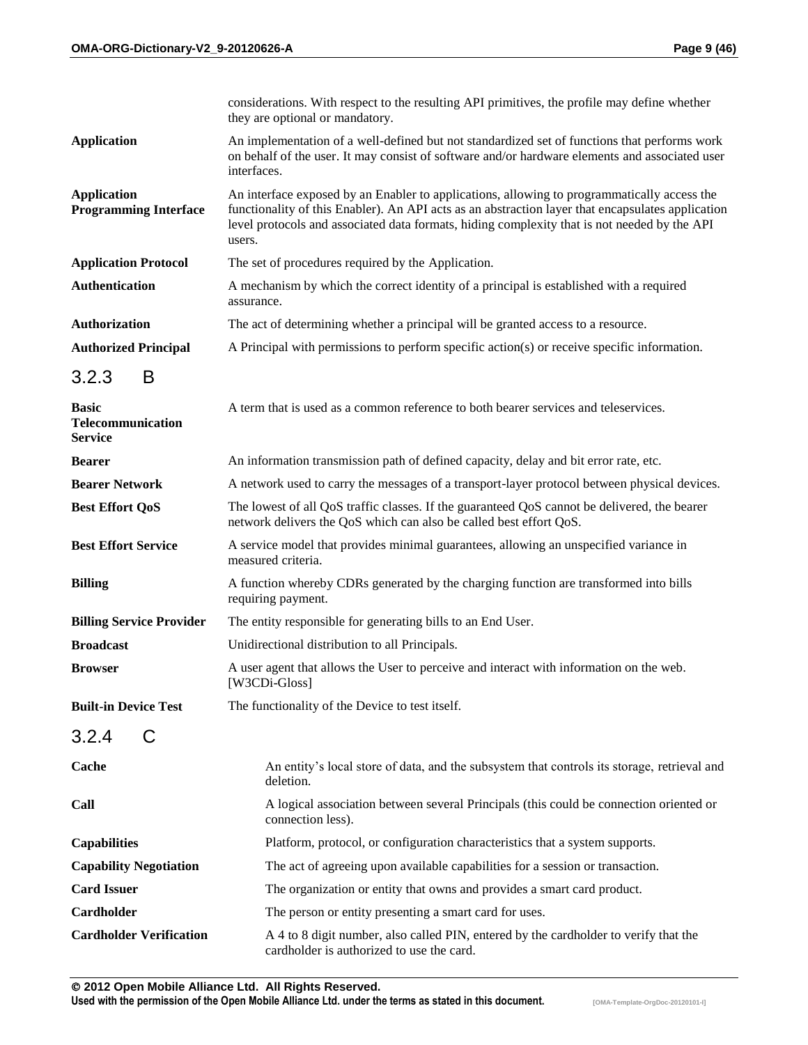| | |
|---|---|
| | considerations. With respect to the resulting API primitives, the profile may define whether they are optional or mandatory. |
| **Application** | An implementation of a well-defined but not standardized set of functions that performs work on behalf of the user. It may consist of software and/or hardware elements and associated user interfaces. |
| **Application Programming Interface** | An interface exposed by an Enabler to applications, allowing to programmatically access the functionality of this Enabler). An API acts as an abstraction layer that encapsulates application level protocols and associated data formats, hiding complexity that is not needed by the API users. |
| **Application Protocol** | The set of procedures required by the Application. |
| **Authentication** | A mechanism by which the correct identity of a principal is established with a required assurance. |
| **Authorization** | The act of determining whether a principal will be granted access to a resource. |
| **Authorized Principal** | A Principal with permissions to perform specific action(s) or receive specific information. |

### 3.2.3 B

| | |
|---|---|
| **Basic Telecommunication Service** | A term that is used as a common reference to both bearer services and teleservices. |
| **Bearer** | An information transmission path of defined capacity, delay and bit error rate, etc. |
| **Bearer Network** | A network used to carry the messages of a transport-layer protocol between physical devices. |
| **Best Effort QoS** | The lowest of all QoS traffic classes. If the guaranteed QoS cannot be delivered, the bearer network delivers the QoS which can also be called best effort QoS. |
| **Best Effort Service** | A service model that provides minimal guarantees, allowing an unspecified variance in measured criteria. |
| **Billing** | A function whereby CDRs generated by the charging function are transformed into bills requiring payment. |
| **Billing Service Provider** | The entity responsible for generating bills to an End User. |
| **Broadcast** | Unidirectional distribution to all Principals. |
| **Browser** | A user agent that allows the User to perceive and interact with information on the web. [W3CDi-Gloss] |
| **Built-in Device Test** | The functionality of the Device to test itself. |

### 3.2.4 C

| | |
|---|---|
| **Cache** | An entity's local store of data, and the subsystem that controls its storage, retrieval and deletion. |
| **Call** | A logical association between several Principals (this could be connection oriented or connection less). |
| **Capabilities** | Platform, protocol, or configuration characteristics that a system supports. |
| **Capability Negotiation** | The act of agreeing upon available capabilities for a session or transaction. |
| **Card Issuer** | The organization or entity that owns and provides a smart card product. |
| **Cardholder** | The person or entity presenting a smart card for uses. |
| **Cardholder Verification** | A 4 to 8 digit number, also called PIN, entered by the cardholder to verify that the cardholder is authorized to use the card. |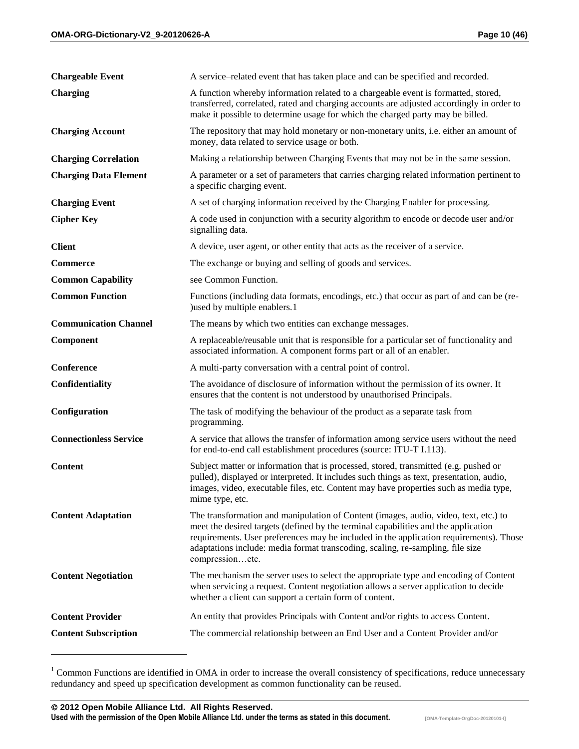| | |
|---|---|
| **Chargeable Event** | A service–related event that has taken place and can be specified and recorded. |
| **Charging** | A function whereby information related to a chargeable event is formatted, stored, transferred, correlated, rated and charging accounts are adjusted accordingly in order to make it possible to determine usage for which the charged party may be billed. |
| **Charging Account** | The repository that may hold monetary or non-monetary units, i.e. either an amount of money, data related to service usage or both. |
| **Charging Correlation** | Making a relationship between Charging Events that may not be in the same session. |
| **Charging Data Element** | A parameter or a set of parameters that carries charging related information pertinent to a specific charging event. |
| **Charging Event** | A set of charging information received by the Charging Enabler for processing. |
| **Cipher Key** | A code used in conjunction with a security algorithm to encode or decode user and/or signalling data. |
| **Client** | A device, user agent, or other entity that acts as the receiver of a service. |
| **Commerce** | The exchange or buying and selling of goods and services. |
| **Common Capability** | see Common Function. |
| **Common Function** | Functions (including data formats, encodings, etc.) that occur as part of and can be (re-)used by multiple enablers.[1] |
| **Communication Channel** | The means by which two entities can exchange messages. |
| **Component** | A replaceable/reusable unit that is responsible for a particular set of functionality and associated information. A component forms part or all of an enabler. |
| **Conference** | A multi-party conversation with a central point of control. |
| **Confidentiality** | The avoidance of disclosure of information without the permission of its owner. It ensures that the content is not understood by unauthorised Principals. |
| **Configuration** | The task of modifying the behaviour of the product as a separate task from programming. |
| **Connectionless Service** | A service that allows the transfer of information among service users without the need for end-to-end call establishment procedures (source: ITU-T I.113). |
| **Content** | Subject matter or information that is processed, stored, transmitted (e.g. pushed or pulled), displayed or interpreted. It includes such things as text, presentation, audio, images, video, executable files, etc. Content may have properties such as media type, mime type, etc. |
| **Content Adaptation** | The transformation and manipulation of Content (images, audio, video, text, etc.) to meet the desired targets (defined by the terminal capabilities and the application requirements. User preferences may be included in the application requirements). Those adaptations include: media format transcoding, scaling, re-sampling, file size compression…etc. |
| **Content Negotiation** | The mechanism the server uses to select the appropriate type and encoding of Content when servicing a request. Content negotiation allows a server application to decide whether a client can support a certain form of content. |
| **Content Provider** | An entity that provides Principals with Content and/or rights to access Content. |
| **Content Subscription** | The commercial relationship between an End User and a Content Provider and/or |

[1] Common Functions are identified in OMA in order to increase the overall consistency of specifications, reduce unnecessary redundancy and speed up specification development as common functionality can be reused.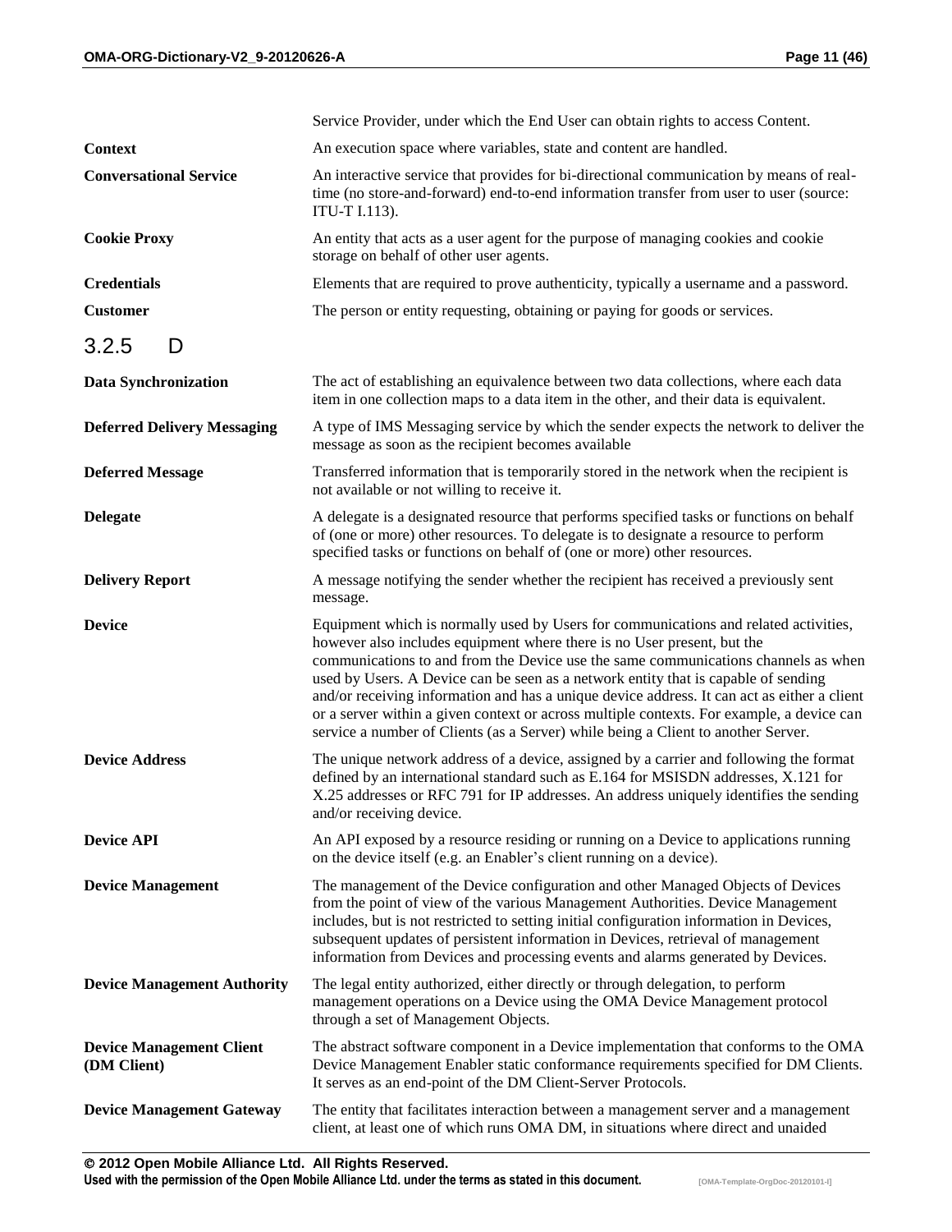| | |
|---|---|
| | Service Provider, under which the End User can obtain rights to access Content. |
| **Context** | An execution space where variables, state and content are handled. |
| **Conversational Service** | An interactive service that provides for bi-directional communication by means of real-time (no store-and-forward) end-to-end information transfer from user to user (source: ITU-T I.113). |
| **Cookie Proxy** | An entity that acts as a user agent for the purpose of managing cookies and cookie storage on behalf of other user agents. |
| **Credentials** | Elements that are required to prove authenticity, typically a username and a password. |
| **Customer** | The person or entity requesting, obtaining or paying for goods or services. |

### 3.2.5 D

| | |
|---|---|
| **Data Synchronization** | The act of establishing an equivalence between two data collections, where each data item in one collection maps to a data item in the other, and their data is equivalent. |
| **Deferred Delivery Messaging** | A type of IMS Messaging service by which the sender expects the network to deliver the message as soon as the recipient becomes available |
| **Deferred Message** | Transferred information that is temporarily stored in the network when the recipient is not available or not willing to receive it. |
| **Delegate** | A delegate is a designated resource that performs specified tasks or functions on behalf of (one or more) other resources. To delegate is to designate a resource to perform specified tasks or functions on behalf of (one or more) other resources. |
| **Delivery Report** | A message notifying the sender whether the recipient has received a previously sent message. |
| **Device** | Equipment which is normally used by Users for communications and related activities, however also includes equipment where there is no User present, but the communications to and from the Device use the same communications channels as when used by Users. A Device can be seen as a network entity that is capable of sending and/or receiving information and has a unique device address. It can act as either a client or a server within a given context or across multiple contexts. For example, a device can service a number of Clients (as a Server) while being a Client to another Server. |
| **Device Address** | The unique network address of a device, assigned by a carrier and following the format defined by an international standard such as E.164 for MSISDN addresses, X.121 for X.25 addresses or RFC 791 for IP addresses. An address uniquely identifies the sending and/or receiving device. |
| **Device API** | An API exposed by a resource residing or running on a Device to applications running on the device itself (e.g. an Enabler's client running on a device). |
| **Device Management** | The management of the Device configuration and other Managed Objects of Devices from the point of view of the various Management Authorities. Device Management includes, but is not restricted to setting initial configuration information in Devices, subsequent updates of persistent information in Devices, retrieval of management information from Devices and processing events and alarms generated by Devices. |
| **Device Management Authority** | The legal entity authorized, either directly or through delegation, to perform management operations on a Device using the OMA Device Management protocol through a set of Management Objects. |
| **Device Management Client (DM Client)** | The abstract software component in a Device implementation that conforms to the OMA Device Management Enabler static conformance requirements specified for DM Clients. It serves as an end-point of the DM Client-Server Protocols. |
| **Device Management Gateway** | The entity that facilitates interaction between a management server and a management client, at least one of which runs OMA DM, in situations where direct and unaided |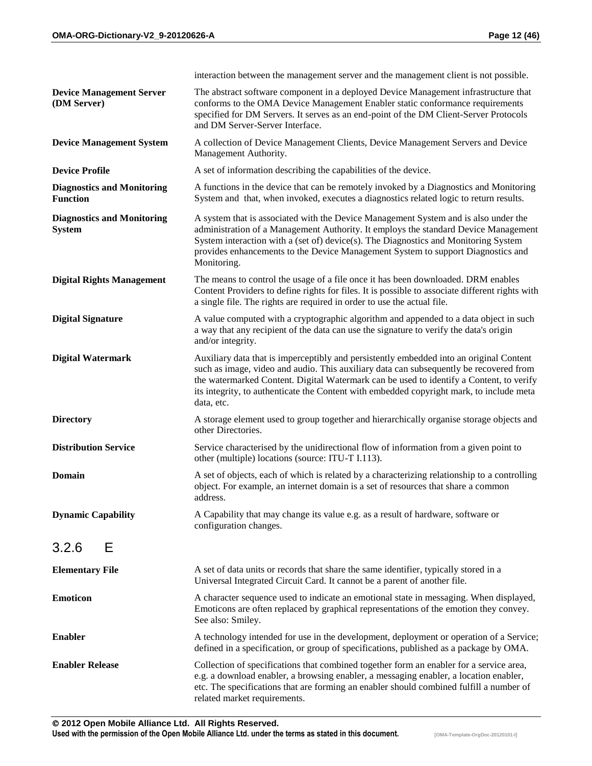| | |
|---|---|
| | interaction between the management server and the management client is not possible. |
| **Device Management Server (DM Server)** | The abstract software component in a deployed Device Management infrastructure that conforms to the OMA Device Management Enabler static conformance requirements specified for DM Servers. It serves as an end-point of the DM Client-Server Protocols and DM Server-Server Interface. |
| **Device Management System** | A collection of Device Management Clients, Device Management Servers and Device Management Authority. |
| **Device Profile** | A set of information describing the capabilities of the device. |
| **Diagnostics and Monitoring Function** | A functions in the device that can be remotely invoked by a Diagnostics and Monitoring System and that, when invoked, executes a diagnostics related logic to return results. |
| **Diagnostics and Monitoring System** | A system that is associated with the Device Management System and is also under the administration of a Management Authority. It employs the standard Device Management System interaction with a (set of) device(s). The Diagnostics and Monitoring System provides enhancements to the Device Management System to support Diagnostics and Monitoring. |
| **Digital Rights Management** | The means to control the usage of a file once it has been downloaded. DRM enables Content Providers to define rights for files. It is possible to associate different rights with a single file. The rights are required in order to use the actual file. |
| **Digital Signature** | A value computed with a cryptographic algorithm and appended to a data object in such a way that any recipient of the data can use the signature to verify the data's origin and/or integrity. |
| **Digital Watermark** | Auxiliary data that is imperceptibly and persistently embedded into an original Content such as image, video and audio. This auxiliary data can subsequently be recovered from the watermarked Content. Digital Watermark can be used to identify a Content, to verify its integrity, to authenticate the Content with embedded copyright mark, to include meta data, etc. |
| **Directory** | A storage element used to group together and hierarchically organise storage objects and other Directories. |
| **Distribution Service** | Service characterised by the unidirectional flow of information from a given point to other (multiple) locations (source: ITU-T I.113). |
| **Domain** | A set of objects, each of which is related by a characterizing relationship to a controlling object. For example, an internet domain is a set of resources that share a common address. |
| **Dynamic Capability** | A Capability that may change its value e.g. as a result of hardware, software or configuration changes. |

### 3.2.6 E

| | |
|---|---|
| **Elementary File** | A set of data units or records that share the same identifier, typically stored in a Universal Integrated Circuit Card. It cannot be a parent of another file. |
| **Emoticon** | A character sequence used to indicate an emotional state in messaging. When displayed, Emoticons are often replaced by graphical representations of the emotion they convey. See also: Smiley. |
| **Enabler** | A technology intended for use in the development, deployment or operation of a Service; defined in a specification, or group of specifications, published as a package by OMA. |
| **Enabler Release** | Collection of specifications that combined together form an enabler for a service area, e.g. a download enabler, a browsing enabler, a messaging enabler, a location enabler, etc. The specifications that are forming an enabler should combined fulfill a number of related market requirements. |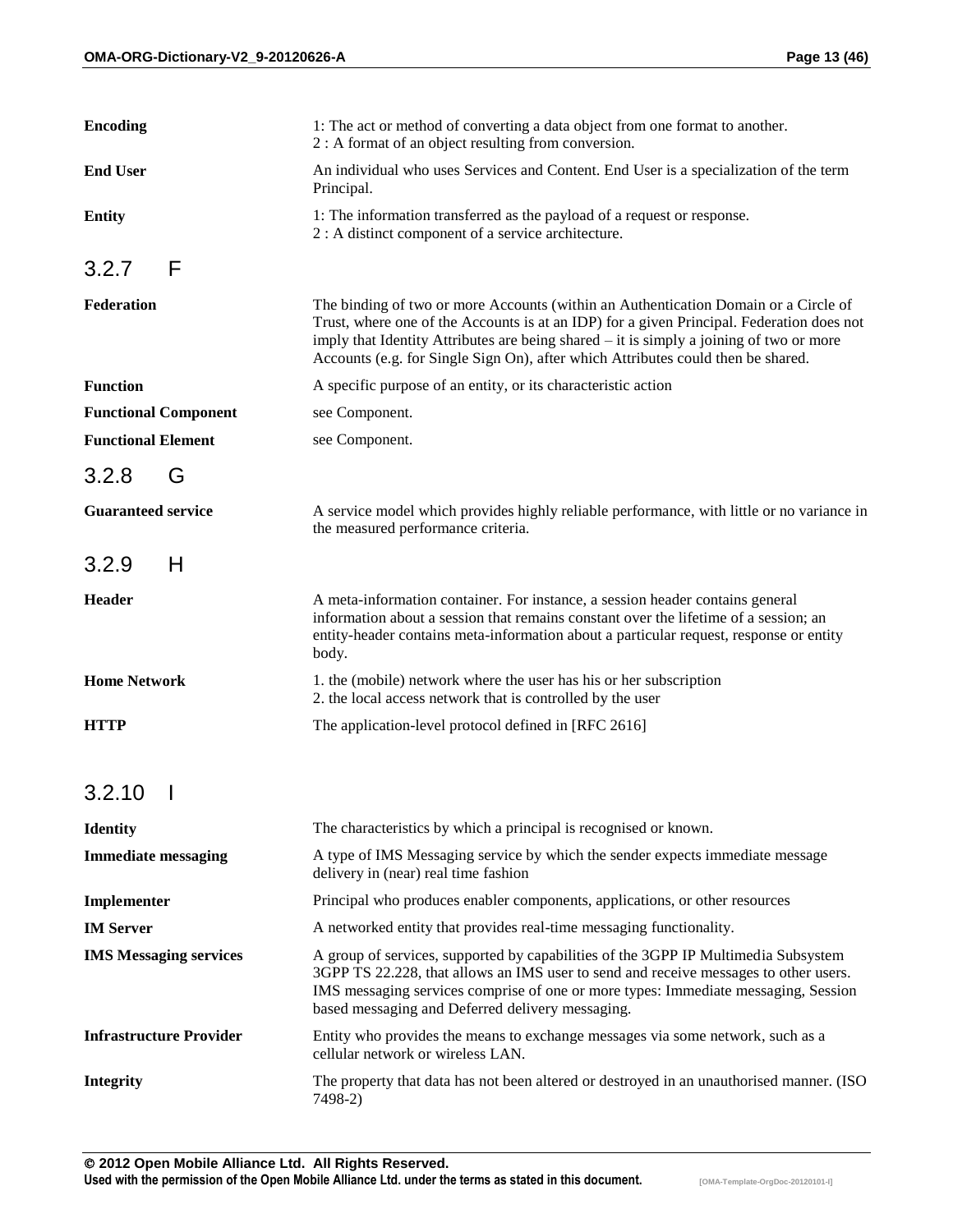| | |
|---|---|
| **Encoding** | 1: The act or method of converting a data object from one format to another.<br>2 : A format of an object resulting from conversion. |
| **End User** | An individual who uses Services and Content. End User is a specialization of the term Principal. |
| **Entity** | 1: The information transferred as the payload of a request or response.<br>2 : A distinct component of a service architecture. |

### 3.2.7 F

| | |
|---|---|
| **Federation** | The binding of two or more Accounts (within an Authentication Domain or a Circle of Trust, where one of the Accounts is at an IDP) for a given Principal. Federation does not imply that Identity Attributes are being shared – it is simply a joining of two or more Accounts (e.g. for Single Sign On), after which Attributes could then be shared. |
| **Function** | A specific purpose of an entity, or its characteristic action |
| **Functional Component** | see Component. |
| **Functional Element** | see Component. |

### 3.2.8 G

| | |
|---|---|
| **Guaranteed service** | A service model which provides highly reliable performance, with little or no variance in the measured performance criteria. |

### 3.2.9 H

| | |
|---|---|
| **Header** | A meta-information container. For instance, a session header contains general information about a session that remains constant over the lifetime of a session; an entity-header contains meta-information about a particular request, response or entity body. |
| **Home Network** | 1. the (mobile) network where the user has his or her subscription<br>2. the local access network that is controlled by the user |
| **HTTP** | The application-level protocol defined in [RFC 2616] |

### 3.2.10 I

| | |
|---|---|
| **Identity** | The characteristics by which a principal is recognised or known. |
| **Immediate messaging** | A type of IMS Messaging service by which the sender expects immediate message delivery in (near) real time fashion |
| **Implementer** | Principal who produces enabler components, applications, or other resources |
| **IM Server** | A networked entity that provides real-time messaging functionality. |
| **IMS Messaging services** | A group of services, supported by capabilities of the 3GPP IP Multimedia Subsystem 3GPP TS 22.228, that allows an IMS user to send and receive messages to other users. IMS messaging services comprise of one or more types: Immediate messaging, Session based messaging and Deferred delivery messaging. |
| **Infrastructure Provider** | Entity who provides the means to exchange messages via some network, such as a cellular network or wireless LAN. |
| **Integrity** | The property that data has not been altered or destroyed in an unauthorised manner. (ISO 7498-2) |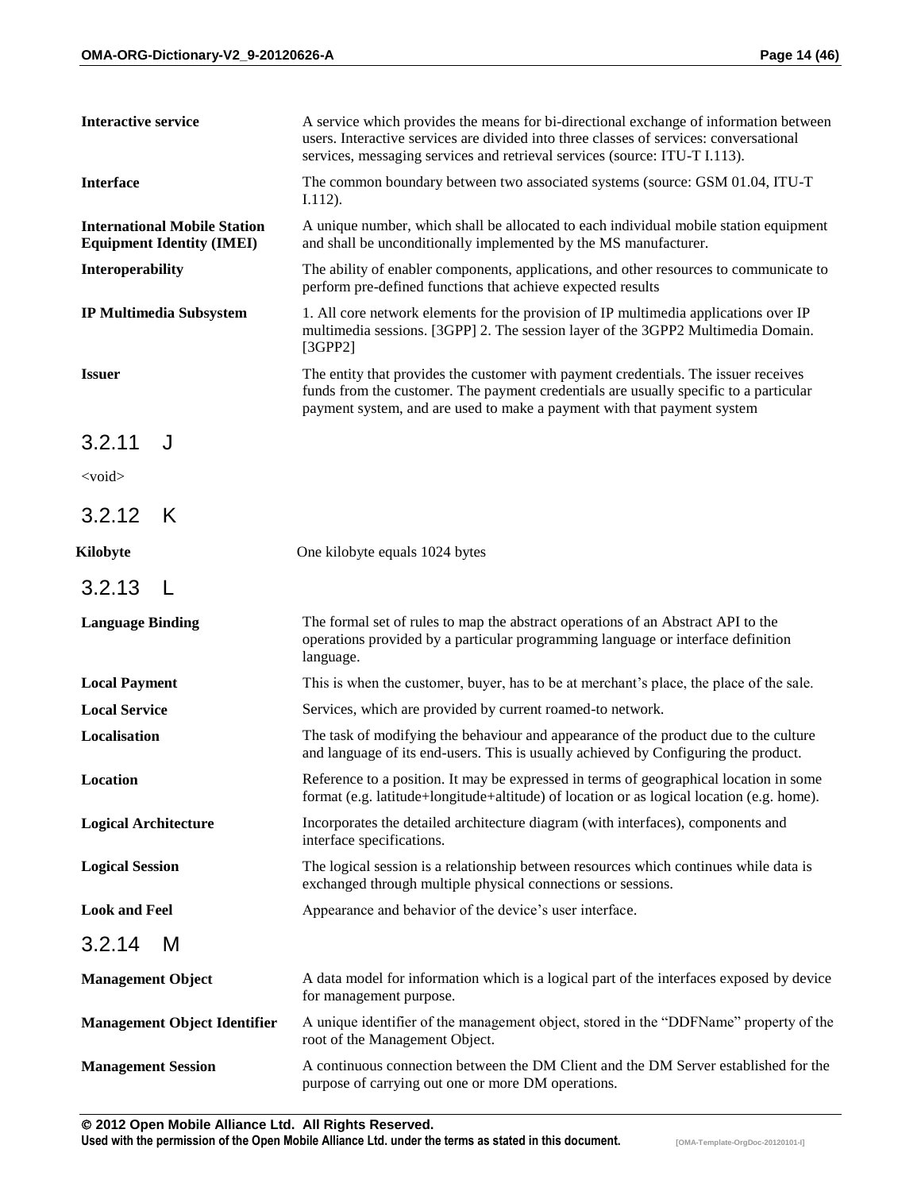| | |
|---|---|
| **Interactive service** | A service which provides the means for bi-directional exchange of information between users. Interactive services are divided into three classes of services: conversational services, messaging services and retrieval services (source: ITU-T I.113). |
| **Interface** | The common boundary between two associated systems (source: GSM 01.04, ITU-T I.112). |
| **International Mobile Station Equipment Identity (IMEI)** | A unique number, which shall be allocated to each individual mobile station equipment and shall be unconditionally implemented by the MS manufacturer. |
| **Interoperability** | The ability of enabler components, applications, and other resources to communicate to perform pre-defined functions that achieve expected results |
| **IP Multimedia Subsystem** | 1. All core network elements for the provision of IP multimedia applications over IP multimedia sessions. [3GPP] 2. The session layer of the 3GPP2 Multimedia Domain. [3GPP2] |
| **Issuer** | The entity that provides the customer with payment credentials. The issuer receives funds from the customer. The payment credentials are usually specific to a particular payment system, and are used to make a payment with that payment system |

## 3.2.11 J

<void>

## 3.2.12 K

| | |
|---|---|
| **Kilobyte** | One kilobyte equals 1024 bytes |

## 3.2.13 L

| | |
|---|---|
| **Language Binding** | The formal set of rules to map the abstract operations of an Abstract API to the operations provided by a particular programming language or interface definition language. |
| **Local Payment** | This is when the customer, buyer, has to be at merchant's place, the place of the sale. |
| **Local Service** | Services, which are provided by current roamed-to network. |
| **Localisation** | The task of modifying the behaviour and appearance of the product due to the culture and language of its end-users. This is usually achieved by Configuring the product. |
| **Location** | Reference to a position. It may be expressed in terms of geographical location in some format (e.g. latitude+longitude+altitude) of location or as logical location (e.g. home). |
| **Logical Architecture** | Incorporates the detailed architecture diagram (with interfaces), components and interface specifications. |
| **Logical Session** | The logical session is a relationship between resources which continues while data is exchanged through multiple physical connections or sessions. |
| **Look and Feel** | Appearance and behavior of the device's user interface. |

## 3.2.14 M

| | |
|---|---|
| **Management Object** | A data model for information which is a logical part of the interfaces exposed by device for management purpose. |
| **Management Object Identifier** | A unique identifier of the management object, stored in the "DDFName" property of the root of the Management Object. |
| **Management Session** | A continuous connection between the DM Client and the DM Server established for the purpose of carrying out one or more DM operations. |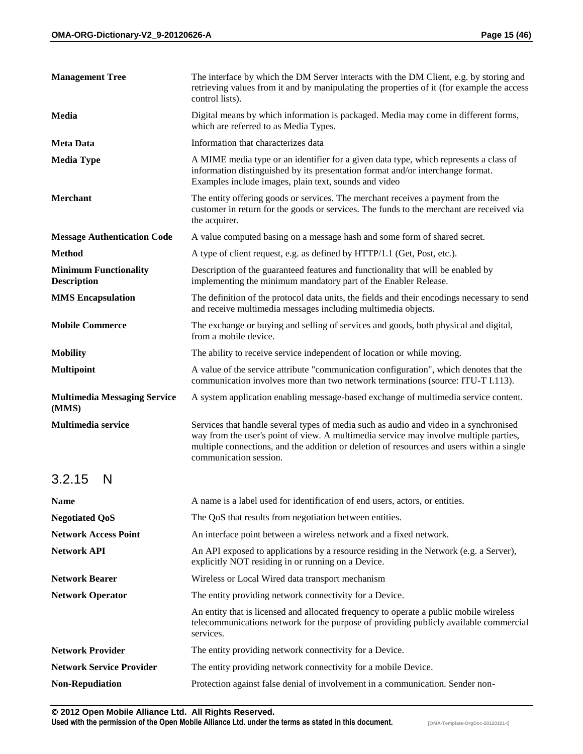| | |
|---|---|
| **Management Tree** | The interface by which the DM Server interacts with the DM Client, e.g. by storing and retrieving values from it and by manipulating the properties of it (for example the access control lists). |
| **Media** | Digital means by which information is packaged. Media may come in different forms, which are referred to as Media Types. |
| **Meta Data** | Information that characterizes data |
| **Media Type** | A MIME media type or an identifier for a given data type, which represents a class of information distinguished by its presentation format and/or interchange format. Examples include images, plain text, sounds and video |
| **Merchant** | The entity offering goods or services. The merchant receives a payment from the customer in return for the goods or services. The funds to the merchant are received via the acquirer. |
| **Message Authentication Code** | A value computed basing on a message hash and some form of shared secret. |
| **Method** | A type of client request, e.g. as defined by HTTP/1.1 (Get, Post, etc.). |
| **Minimum Functionality Description** | Description of the guaranteed features and functionality that will be enabled by implementing the minimum mandatory part of the Enabler Release. |
| **MMS Encapsulation** | The definition of the protocol data units, the fields and their encodings necessary to send and receive multimedia messages including multimedia objects. |
| **Mobile Commerce** | The exchange or buying and selling of services and goods, both physical and digital, from a mobile device. |
| **Mobility** | The ability to receive service independent of location or while moving. |
| **Multipoint** | A value of the service attribute "communication configuration", which denotes that the communication involves more than two network terminations (source: ITU-T I.113). |
| **Multimedia Messaging Service (MMS)** | A system application enabling message-based exchange of multimedia service content. |
| **Multimedia service** | Services that handle several types of media such as audio and video in a synchronised way from the user's point of view. A multimedia service may involve multiple parties, multiple connections, and the addition or deletion of resources and users within a single communication session. |

### 3.2.15 N

| | |
|---|---|
| **Name** | A name is a label used for identification of end users, actors, or entities. |
| **Negotiated QoS** | The QoS that results from negotiation between entities. |
| **Network Access Point** | An interface point between a wireless network and a fixed network. |
| **Network API** | An API exposed to applications by a resource residing in the Network (e.g. a Server), explicitly NOT residing in or running on a Device. |
| **Network Bearer** | Wireless or Local Wired data transport mechanism |
| **Network Operator** | The entity providing network connectivity for a Device. |
| | An entity that is licensed and allocated frequency to operate a public mobile wireless telecommunications network for the purpose of providing publicly available commercial services. |
| **Network Provider** | The entity providing network connectivity for a Device. |
| **Network Service Provider** | The entity providing network connectivity for a mobile Device. |
| **Non-Repudiation** | Protection against false denial of involvement in a communication. Sender non- |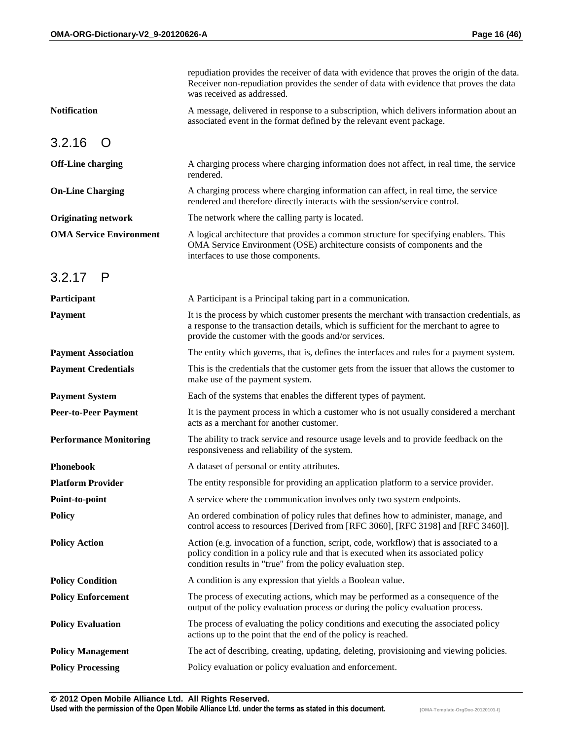| | |
|---|---|
| | repudiation provides the receiver of data with evidence that proves the origin of the data. Receiver non-repudiation provides the sender of data with evidence that proves the data was received as addressed. |
| **Notification** | A message, delivered in response to a subscription, which delivers information about an associated event in the format defined by the relevant event package. |

### 3.2.16 O

| | |
|---|---|
| **Off-Line charging** | A charging process where charging information does not affect, in real time, the service rendered. |
| **On-Line Charging** | A charging process where charging information can affect, in real time, the service rendered and therefore directly interacts with the session/service control. |
| **Originating network** | The network where the calling party is located. |
| **OMA Service Environment** | A logical architecture that provides a common structure for specifying enablers. This OMA Service Environment (OSE) architecture consists of components and the interfaces to use those components. |

### 3.2.17 P

| | |
|---|---|
| **Participant** | A Participant is a Principal taking part in a communication. |
| **Payment** | It is the process by which customer presents the merchant with transaction credentials, as a response to the transaction details, which is sufficient for the merchant to agree to provide the customer with the goods and/or services. |
| **Payment Association** | The entity which governs, that is, defines the interfaces and rules for a payment system. |
| **Payment Credentials** | This is the credentials that the customer gets from the issuer that allows the customer to make use of the payment system. |
| **Payment System** | Each of the systems that enables the different types of payment. |
| **Peer-to-Peer Payment** | It is the payment process in which a customer who is not usually considered a merchant acts as a merchant for another customer. |
| **Performance Monitoring** | The ability to track service and resource usage levels and to provide feedback on the responsiveness and reliability of the system. |
| **Phonebook** | A dataset of personal or entity attributes. |
| **Platform Provider** | The entity responsible for providing an application platform to a service provider. |
| **Point-to-point** | A service where the communication involves only two system endpoints. |
| **Policy** | An ordered combination of policy rules that defines how to administer, manage, and control access to resources [Derived from [RFC 3060], [RFC 3198] and [RFC 3460]]. |
| **Policy Action** | Action (e.g. invocation of a function, script, code, workflow) that is associated to a policy condition in a policy rule and that is executed when its associated policy condition results in "true" from the policy evaluation step. |
| **Policy Condition** | A condition is any expression that yields a Boolean value. |
| **Policy Enforcement** | The process of executing actions, which may be performed as a consequence of the output of the policy evaluation process or during the policy evaluation process. |
| **Policy Evaluation** | The process of evaluating the policy conditions and executing the associated policy actions up to the point that the end of the policy is reached. |
| **Policy Management** | The act of describing, creating, updating, deleting, provisioning and viewing policies. |
| **Policy Processing** | Policy evaluation or policy evaluation and enforcement. |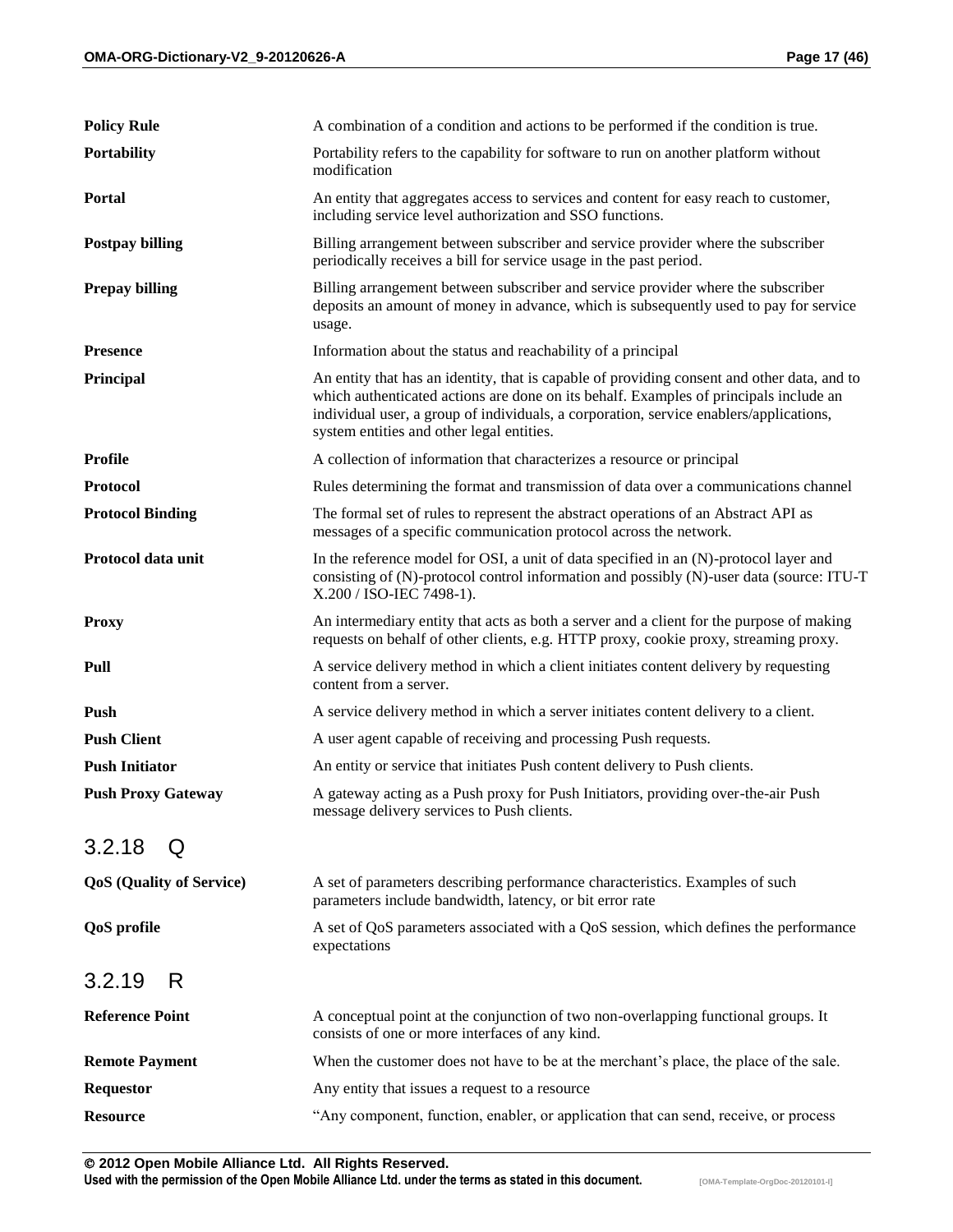| | |
|---|---|
| **Policy Rule** | A combination of a condition and actions to be performed if the condition is true. |
| **Portability** | Portability refers to the capability for software to run on another platform without modification |
| **Portal** | An entity that aggregates access to services and content for easy reach to customer, including service level authorization and SSO functions. |
| **Postpay billing** | Billing arrangement between subscriber and service provider where the subscriber periodically receives a bill for service usage in the past period. |
| **Prepay billing** | Billing arrangement between subscriber and service provider where the subscriber deposits an amount of money in advance, which is subsequently used to pay for service usage. |
| **Presence** | Information about the status and reachability of a principal |
| **Principal** | An entity that has an identity, that is capable of providing consent and other data, and to which authenticated actions are done on its behalf. Examples of principals include an individual user, a group of individuals, a corporation, service enablers/applications, system entities and other legal entities. |
| **Profile** | A collection of information that characterizes a resource or principal |
| **Protocol** | Rules determining the format and transmission of data over a communications channel |
| **Protocol Binding** | The formal set of rules to represent the abstract operations of an Abstract API as messages of a specific communication protocol across the network. |
| **Protocol data unit** | In the reference model for OSI, a unit of data specified in an (N)-protocol layer and consisting of (N)-protocol control information and possibly (N)-user data (source: ITU-T X.200 / ISO-IEC 7498-1). |
| **Proxy** | An intermediary entity that acts as both a server and a client for the purpose of making requests on behalf of other clients, e.g. HTTP proxy, cookie proxy, streaming proxy. |
| **Pull** | A service delivery method in which a client initiates content delivery by requesting content from a server. |
| **Push** | A service delivery method in which a server initiates content delivery to a client. |
| **Push Client** | A user agent capable of receiving and processing Push requests. |
| **Push Initiator** | An entity or service that initiates Push content delivery to Push clients. |
| **Push Proxy Gateway** | A gateway acting as a Push proxy for Push Initiators, providing over-the-air Push message delivery services to Push clients. |

### 3.2.18 Q

| | |
|---|---|
| **QoS (Quality of Service)** | A set of parameters describing performance characteristics. Examples of such parameters include bandwidth, latency, or bit error rate |
| **QoS profile** | A set of QoS parameters associated with a QoS session, which defines the performance expectations |

### 3.2.19 R

| | |
|---|---|
| **Reference Point** | A conceptual point at the conjunction of two non-overlapping functional groups. It consists of one or more interfaces of any kind. |
| **Remote Payment** | When the customer does not have to be at the merchant's place, the place of the sale. |
| **Requestor** | Any entity that issues a request to a resource |
| **Resource** | "Any component, function, enabler, or application that can send, receive, or process |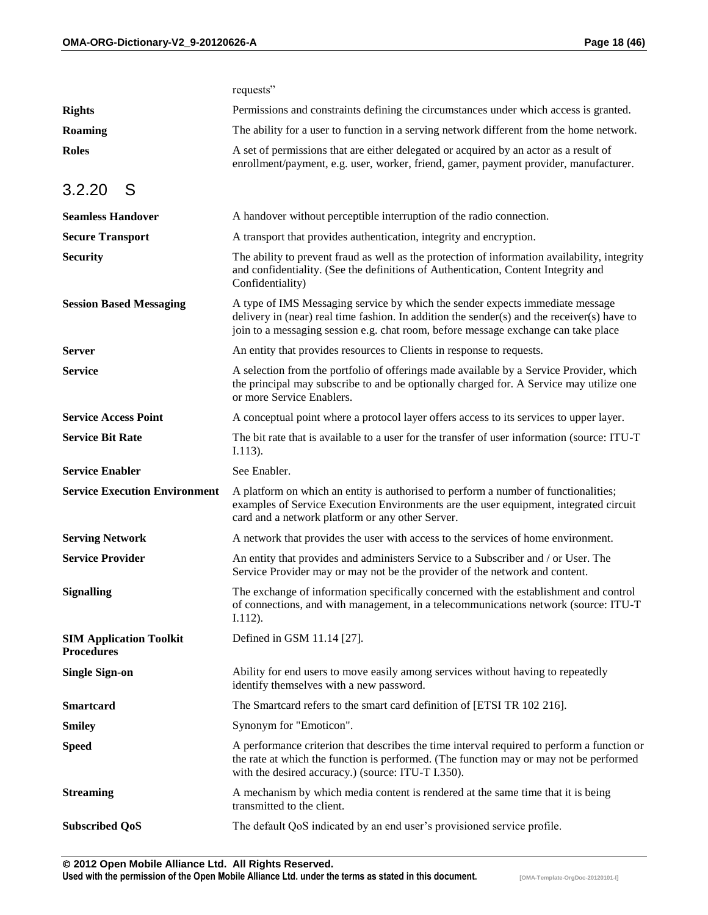| | |
|---|---|
| | requests" |
| **Rights** | Permissions and constraints defining the circumstances under which access is granted. |
| **Roaming** | The ability for a user to function in a serving network different from the home network. |
| **Roles** | A set of permissions that are either delegated or acquired by an actor as a result of enrollment/payment, e.g. user, worker, friend, gamer, payment provider, manufacturer. |

### 3.2.20 S

| | |
|---|---|
| **Seamless Handover** | A handover without perceptible interruption of the radio connection. |
| **Secure Transport** | A transport that provides authentication, integrity and encryption. |
| **Security** | The ability to prevent fraud as well as the protection of information availability, integrity and confidentiality. (See the definitions of Authentication, Content Integrity and Confidentiality) |
| **Session Based Messaging** | A type of IMS Messaging service by which the sender expects immediate message delivery in (near) real time fashion. In addition the sender(s) and the receiver(s) have to join to a messaging session e.g. chat room, before message exchange can take place |
| **Server** | An entity that provides resources to Clients in response to requests. |
| **Service** | A selection from the portfolio of offerings made available by a Service Provider, which the principal may subscribe to and be optionally charged for. A Service may utilize one or more Service Enablers. |
| **Service Access Point** | A conceptual point where a protocol layer offers access to its services to upper layer. |
| **Service Bit Rate** | The bit rate that is available to a user for the transfer of user information (source: ITU-T I.113). |
| **Service Enabler** | See Enabler. |
| **Service Execution Environment** | A platform on which an entity is authorised to perform a number of functionalities; examples of Service Execution Environments are the user equipment, integrated circuit card and a network platform or any other Server. |
| **Serving Network** | A network that provides the user with access to the services of home environment. |
| **Service Provider** | An entity that provides and administers Service to a Subscriber and / or User. The Service Provider may or may not be the provider of the network and content. |
| **Signalling** | The exchange of information specifically concerned with the establishment and control of connections, and with management, in a telecommunications network (source: ITU-T I.112). |
| **SIM Application Toolkit Procedures** | Defined in GSM 11.14 [27]. |
| **Single Sign-on** | Ability for end users to move easily among services without having to repeatedly identify themselves with a new password. |
| **Smartcard** | The Smartcard refers to the smart card definition of [ETSI TR 102 216]. |
| **Smiley** | Synonym for "Emoticon". |
| **Speed** | A performance criterion that describes the time interval required to perform a function or the rate at which the function is performed. (The function may or may not be performed with the desired accuracy.) (source: ITU-T I.350). |
| **Streaming** | A mechanism by which media content is rendered at the same time that it is being transmitted to the client. |
| **Subscribed QoS** | The default QoS indicated by an end user's provisioned service profile. |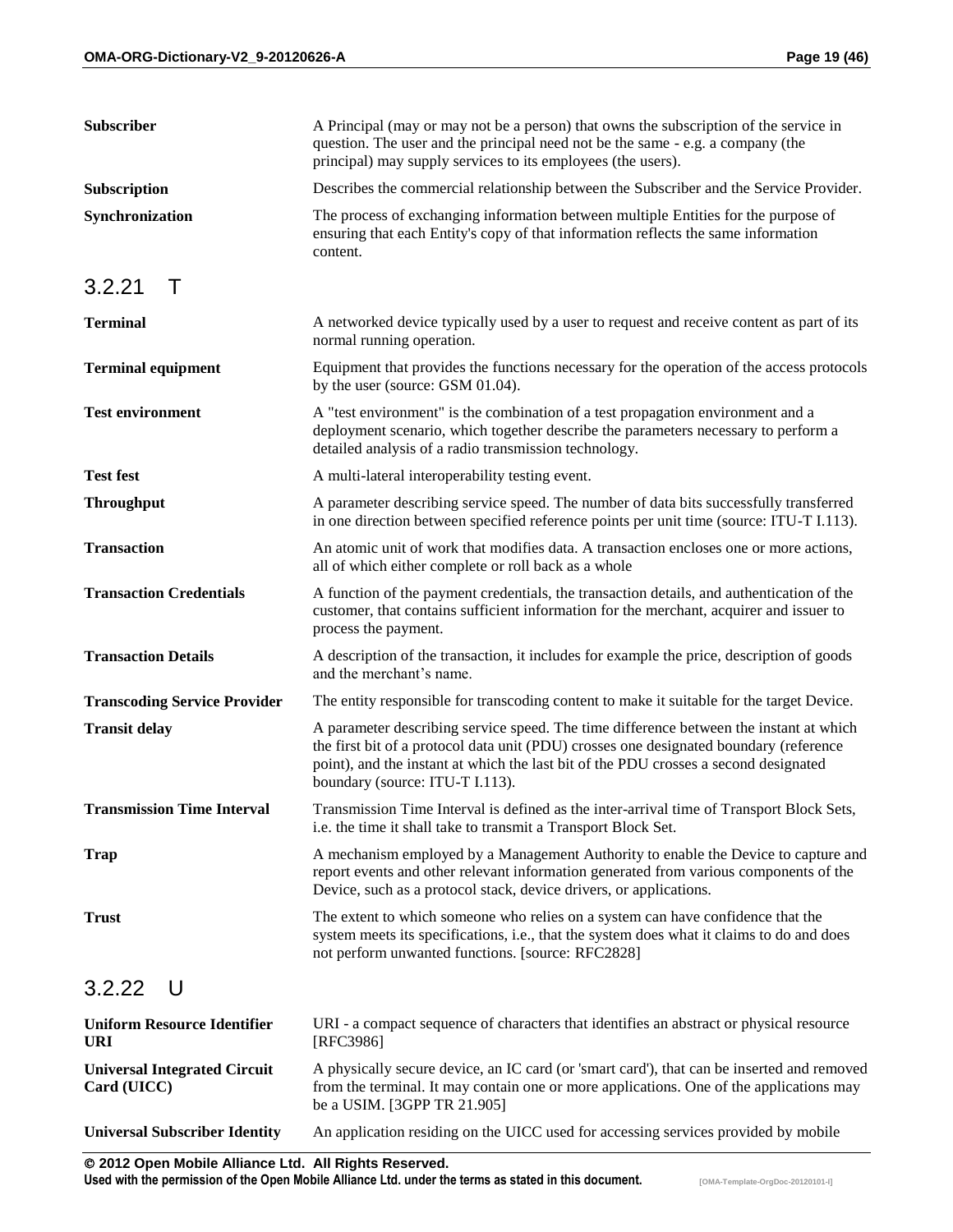| | |
|---|---|
| **Subscriber** | A Principal (may or may not be a person) that owns the subscription of the service in question. The user and the principal need not be the same - e.g. a company (the principal) may supply services to its employees (the users). |
| **Subscription** | Describes the commercial relationship between the Subscriber and the Service Provider. |
| **Synchronization** | The process of exchanging information between multiple Entities for the purpose of ensuring that each Entity's copy of that information reflects the same information content. |

### 3.2.21 T

| | |
|---|---|
| **Terminal** | A networked device typically used by a user to request and receive content as part of its normal running operation. |
| **Terminal equipment** | Equipment that provides the functions necessary for the operation of the access protocols by the user (source: GSM 01.04). |
| **Test environment** | A "test environment" is the combination of a test propagation environment and a deployment scenario, which together describe the parameters necessary to perform a detailed analysis of a radio transmission technology. |
| **Test fest** | A multi-lateral interoperability testing event. |
| **Throughput** | A parameter describing service speed. The number of data bits successfully transferred in one direction between specified reference points per unit time (source: ITU-T I.113). |
| **Transaction** | An atomic unit of work that modifies data. A transaction encloses one or more actions, all of which either complete or roll back as a whole |
| **Transaction Credentials** | A function of the payment credentials, the transaction details, and authentication of the customer, that contains sufficient information for the merchant, acquirer and issuer to process the payment. |
| **Transaction Details** | A description of the transaction, it includes for example the price, description of goods and the merchant's name. |
| **Transcoding Service Provider** | The entity responsible for transcoding content to make it suitable for the target Device. |
| **Transit delay** | A parameter describing service speed. The time difference between the instant at which the first bit of a protocol data unit (PDU) crosses one designated boundary (reference point), and the instant at which the last bit of the PDU crosses a second designated boundary (source: ITU-T I.113). |
| **Transmission Time Interval** | Transmission Time Interval is defined as the inter-arrival time of Transport Block Sets, i.e. the time it shall take to transmit a Transport Block Set. |
| **Trap** | A mechanism employed by a Management Authority to enable the Device to capture and report events and other relevant information generated from various components of the Device, such as a protocol stack, device drivers, or applications. |
| **Trust** | The extent to which someone who relies on a system can have confidence that the system meets its specifications, i.e., that the system does what it claims to do and does not perform unwanted functions. [source: RFC2828] |

### 3.2.22 U

| | |
|---|---|
| **Uniform Resource Identifier URI** | URI - a compact sequence of characters that identifies an abstract or physical resource [RFC3986] |
| **Universal Integrated Circuit Card (UICC)** | A physically secure device, an IC card (or 'smart card'), that can be inserted and removed from the terminal. It may contain one or more applications. One of the applications may be a USIM. [3GPP TR 21.905] |
| **Universal Subscriber Identity** | An application residing on the UICC used for accessing services provided by mobile |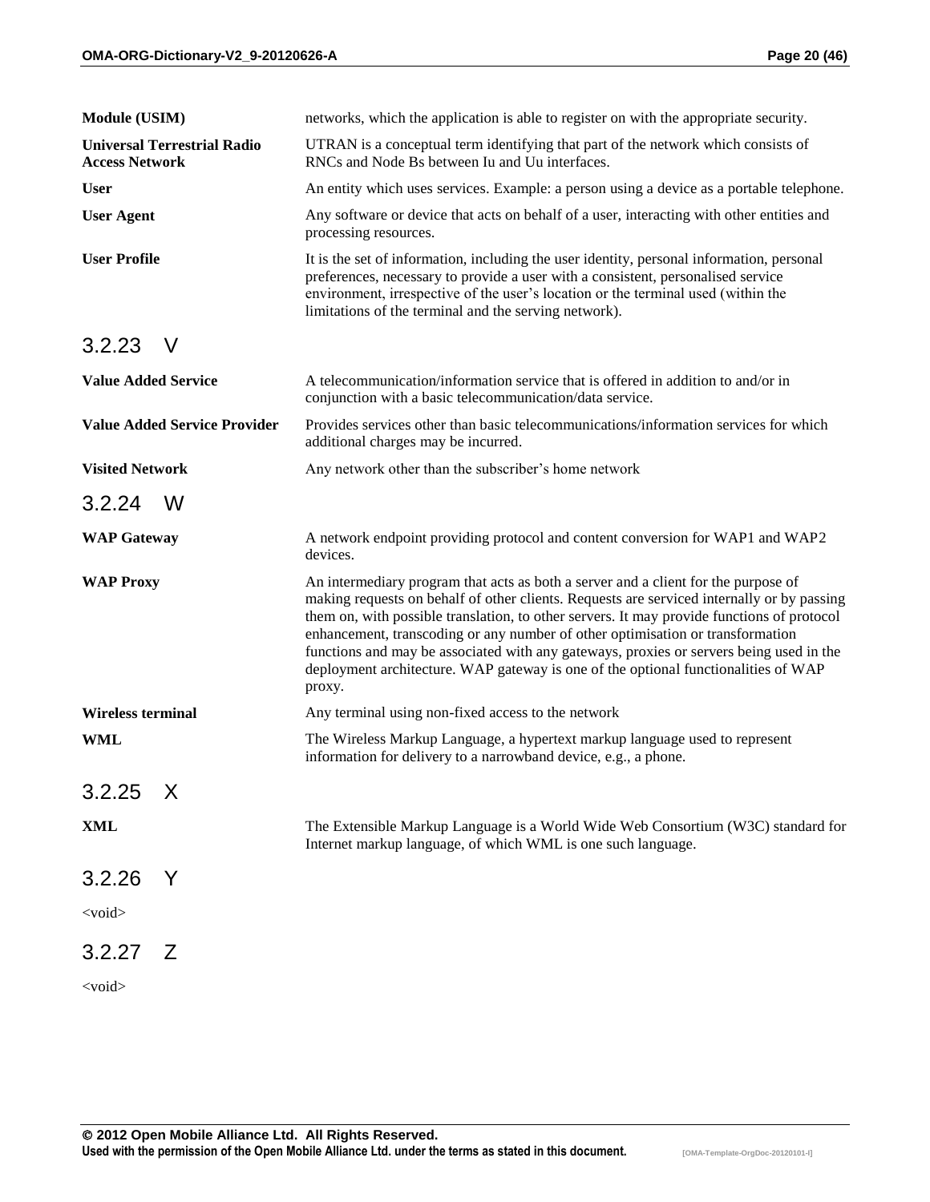| | |
|---|---|
| **Module (USIM)** | networks, which the application is able to register on with the appropriate security. |
| **Universal Terrestrial Radio Access Network** | UTRAN is a conceptual term identifying that part of the network which consists of RNCs and Node Bs between Iu and Uu interfaces. |
| **User** | An entity which uses services. Example: a person using a device as a portable telephone. |
| **User Agent** | Any software or device that acts on behalf of a user, interacting with other entities and processing resources. |
| **User Profile** | It is the set of information, including the user identity, personal information, personal preferences, necessary to provide a user with a consistent, personalised service environment, irrespective of the user's location or the terminal used (within the limitations of the terminal and the serving network). |

### 3.2.23 V

| | |
|---|---|
| **Value Added Service** | A telecommunication/information service that is offered in addition to and/or in conjunction with a basic telecommunication/data service. |
| **Value Added Service Provider** | Provides services other than basic telecommunications/information services for which additional charges may be incurred. |
| **Visited Network** | Any network other than the subscriber's home network |

### 3.2.24 W

| | |
|---|---|
| **WAP Gateway** | A network endpoint providing protocol and content conversion for WAP1 and WAP2 devices. |
| **WAP Proxy** | An intermediary program that acts as both a server and a client for the purpose of making requests on behalf of other clients. Requests are serviced internally or by passing them on, with possible translation, to other servers. It may provide functions of protocol enhancement, transcoding or any number of other optimisation or transformation functions and may be associated with any gateways, proxies or servers being used in the deployment architecture. WAP gateway is one of the optional functionalities of WAP proxy. |
| **Wireless terminal** | Any terminal using non-fixed access to the network |
| **WML** | The Wireless Markup Language, a hypertext markup language used to represent information for delivery to a narrowband device, e.g., a phone. |

### 3.2.25 X

| | |
|---|---|
| **XML** | The Extensible Markup Language is a World Wide Web Consortium (W3C) standard for Internet markup language, of which WML is one such language. |

### 3.2.26 Y

<void>

### 3.2.27 Z

<void>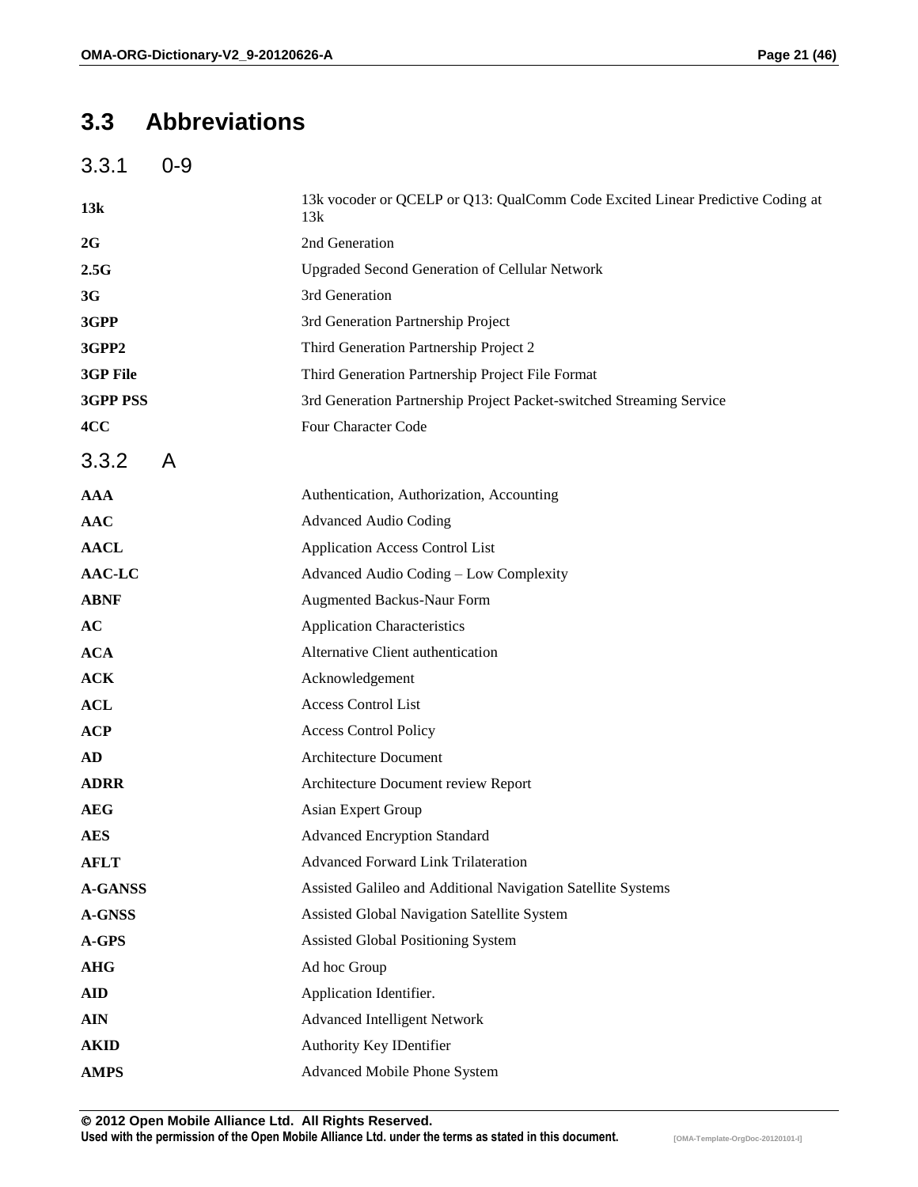## 3.3 Abbreviations

### 3.3.1 0-9

| | |
|---|---|
| **13k** | 13k vocoder or QCELP or Q13: QualComm Code Excited Linear Predictive Coding at 13k |
| **2G** | 2nd Generation |
| **2.5G** | Upgraded Second Generation of Cellular Network |
| **3G** | 3rd Generation |
| **3GPP** | 3rd Generation Partnership Project |
| **3GPP2** | Third Generation Partnership Project 2 |
| **3GP File** | Third Generation Partnership Project File Format |
| **3GPP PSS** | 3rd Generation Partnership Project Packet-switched Streaming Service |
| **4CC** | Four Character Code |

### 3.3.2 A

| | |
|---|---|
| **AAA** | Authentication, Authorization, Accounting |
| **AAC** | Advanced Audio Coding |
| **AACL** | Application Access Control List |
| **AAC-LC** | Advanced Audio Coding – Low Complexity |
| **ABNF** | Augmented Backus-Naur Form |
| **AC** | Application Characteristics |
| **ACA** | Alternative Client authentication |
| **ACK** | Acknowledgement |
| **ACL** | Access Control List |
| **ACP** | Access Control Policy |
| **AD** | Architecture Document |
| **ADRR** | Architecture Document review Report |
| **AEG** | Asian Expert Group |
| **AES** | Advanced Encryption Standard |
| **AFLT** | Advanced Forward Link Trilateration |
| **A-GANSS** | Assisted Galileo and Additional Navigation Satellite Systems |
| **A-GNSS** | Assisted Global Navigation Satellite System |
| **A-GPS** | Assisted Global Positioning System |
| **AHG** | Ad hoc Group |
| **AID** | Application Identifier. |
| **AIN** | Advanced Intelligent Network |
| **AKID** | Authority Key IDentifier |
| **AMPS** | Advanced Mobile Phone System |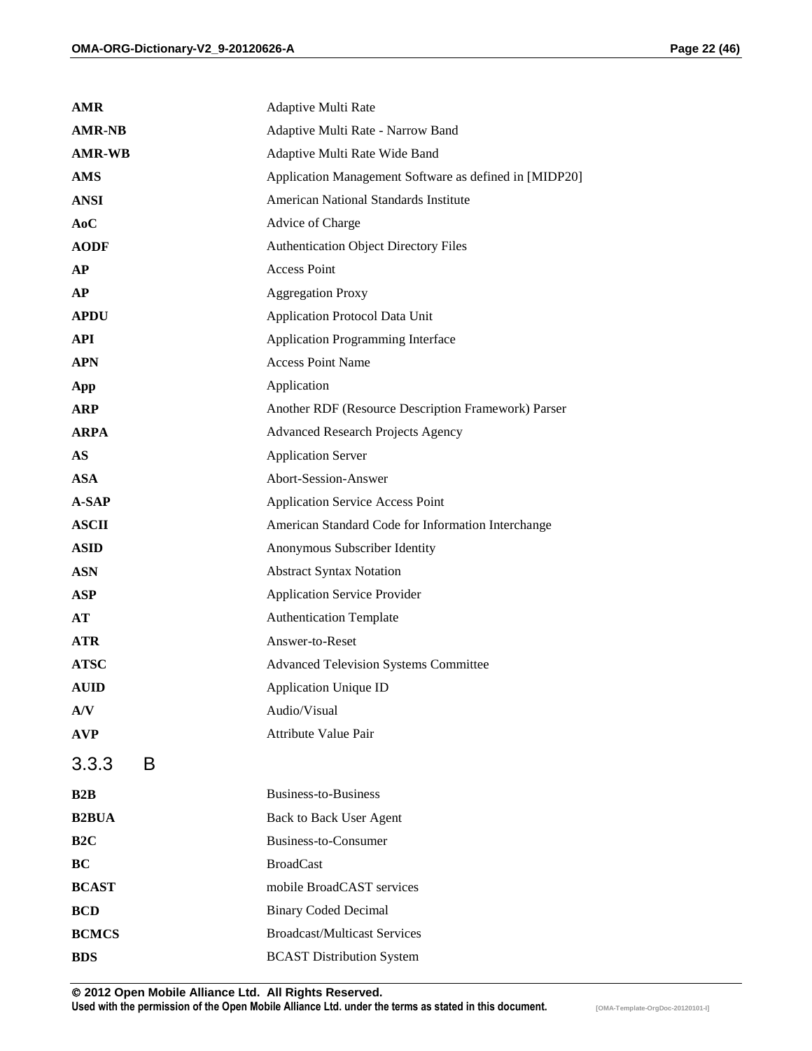| | |
|---|---|
| **AMR** | Adaptive Multi Rate |
| **AMR-NB** | Adaptive Multi Rate - Narrow Band |
| **AMR-WB** | Adaptive Multi Rate Wide Band |
| **AMS** | Application Management Software as defined in [MIDP20] |
| **ANSI** | American National Standards Institute |
| **AoC** | Advice of Charge |
| **AODF** | Authentication Object Directory Files |
| **AP** | Access Point |
| **AP** | Aggregation Proxy |
| **APDU** | Application Protocol Data Unit |
| **API** | Application Programming Interface |
| **APN** | Access Point Name |
| **App** | Application |
| **ARP** | Another RDF (Resource Description Framework) Parser |
| **ARPA** | Advanced Research Projects Agency |
| **AS** | Application Server |
| **ASA** | Abort-Session-Answer |
| **A-SAP** | Application Service Access Point |
| **ASCII** | American Standard Code for Information Interchange |
| **ASID** | Anonymous Subscriber Identity |
| **ASN** | Abstract Syntax Notation |
| **ASP** | Application Service Provider |
| **AT** | Authentication Template |
| **ATR** | Answer-to-Reset |
| **ATSC** | Advanced Television Systems Committee |
| **AUID** | Application Unique ID |
| **A/V** | Audio/Visual |
| **AVP** | Attribute Value Pair |

### 3.3.3 B

| | |
|---|---|
| **B2B** | Business-to-Business |
| **B2BUA** | Back to Back User Agent |
| **B2C** | Business-to-Consumer |
| **BC** | BroadCast |
| **BCAST** | mobile BroadCAST services |
| **BCD** | Binary Coded Decimal |
| **BCMCS** | Broadcast/Multicast Services |
| **BDS** | BCAST Distribution System |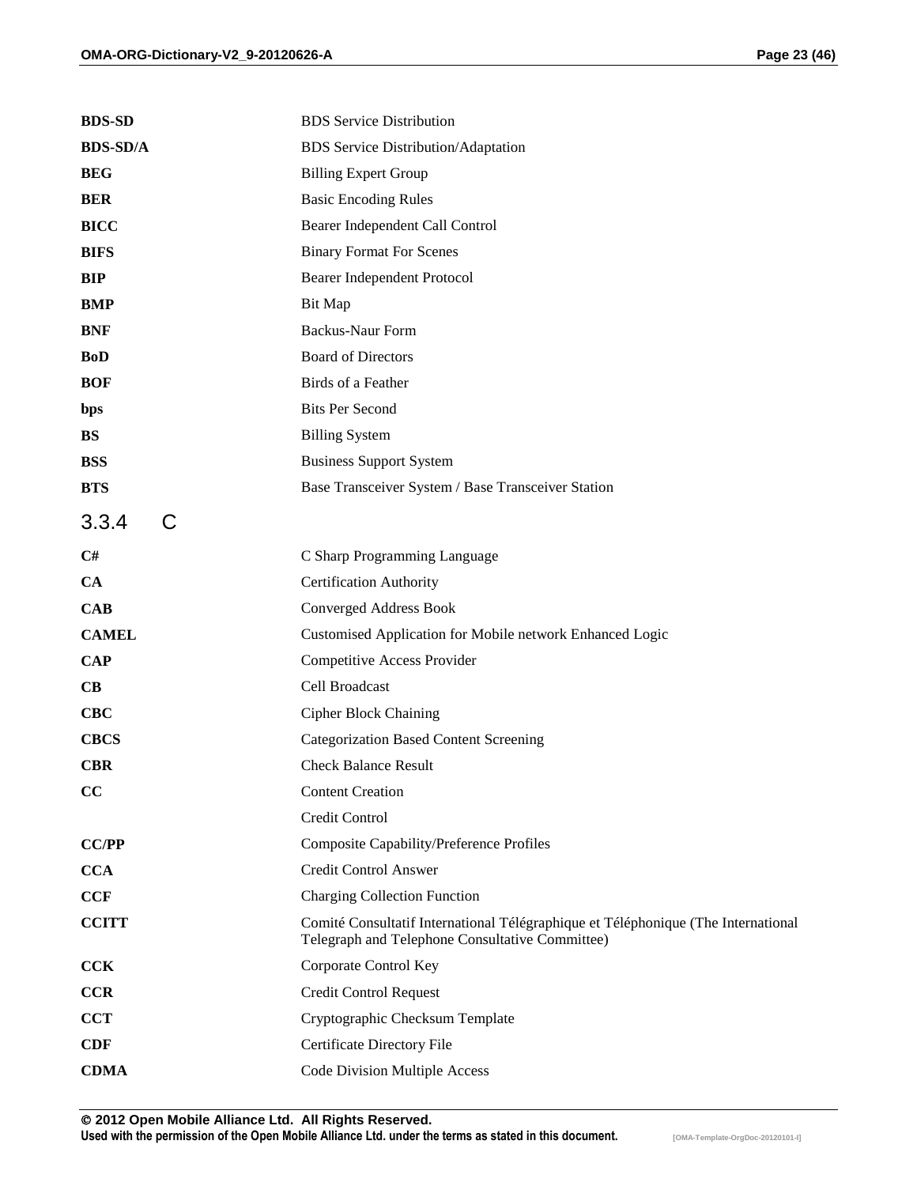| | |
|---|---|
| **BDS-SD** | BDS Service Distribution |
| **BDS-SD/A** | BDS Service Distribution/Adaptation |
| **BEG** | Billing Expert Group |
| **BER** | Basic Encoding Rules |
| **BICC** | Bearer Independent Call Control |
| **BIFS** | Binary Format For Scenes |
| **BIP** | Bearer Independent Protocol |
| **BMP** | Bit Map |
| **BNF** | Backus-Naur Form |
| **BoD** | Board of Directors |
| **BOF** | Birds of a Feather |
| **bps** | Bits Per Second |
| **BS** | Billing System |
| **BSS** | Business Support System |
| **BTS** | Base Transceiver System / Base Transceiver Station |

### 3.3.4 C

| | |
|---|---|
| **C#** | C Sharp Programming Language |
| **CA** | Certification Authority |
| **CAB** | Converged Address Book |
| **CAMEL** | Customised Application for Mobile network Enhanced Logic |
| **CAP** | Competitive Access Provider |
| **CB** | Cell Broadcast |
| **CBC** | Cipher Block Chaining |
| **CBCS** | Categorization Based Content Screening |
| **CBR** | Check Balance Result |
| **CC** | Content Creation |
| | Credit Control |
| **CC/PP** | Composite Capability/Preference Profiles |
| **CCA** | Credit Control Answer |
| **CCF** | Charging Collection Function |
| **CCITT** | Comité Consultatif International Télégraphique et Téléphonique (The International Telegraph and Telephone Consultative Committee) |
| **CCK** | Corporate Control Key |
| **CCR** | Credit Control Request |
| **CCT** | Cryptographic Checksum Template |
| **CDF** | Certificate Directory File |
| **CDMA** | Code Division Multiple Access |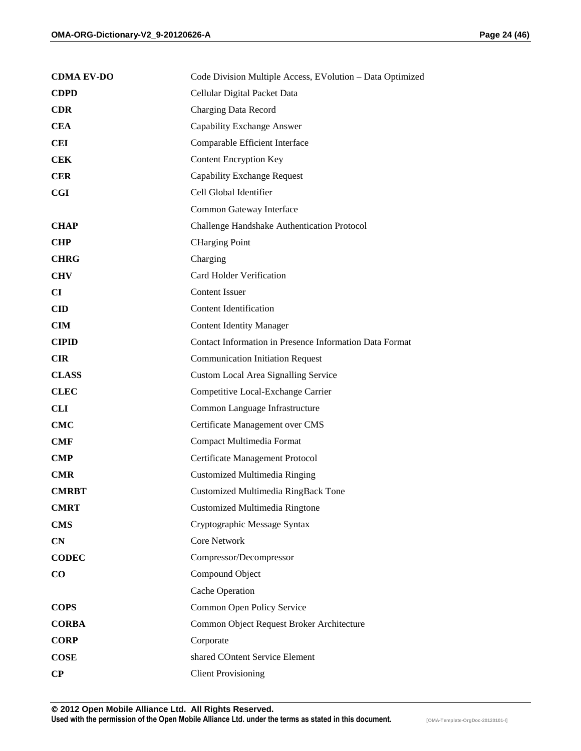| | |
|---|---|
| **CDMA EV-DO** | Code Division Multiple Access, EVolution – Data Optimized |
| **CDPD** | Cellular Digital Packet Data |
| **CDR** | Charging Data Record |
| **CEA** | Capability Exchange Answer |
| **CEI** | Comparable Efficient Interface |
| **CEK** | Content Encryption Key |
| **CER** | Capability Exchange Request |
| **CGI** | Cell Global Identifier |
| | Common Gateway Interface |
| **CHAP** | Challenge Handshake Authentication Protocol |
| **CHP** | CHarging Point |
| **CHRG** | Charging |
| **CHV** | Card Holder Verification |
| **CI** | Content Issuer |
| **CID** | Content Identification |
| **CIM** | Content Identity Manager |
| **CIPID** | Contact Information in Presence Information Data Format |
| **CIR** | Communication Initiation Request |
| **CLASS** | Custom Local Area Signalling Service |
| **CLEC** | Competitive Local-Exchange Carrier |
| **CLI** | Common Language Infrastructure |
| **CMC** | Certificate Management over CMS |
| **CMF** | Compact Multimedia Format |
| **CMP** | Certificate Management Protocol |
| **CMR** | Customized Multimedia Ringing |
| **CMRBT** | Customized Multimedia RingBack Tone |
| **CMRT** | Customized Multimedia Ringtone |
| **CMS** | Cryptographic Message Syntax |
| **CN** | Core Network |
| **CODEC** | Compressor/Decompressor |
| **CO** | Compound Object |
| | Cache Operation |
| **COPS** | Common Open Policy Service |
| **CORBA** | Common Object Request Broker Architecture |
| **CORP** | Corporate |
| **COSE** | shared COntent Service Element |
| **CP** | Client Provisioning |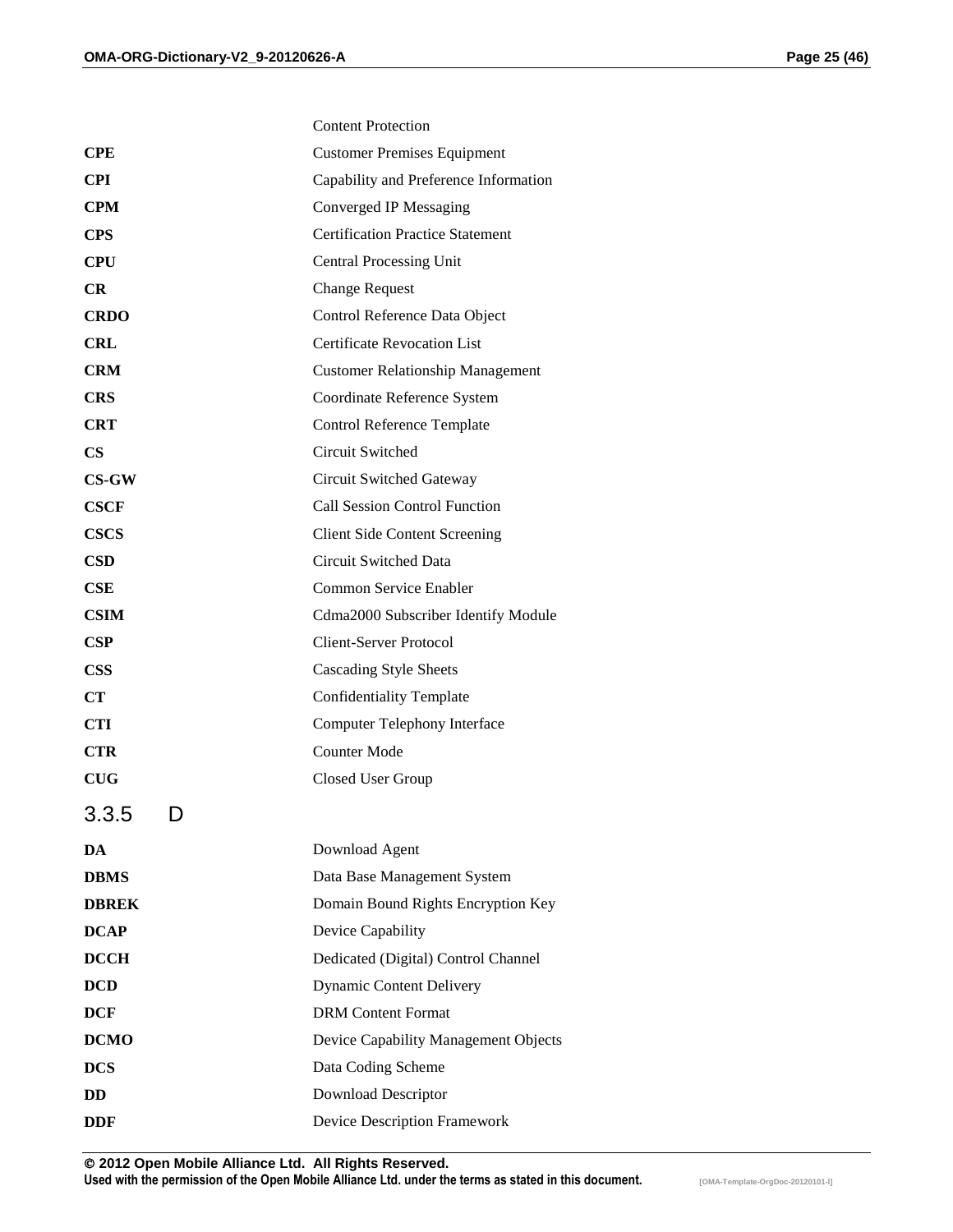| | |
|---|---|
| | Content Protection |
| **CPE** | Customer Premises Equipment |
| **CPI** | Capability and Preference Information |
| **CPM** | Converged IP Messaging |
| **CPS** | Certification Practice Statement |
| **CPU** | Central Processing Unit |
| **CR** | Change Request |
| **CRDO** | Control Reference Data Object |
| **CRL** | Certificate Revocation List |
| **CRM** | Customer Relationship Management |
| **CRS** | Coordinate Reference System |
| **CRT** | Control Reference Template |
| **CS** | Circuit Switched |
| **CS-GW** | Circuit Switched Gateway |
| **CSCF** | Call Session Control Function |
| **CSCS** | Client Side Content Screening |
| **CSD** | Circuit Switched Data |
| **CSE** | Common Service Enabler |
| **CSIM** | Cdma2000 Subscriber Identify Module |
| **CSP** | Client-Server Protocol |
| **CSS** | Cascading Style Sheets |
| **CT** | Confidentiality Template |
| **CTI** | Computer Telephony Interface |
| **CTR** | Counter Mode |
| **CUG** | Closed User Group |

### 3.3.5 D

| | |
|---|---|
| **DA** | Download Agent |
| **DBMS** | Data Base Management System |
| **DBREK** | Domain Bound Rights Encryption Key |
| **DCAP** | Device Capability |
| **DCCH** | Dedicated (Digital) Control Channel |
| **DCD** | Dynamic Content Delivery |
| **DCF** | DRM Content Format |
| **DCMO** | Device Capability Management Objects |
| **DCS** | Data Coding Scheme |
| **DD** | Download Descriptor |
| **DDF** | Device Description Framework |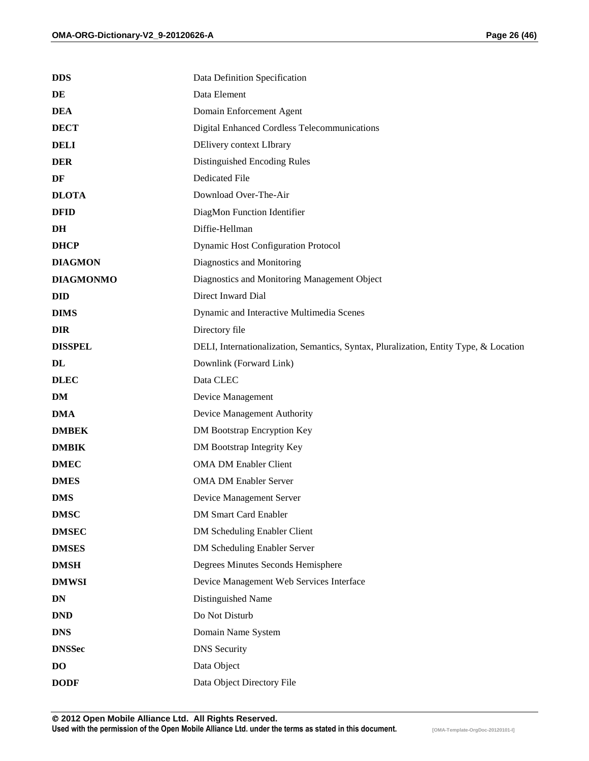| | |
|---|---|
| **DDS** | Data Definition Specification |
| **DE** | Data Element |
| **DEA** | Domain Enforcement Agent |
| **DECT** | Digital Enhanced Cordless Telecommunications |
| **DELI** | DElivery context LIbrary |
| **DER** | Distinguished Encoding Rules |
| **DF** | Dedicated File |
| **DLOTA** | Download Over-The-Air |
| **DFID** | DiagMon Function Identifier |
| **DH** | Diffie-Hellman |
| **DHCP** | Dynamic Host Configuration Protocol |
| **DIAGMON** | Diagnostics and Monitoring |
| **DIAGMONMO** | Diagnostics and Monitoring Management Object |
| **DID** | Direct Inward Dial |
| **DIMS** | Dynamic and Interactive Multimedia Scenes |
| **DIR** | Directory file |
| **DISSPEL** | DELI, Internationalization, Semantics, Syntax, Pluralization, Entity Type, & Location |
| **DL** | Downlink (Forward Link) |
| **DLEC** | Data CLEC |
| **DM** | Device Management |
| **DMA** | Device Management Authority |
| **DMBEK** | DM Bootstrap Encryption Key |
| **DMBIK** | DM Bootstrap Integrity Key |
| **DMEC** | OMA DM Enabler Client |
| **DMES** | OMA DM Enabler Server |
| **DMS** | Device Management Server |
| **DMSC** | DM Smart Card Enabler |
| **DMSEC** | DM Scheduling Enabler Client |
| **DMSES** | DM Scheduling Enabler Server |
| **DMSH** | Degrees Minutes Seconds Hemisphere |
| **DMWSI** | Device Management Web Services Interface |
| **DN** | Distinguished Name |
| **DND** | Do Not Disturb |
| **DNS** | Domain Name System |
| **DNSSec** | DNS Security |
| **DO** | Data Object |
| **DODF** | Data Object Directory File |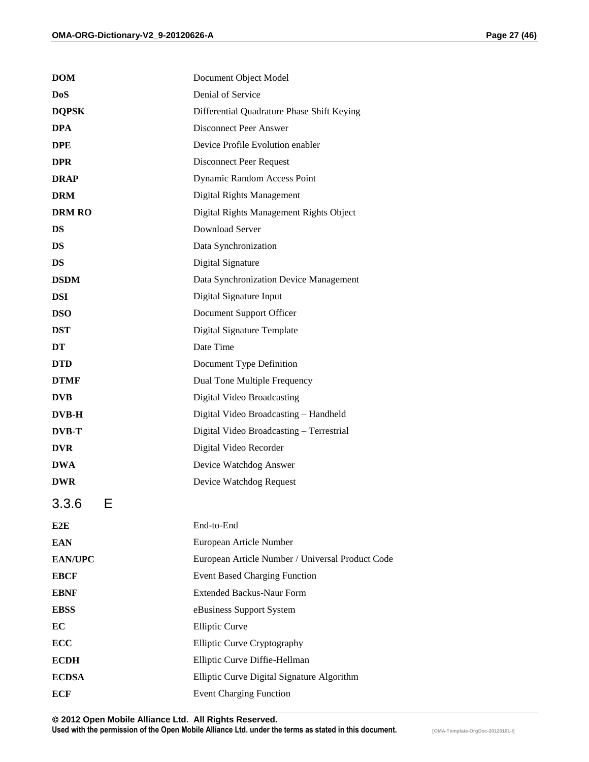| | |
|---|---|
| **DOM** | Document Object Model |
| **DoS** | Denial of Service |
| **DQPSK** | Differential Quadrature Phase Shift Keying |
| **DPA** | Disconnect Peer Answer |
| **DPE** | Device Profile Evolution enabler |
| **DPR** | Disconnect Peer Request |
| **DRAP** | Dynamic Random Access Point |
| **DRM** | Digital Rights Management |
| **DRM RO** | Digital Rights Management Rights Object |
| **DS** | Download Server |
| **DS** | Data Synchronization |
| **DS** | Digital Signature |
| **DSDM** | Data Synchronization Device Management |
| **DSI** | Digital Signature Input |
| **DSO** | Document Support Officer |
| **DST** | Digital Signature Template |
| **DT** | Date Time |
| **DTD** | Document Type Definition |
| **DTMF** | Dual Tone Multiple Frequency |
| **DVB** | Digital Video Broadcasting |
| **DVB-H** | Digital Video Broadcasting – Handheld |
| **DVB-T** | Digital Video Broadcasting – Terrestrial |
| **DVR** | Digital Video Recorder |
| **DWA** | Device Watchdog Answer |
| **DWR** | Device Watchdog Request |

### 3.3.6 E

| | |
|---|---|
| **E2E** | End-to-End |
| **EAN** | European Article Number |
| **EAN/UPC** | European Article Number / Universal Product Code |
| **EBCF** | Event Based Charging Function |
| **EBNF** | Extended Backus-Naur Form |
| **EBSS** | eBusiness Support System |
| **EC** | Elliptic Curve |
| **ECC** | Elliptic Curve Cryptography |
| **ECDH** | Elliptic Curve Diffie-Hellman |
| **ECDSA** | Elliptic Curve Digital Signature Algorithm |
| **ECF** | Event Charging Function |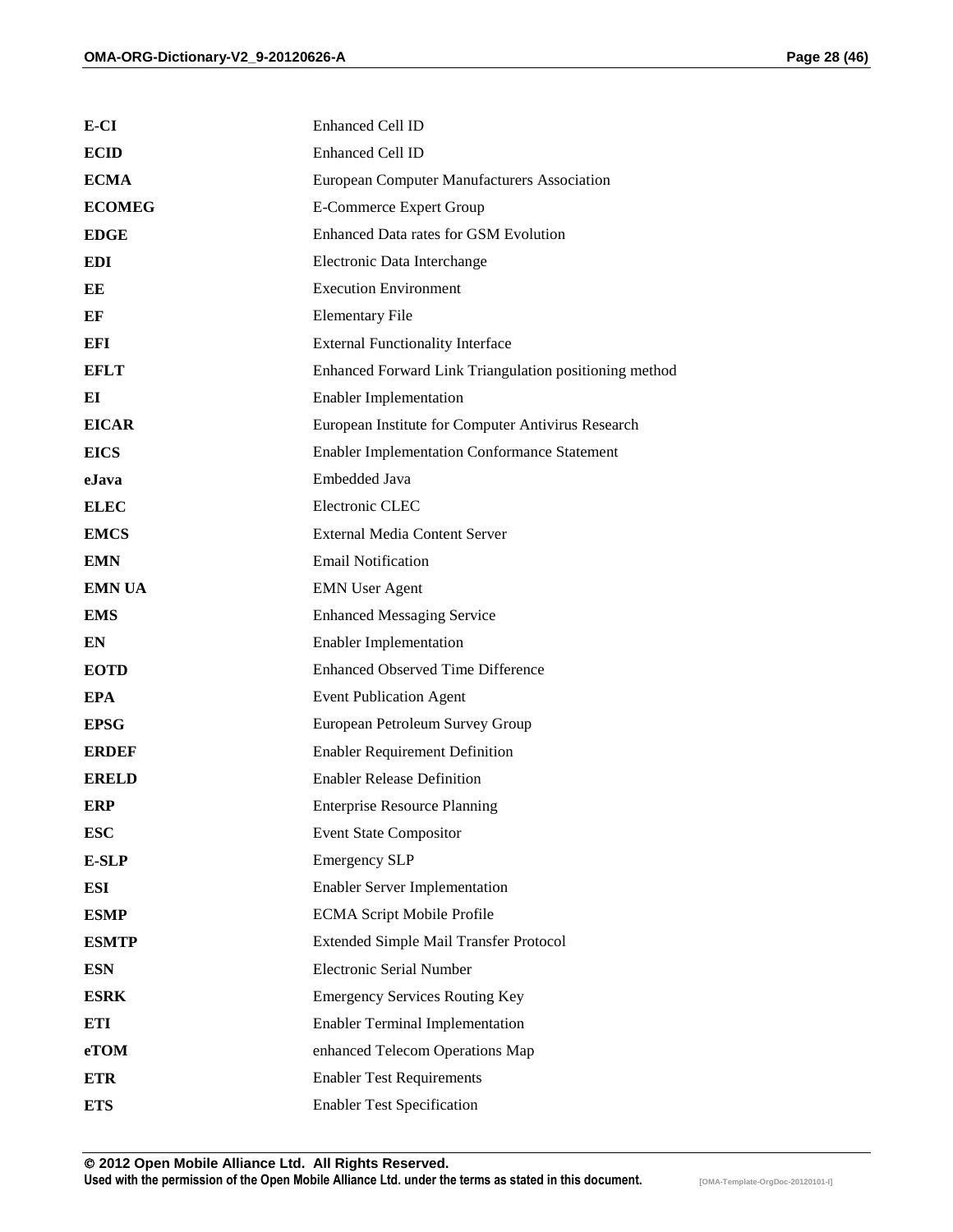| | |
|---|---|
| **E-CI** | Enhanced Cell ID |
| **ECID** | Enhanced Cell ID |
| **ECMA** | European Computer Manufacturers Association |
| **ECOMEG** | E-Commerce Expert Group |
| **EDGE** | Enhanced Data rates for GSM Evolution |
| **EDI** | Electronic Data Interchange |
| **EE** | Execution Environment |
| **EF** | Elementary File |
| **EFI** | External Functionality Interface |
| **EFLT** | Enhanced Forward Link Triangulation positioning method |
| **EI** | Enabler Implementation |
| **EICAR** | European Institute for Computer Antivirus Research |
| **EICS** | Enabler Implementation Conformance Statement |
| **eJava** | Embedded Java |
| **ELEC** | Electronic CLEC |
| **EMCS** | External Media Content Server |
| **EMN** | Email Notification |
| **EMN UA** | EMN User Agent |
| **EMS** | Enhanced Messaging Service |
| **EN** | Enabler Implementation |
| **EOTD** | Enhanced Observed Time Difference |
| **EPA** | Event Publication Agent |
| **EPSG** | European Petroleum Survey Group |
| **ERDEF** | Enabler Requirement Definition |
| **ERELD** | Enabler Release Definition |
| **ERP** | Enterprise Resource Planning |
| **ESC** | Event State Compositor |
| **E-SLP** | Emergency SLP |
| **ESI** | Enabler Server Implementation |
| **ESMP** | ECMA Script Mobile Profile |
| **ESMTP** | Extended Simple Mail Transfer Protocol |
| **ESN** | Electronic Serial Number |
| **ESRK** | Emergency Services Routing Key |
| **ETI** | Enabler Terminal Implementation |
| **eTOM** | enhanced Telecom Operations Map |
| **ETR** | Enabler Test Requirements |
| **ETS** | Enabler Test Specification |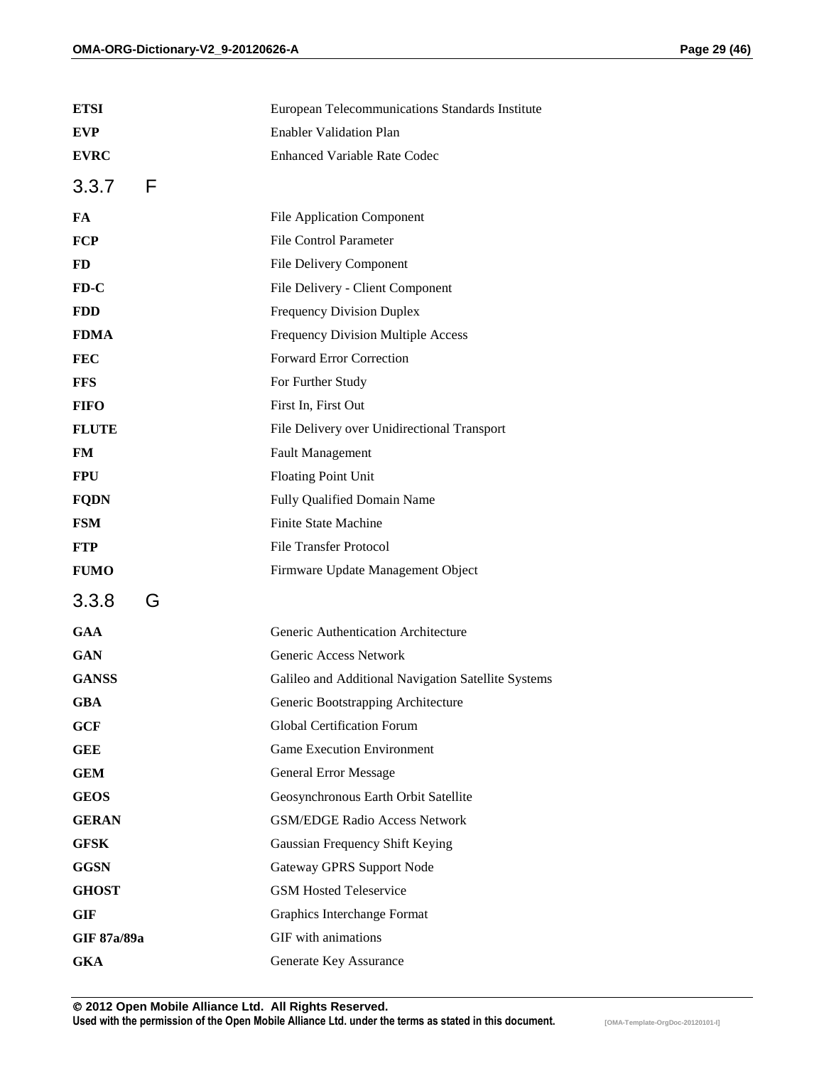| | |
|---|---|
| **ETSI** | European Telecommunications Standards Institute |
| **EVP** | Enabler Validation Plan |
| **EVRC** | Enhanced Variable Rate Codec |

### 3.3.7 F

| | |
|---|---|
| **FA** | File Application Component |
| **FCP** | File Control Parameter |
| **FD** | File Delivery Component |
| **FD-C** | File Delivery - Client Component |
| **FDD** | Frequency Division Duplex |
| **FDMA** | Frequency Division Multiple Access |
| **FEC** | Forward Error Correction |
| **FFS** | For Further Study |
| **FIFO** | First In, First Out |
| **FLUTE** | File Delivery over Unidirectional Transport |
| **FM** | Fault Management |
| **FPU** | Floating Point Unit |
| **FQDN** | Fully Qualified Domain Name |
| **FSM** | Finite State Machine |
| **FTP** | File Transfer Protocol |
| **FUMO** | Firmware Update Management Object |

### 3.3.8 G

| | |
|---|---|
| **GAA** | Generic Authentication Architecture |
| **GAN** | Generic Access Network |
| **GANSS** | Galileo and Additional Navigation Satellite Systems |
| **GBA** | Generic Bootstrapping Architecture |
| **GCF** | Global Certification Forum |
| **GEE** | Game Execution Environment |
| **GEM** | General Error Message |
| **GEOS** | Geosynchronous Earth Orbit Satellite |
| **GERAN** | GSM/EDGE Radio Access Network |
| **GFSK** | Gaussian Frequency Shift Keying |
| **GGSN** | Gateway GPRS Support Node |
| **GHOST** | GSM Hosted Teleservice |
| **GIF** | Graphics Interchange Format |
| **GIF 87a/89a** | GIF with animations |
| **GKA** | Generate Key Assurance |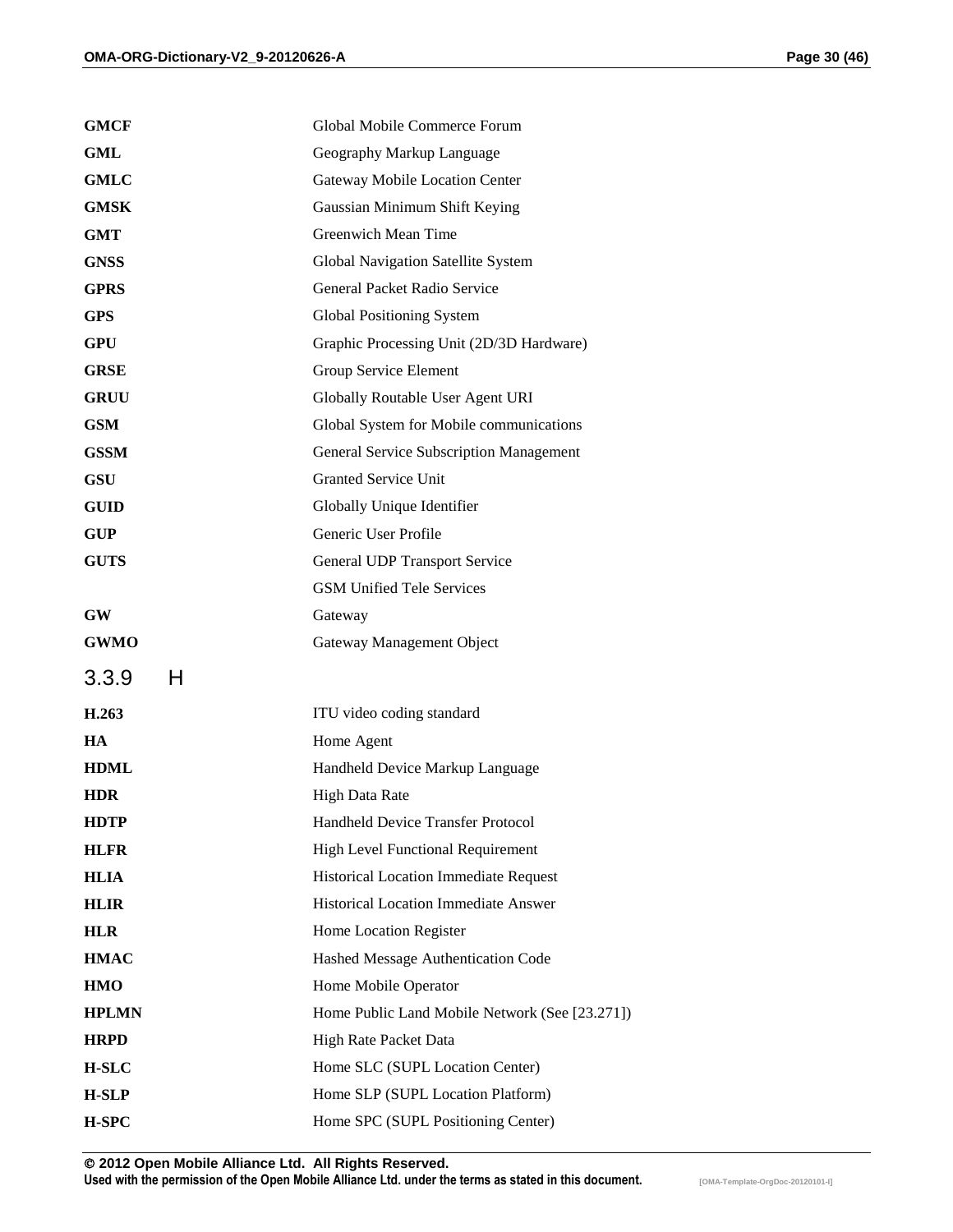| | |
|---|---|
| **GMCF** | Global Mobile Commerce Forum |
| **GML** | Geography Markup Language |
| **GMLC** | Gateway Mobile Location Center |
| **GMSK** | Gaussian Minimum Shift Keying |
| **GMT** | Greenwich Mean Time |
| **GNSS** | Global Navigation Satellite System |
| **GPRS** | General Packet Radio Service |
| **GPS** | Global Positioning System |
| **GPU** | Graphic Processing Unit (2D/3D Hardware) |
| **GRSE** | Group Service Element |
| **GRUU** | Globally Routable User Agent URI |
| **GSM** | Global System for Mobile communications |
| **GSSM** | General Service Subscription Management |
| **GSU** | Granted Service Unit |
| **GUID** | Globally Unique Identifier |
| **GUP** | Generic User Profile |
| **GUTS** | General UDP Transport Service |
| | GSM Unified Tele Services |
| **GW** | Gateway |
| **GWMO** | Gateway Management Object |

### 3.3.9 H

| | |
|---|---|
| **H.263** | ITU video coding standard |
| **HA** | Home Agent |
| **HDML** | Handheld Device Markup Language |
| **HDR** | High Data Rate |
| **HDTP** | Handheld Device Transfer Protocol |
| **HLFR** | High Level Functional Requirement |
| **HLIA** | Historical Location Immediate Request |
| **HLIR** | Historical Location Immediate Answer |
| **HLR** | Home Location Register |
| **HMAC** | Hashed Message Authentication Code |
| **HMO** | Home Mobile Operator |
| **HPLMN** | Home Public Land Mobile Network (See [23.271]) |
| **HRPD** | High Rate Packet Data |
| **H-SLC** | Home SLC (SUPL Location Center) |
| **H-SLP** | Home SLP (SUPL Location Platform) |
| **H-SPC** | Home SPC (SUPL Positioning Center) |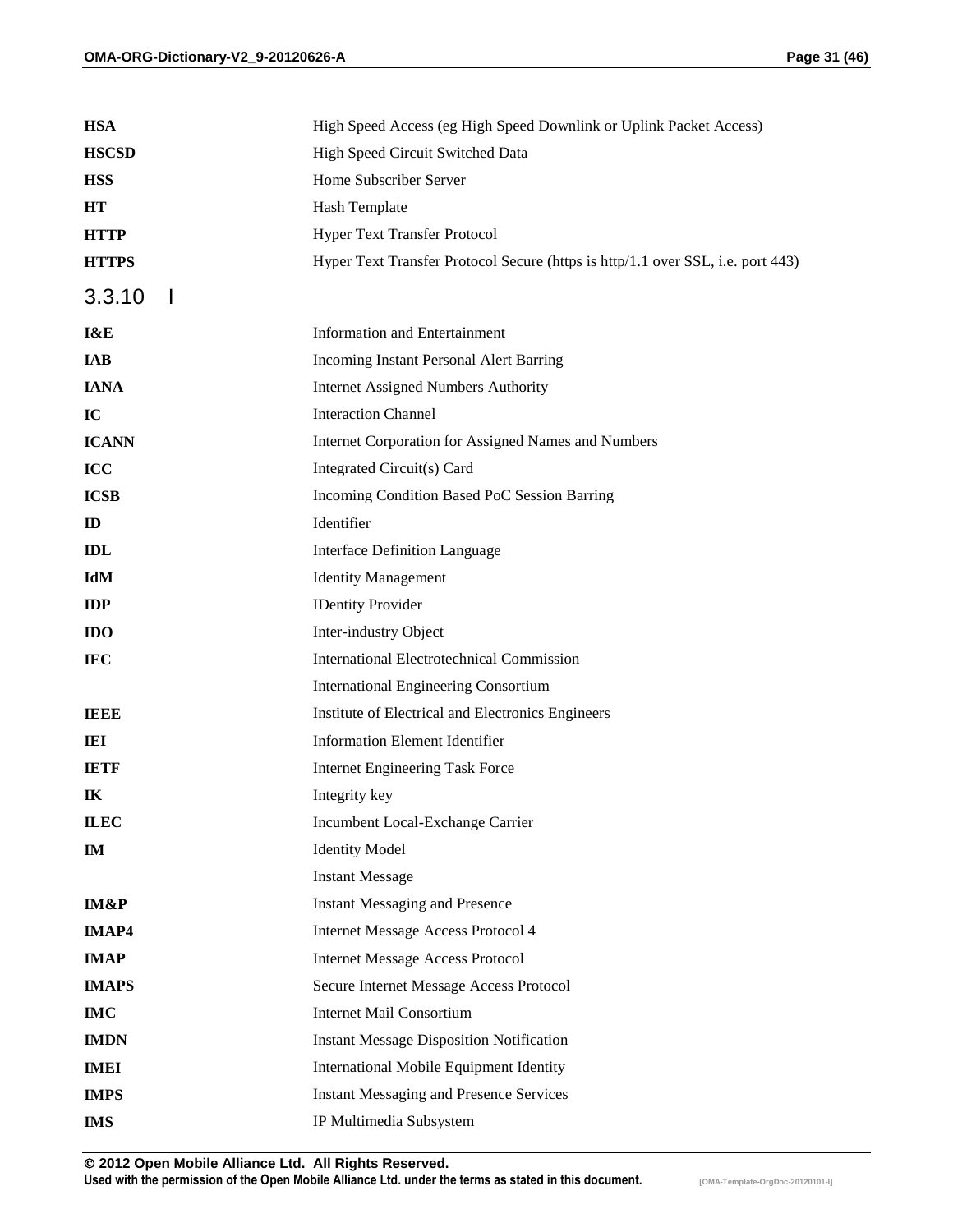| | |
|---|---|
| **HSA** | High Speed Access (eg High Speed Downlink or Uplink Packet Access) |
| **HSCSD** | High Speed Circuit Switched Data |
| **HSS** | Home Subscriber Server |
| **HT** | Hash Template |
| **HTTP** | Hyper Text Transfer Protocol |
| **HTTPS** | Hyper Text Transfer Protocol Secure (https is http/1.1 over SSL, i.e. port 443) |

### 3.3.10 I

| | |
|---|---|
| **I&E** | Information and Entertainment |
| **IAB** | Incoming Instant Personal Alert Barring |
| **IANA** | Internet Assigned Numbers Authority |
| **IC** | Interaction Channel |
| **ICANN** | Internet Corporation for Assigned Names and Numbers |
| **ICC** | Integrated Circuit(s) Card |
| **ICSB** | Incoming Condition Based PoC Session Barring |
| **ID** | Identifier |
| **IDL** | Interface Definition Language |
| **IdM** | Identity Management |
| **IDP** | IDentity Provider |
| **IDO** | Inter-industry Object |
| **IEC** | International Electrotechnical Commission |
| | International Engineering Consortium |
| **IEEE** | Institute of Electrical and Electronics Engineers |
| **IEI** | Information Element Identifier |
| **IETF** | Internet Engineering Task Force |
| **IK** | Integrity key |
| **ILEC** | Incumbent Local-Exchange Carrier |
| **IM** | Identity Model |
| | Instant Message |
| **IM&P** | Instant Messaging and Presence |
| **IMAP4** | Internet Message Access Protocol 4 |
| **IMAP** | Internet Message Access Protocol |
| **IMAPS** | Secure Internet Message Access Protocol |
| **IMC** | Internet Mail Consortium |
| **IMDN** | Instant Message Disposition Notification |
| **IMEI** | International Mobile Equipment Identity |
| **IMPS** | Instant Messaging and Presence Services |
| **IMS** | IP Multimedia Subsystem |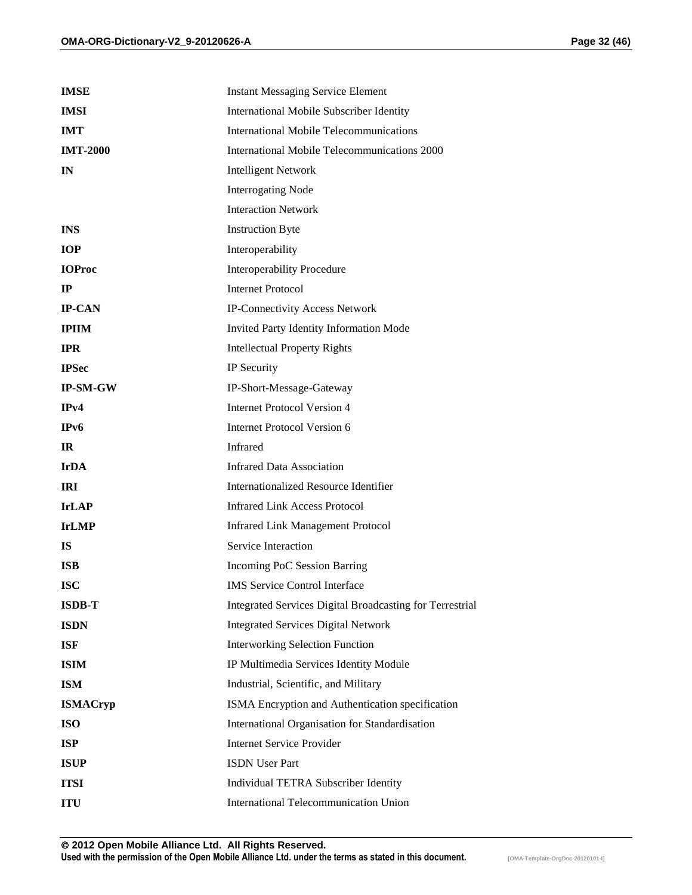| | |
|---|---|
| **IMSE** | Instant Messaging Service Element |
| **IMSI** | International Mobile Subscriber Identity |
| **IMT** | International Mobile Telecommunications |
| **IMT-2000** | International Mobile Telecommunications 2000 |
| **IN** | Intelligent Network |
| | Interrogating Node |
| | Interaction Network |
| **INS** | Instruction Byte |
| **IOP** | Interoperability |
| **IOProc** | Interoperability Procedure |
| **IP** | Internet Protocol |
| **IP-CAN** | IP-Connectivity Access Network |
| **IPIIM** | Invited Party Identity Information Mode |
| **IPR** | Intellectual Property Rights |
| **IPSec** | IP Security |
| **IP-SM-GW** | IP-Short-Message-Gateway |
| **IPv4** | Internet Protocol Version 4 |
| **IPv6** | Internet Protocol Version 6 |
| **IR** | Infrared |
| **IrDA** | Infrared Data Association |
| **IRI** | Internationalized Resource Identifier |
| **IrLAP** | Infrared Link Access Protocol |
| **IrLMP** | Infrared Link Management Protocol |
| **IS** | Service Interaction |
| **ISB** | Incoming PoC Session Barring |
| **ISC** | IMS Service Control Interface |
| **ISDB-T** | Integrated Services Digital Broadcasting for Terrestrial |
| **ISDN** | Integrated Services Digital Network |
| **ISF** | Interworking Selection Function |
| **ISIM** | IP Multimedia Services Identity Module |
| **ISM** | Industrial, Scientific, and Military |
| **ISMACryp** | ISMA Encryption and Authentication specification |
| **ISO** | International Organisation for Standardisation |
| **ISP** | Internet Service Provider |
| **ISUP** | ISDN User Part |
| **ITSI** | Individual TETRA Subscriber Identity |
| **ITU** | International Telecommunication Union |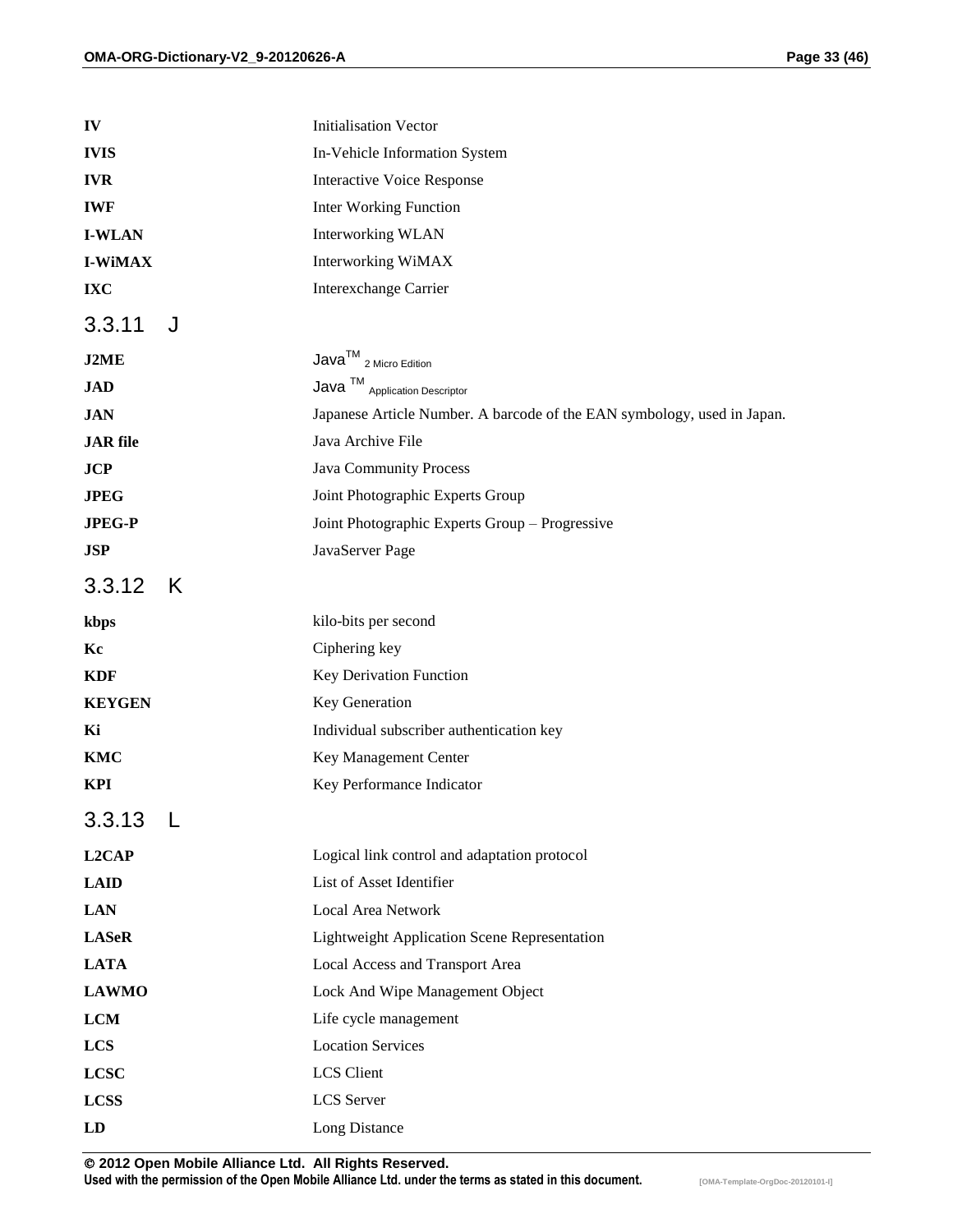| | |
|---|---|
| **IV** | Initialisation Vector |
| **IVIS** | In-Vehicle Information System |
| **IVR** | Interactive Voice Response |
| **IWF** | Inter Working Function |
| **I-WLAN** | Interworking WLAN |
| **I-WiMAX** | Interworking WiMAX |
| **IXC** | Interexchange Carrier |

### 3.3.11 J

| | |
|---|---|
| **J2ME** | Java[TM] 2 Micro Edition |
| **JAD** | Java [TM] Application Descriptor |
| **JAN** | Japanese Article Number. A barcode of the EAN symbology, used in Japan. |
| **JAR file** | Java Archive File |
| **JCP** | Java Community Process |
| **JPEG** | Joint Photographic Experts Group |
| **JPEG-P** | Joint Photographic Experts Group – Progressive |
| **JSP** | JavaServer Page |

### 3.3.12 K

| | |
|---|---|
| **kbps** | kilo-bits per second |
| **Kc** | Ciphering key |
| **KDF** | Key Derivation Function |
| **KEYGEN** | Key Generation |
| **Ki** | Individual subscriber authentication key |
| **KMC** | Key Management Center |
| **KPI** | Key Performance Indicator |

### 3.3.13 L

| | |
|---|---|
| **L2CAP** | Logical link control and adaptation protocol |
| **LAID** | List of Asset Identifier |
| **LAN** | Local Area Network |
| **LASeR** | Lightweight Application Scene Representation |
| **LATA** | Local Access and Transport Area |
| **LAWMO** | Lock And Wipe Management Object |
| **LCM** | Life cycle management |
| **LCS** | Location Services |
| **LCSC** | LCS Client |
| **LCSS** | LCS Server |
| **LD** | Long Distance |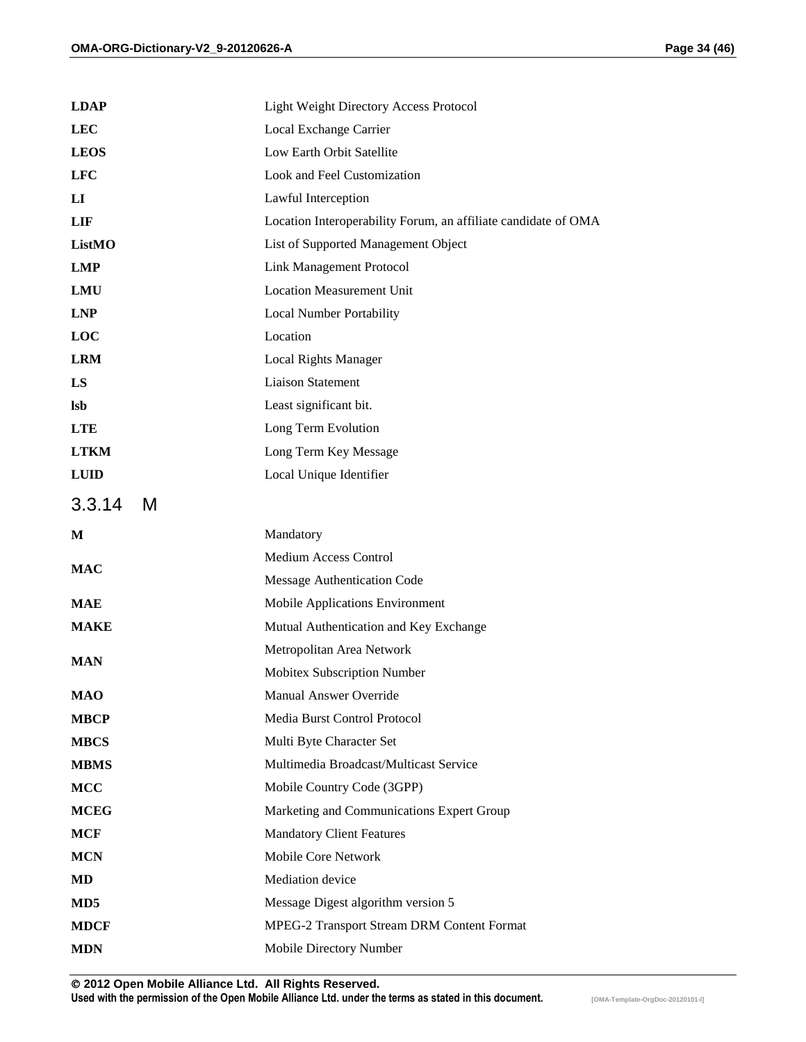| | |
|---|---|
| **LDAP** | Light Weight Directory Access Protocol |
| **LEC** | Local Exchange Carrier |
| **LEOS** | Low Earth Orbit Satellite |
| **LFC** | Look and Feel Customization |
| **LI** | Lawful Interception |
| **LIF** | Location Interoperability Forum, an affiliate candidate of OMA |
| **ListMO** | List of Supported Management Object |
| **LMP** | Link Management Protocol |
| **LMU** | Location Measurement Unit |
| **LNP** | Local Number Portability |
| **LOC** | Location |
| **LRM** | Local Rights Manager |
| **LS** | Liaison Statement |
| **lsb** | Least significant bit. |
| **LTE** | Long Term Evolution |
| **LTKM** | Long Term Key Message |
| **LUID** | Local Unique Identifier |

### 3.3.14 M

| | |
|---|---|
| **M** | Mandatory |
| **MAC** | Medium Access Control<br>Message Authentication Code |
| **MAE** | Mobile Applications Environment |
| **MAKE** | Mutual Authentication and Key Exchange |
| **MAN** | Metropolitan Area Network<br>Mobitex Subscription Number |
| **MAO** | Manual Answer Override |
| **MBCP** | Media Burst Control Protocol |
| **MBCS** | Multi Byte Character Set |
| **MBMS** | Multimedia Broadcast/Multicast Service |
| **MCC** | Mobile Country Code (3GPP) |
| **MCEG** | Marketing and Communications Expert Group |
| **MCF** | Mandatory Client Features |
| **MCN** | Mobile Core Network |
| **MD** | Mediation device |
| **MD5** | Message Digest algorithm version 5 |
| **MDCF** | MPEG-2 Transport Stream DRM Content Format |
| **MDN** | Mobile Directory Number |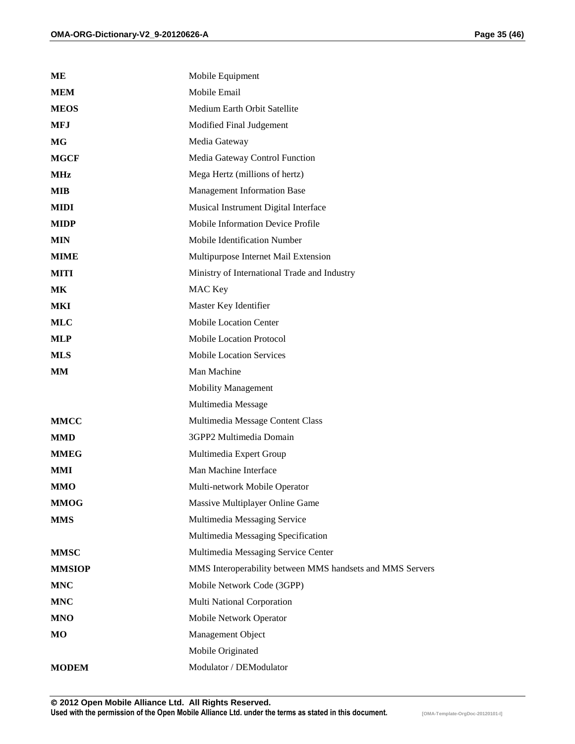| | |
|---|---|
| **ME** | Mobile Equipment |
| **MEM** | Mobile Email |
| **MEOS** | Medium Earth Orbit Satellite |
| **MFJ** | Modified Final Judgement |
| **MG** | Media Gateway |
| **MGCF** | Media Gateway Control Function |
| **MHz** | Mega Hertz (millions of hertz) |
| **MIB** | Management Information Base |
| **MIDI** | Musical Instrument Digital Interface |
| **MIDP** | Mobile Information Device Profile |
| **MIN** | Mobile Identification Number |
| **MIME** | Multipurpose Internet Mail Extension |
| **MITI** | Ministry of International Trade and Industry |
| **MK** | MAC Key |
| **MKI** | Master Key Identifier |
| **MLC** | Mobile Location Center |
| **MLP** | Mobile Location Protocol |
| **MLS** | Mobile Location Services |
| **MM** | Man Machine |
| | Mobility Management |
| | Multimedia Message |
| **MMCC** | Multimedia Message Content Class |
| **MMD** | 3GPP2 Multimedia Domain |
| **MMEG** | Multimedia Expert Group |
| **MMI** | Man Machine Interface |
| **MMO** | Multi-network Mobile Operator |
| **MMOG** | Massive Multiplayer Online Game |
| **MMS** | Multimedia Messaging Service |
| | Multimedia Messaging Specification |
| **MMSC** | Multimedia Messaging Service Center |
| **MMSIOP** | MMS Interoperability between MMS handsets and MMS Servers |
| **MNC** | Mobile Network Code (3GPP) |
| **MNC** | Multi National Corporation |
| **MNO** | Mobile Network Operator |
| **MO** | Management Object |
| | Mobile Originated |
| **MODEM** | Modulator / DEModulator |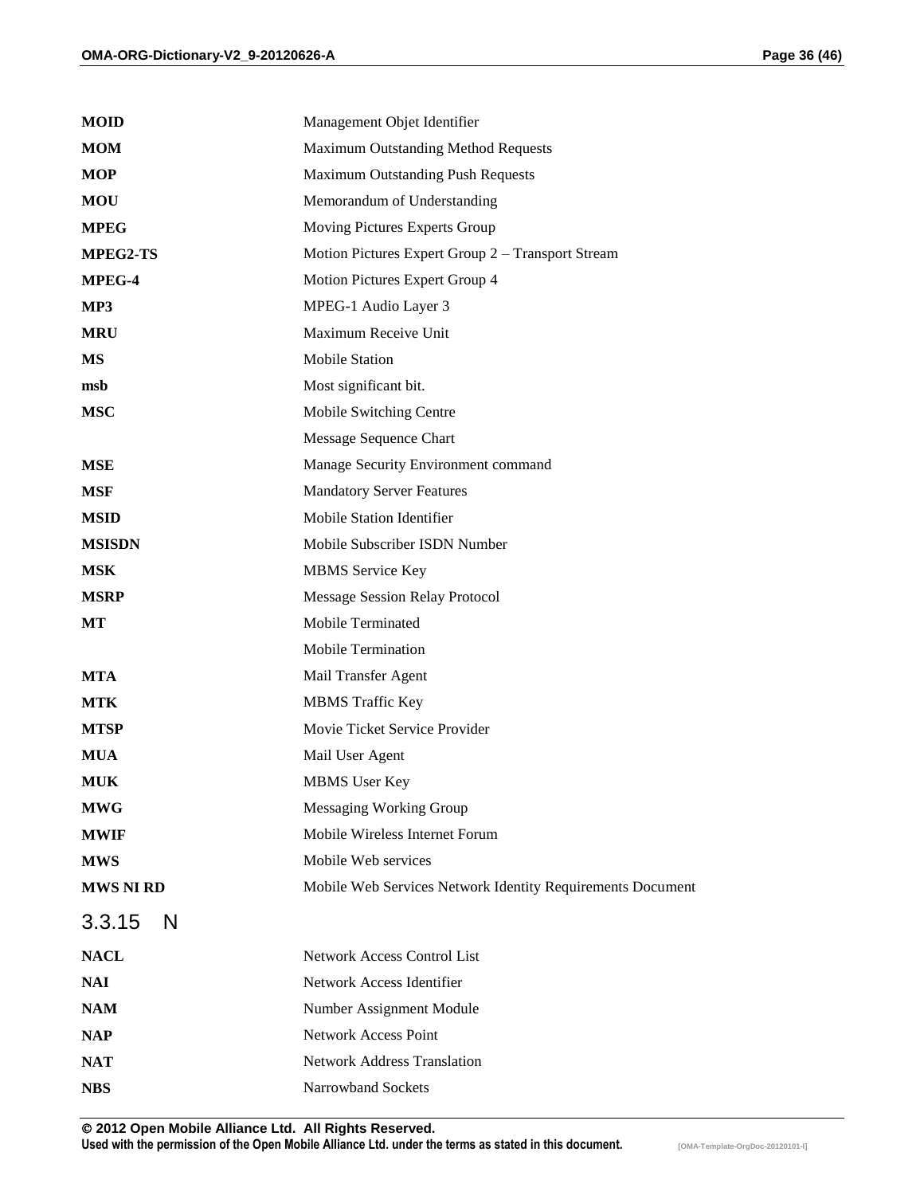| | |
|---|---|
| **MOID** | Management Objet Identifier |
| **MOM** | Maximum Outstanding Method Requests |
| **MOP** | Maximum Outstanding Push Requests |
| **MOU** | Memorandum of Understanding |
| **MPEG** | Moving Pictures Experts Group |
| **MPEG2-TS** | Motion Pictures Expert Group 2 – Transport Stream |
| **MPEG-4** | Motion Pictures Expert Group 4 |
| **MP3** | MPEG-1 Audio Layer 3 |
| **MRU** | Maximum Receive Unit |
| **MS** | Mobile Station |
| **msb** | Most significant bit. |
| **MSC** | Mobile Switching Centre |
| | Message Sequence Chart |
| **MSE** | Manage Security Environment command |
| **MSF** | Mandatory Server Features |
| **MSID** | Mobile Station Identifier |
| **MSISDN** | Mobile Subscriber ISDN Number |
| **MSK** | MBMS Service Key |
| **MSRP** | Message Session Relay Protocol |
| **MT** | Mobile Terminated |
| | Mobile Termination |
| **MTA** | Mail Transfer Agent |
| **MTK** | MBMS Traffic Key |
| **MTSP** | Movie Ticket Service Provider |
| **MUA** | Mail User Agent |
| **MUK** | MBMS User Key |
| **MWG** | Messaging Working Group |
| **MWIF** | Mobile Wireless Internet Forum |
| **MWS** | Mobile Web services |
| **MWS NI RD** | Mobile Web Services Network Identity Requirements Document |

### 3.3.15 N

| | |
|---|---|
| **NACL** | Network Access Control List |
| **NAI** | Network Access Identifier |
| **NAM** | Number Assignment Module |
| **NAP** | Network Access Point |
| **NAT** | Network Address Translation |
| **NBS** | Narrowband Sockets |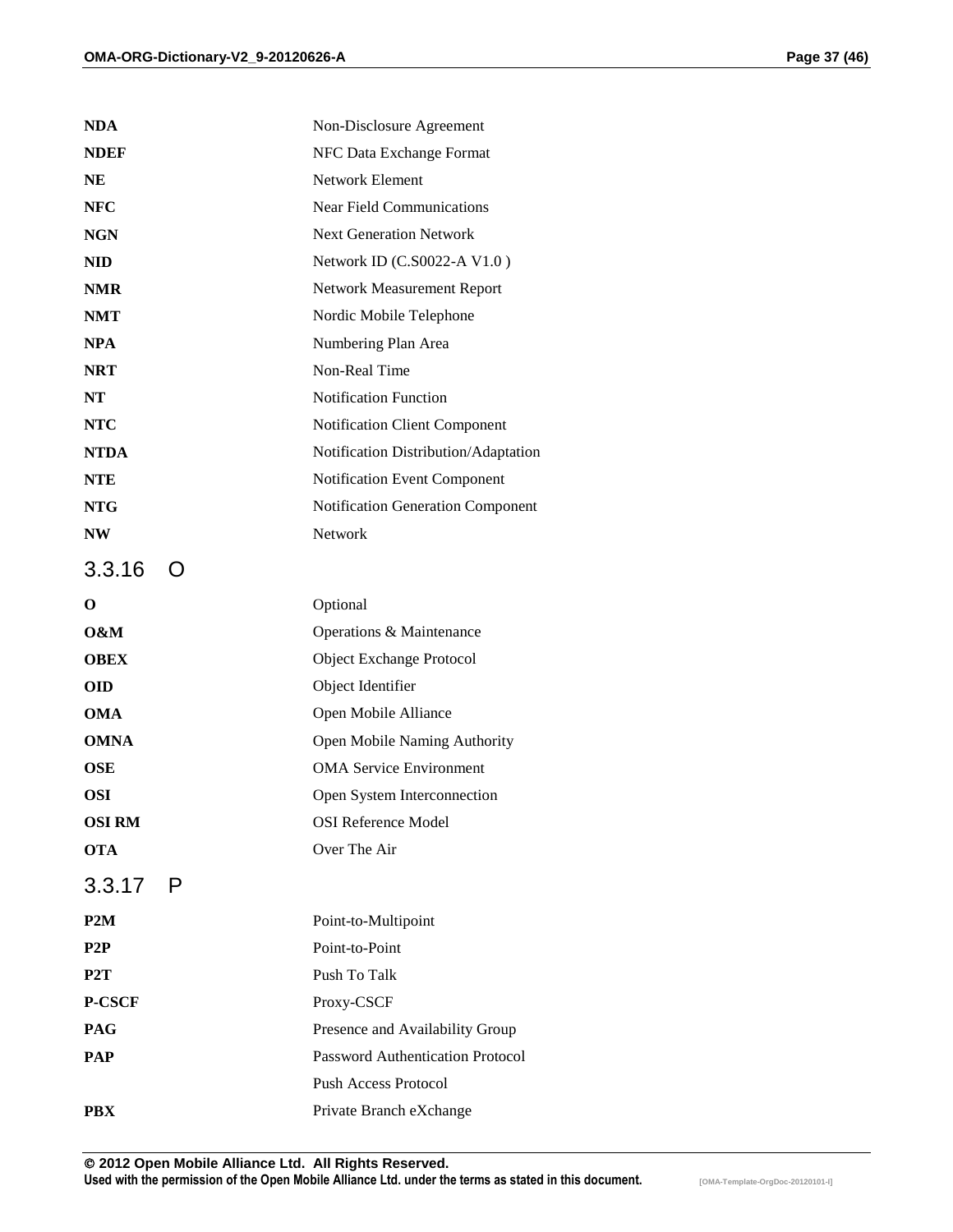| | |
|---|---|
| **NDA** | Non-Disclosure Agreement |
| **NDEF** | NFC Data Exchange Format |
| **NE** | Network Element |
| **NFC** | Near Field Communications |
| **NGN** | Next Generation Network |
| **NID** | Network ID (C.S0022-A V1.0 ) |
| **NMR** | Network Measurement Report |
| **NMT** | Nordic Mobile Telephone |
| **NPA** | Numbering Plan Area |
| **NRT** | Non-Real Time |
| **NT** | Notification Function |
| **NTC** | Notification Client Component |
| **NTDA** | Notification Distribution/Adaptation |
| **NTE** | Notification Event Component |
| **NTG** | Notification Generation Component |
| **NW** | Network |

### 3.3.16 O

| | |
|---|---|
| **O** | Optional |
| **O&M** | Operations & Maintenance |
| **OBEX** | Object Exchange Protocol |
| **OID** | Object Identifier |
| **OMA** | Open Mobile Alliance |
| **OMNA** | Open Mobile Naming Authority |
| **OSE** | OMA Service Environment |
| **OSI** | Open System Interconnection |
| **OSI RM** | OSI Reference Model |
| **OTA** | Over The Air |

### 3.3.17 P

| | |
|---|---|
| **P2M** | Point-to-Multipoint |
| **P2P** | Point-to-Point |
| **P2T** | Push To Talk |
| **P-CSCF** | Proxy-CSCF |
| **PAG** | Presence and Availability Group |
| **PAP** | Password Authentication Protocol |
| | Push Access Protocol |
| **PBX** | Private Branch eXchange |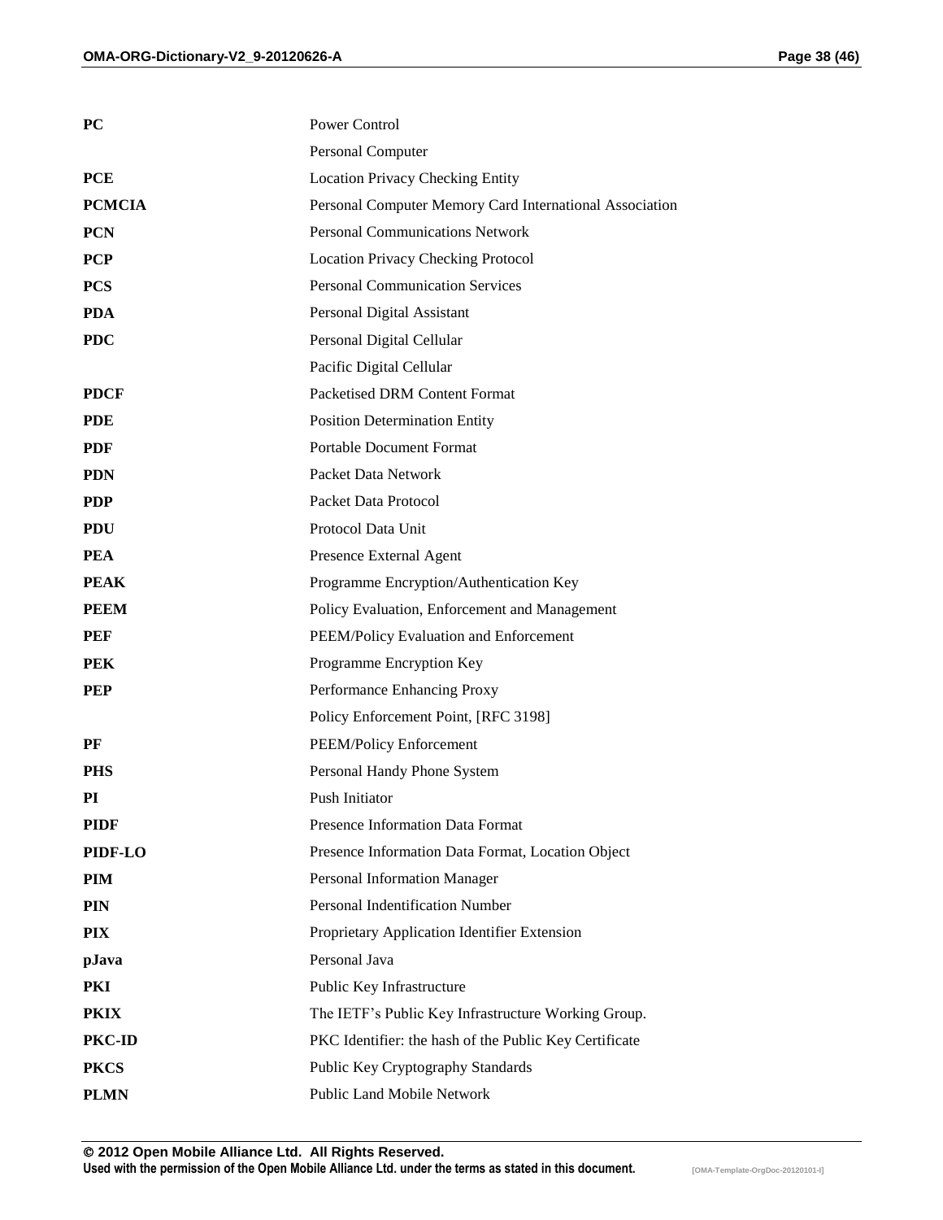| | |
|---|---|
| **PC** | Power Control |
| | Personal Computer |
| **PCE** | Location Privacy Checking Entity |
| **PCMCIA** | Personal Computer Memory Card International Association |
| **PCN** | Personal Communications Network |
| **PCP** | Location Privacy Checking Protocol |
| **PCS** | Personal Communication Services |
| **PDA** | Personal Digital Assistant |
| **PDC** | Personal Digital Cellular |
| | Pacific Digital Cellular |
| **PDCF** | Packetised DRM Content Format |
| **PDE** | Position Determination Entity |
| **PDF** | Portable Document Format |
| **PDN** | Packet Data Network |
| **PDP** | Packet Data Protocol |
| **PDU** | Protocol Data Unit |
| **PEA** | Presence External Agent |
| **PEAK** | Programme Encryption/Authentication Key |
| **PEEM** | Policy Evaluation, Enforcement and Management |
| **PEF** | PEEM/Policy Evaluation and Enforcement |
| **PEK** | Programme Encryption Key |
| **PEP** | Performance Enhancing Proxy |
| | Policy Enforcement Point, [RFC 3198] |
| **PF** | PEEM/Policy Enforcement |
| **PHS** | Personal Handy Phone System |
| **PI** | Push Initiator |
| **PIDF** | Presence Information Data Format |
| **PIDF-LO** | Presence Information Data Format, Location Object |
| **PIM** | Personal Information Manager |
| **PIN** | Personal Indentification Number |
| **PIX** | Proprietary Application Identifier Extension |
| **pJava** | Personal Java |
| **PKI** | Public Key Infrastructure |
| **PKIX** | The IETF's Public Key Infrastructure Working Group. |
| **PKC-ID** | PKC Identifier: the hash of the Public Key Certificate |
| **PKCS** | Public Key Cryptography Standards |
| **PLMN** | Public Land Mobile Network |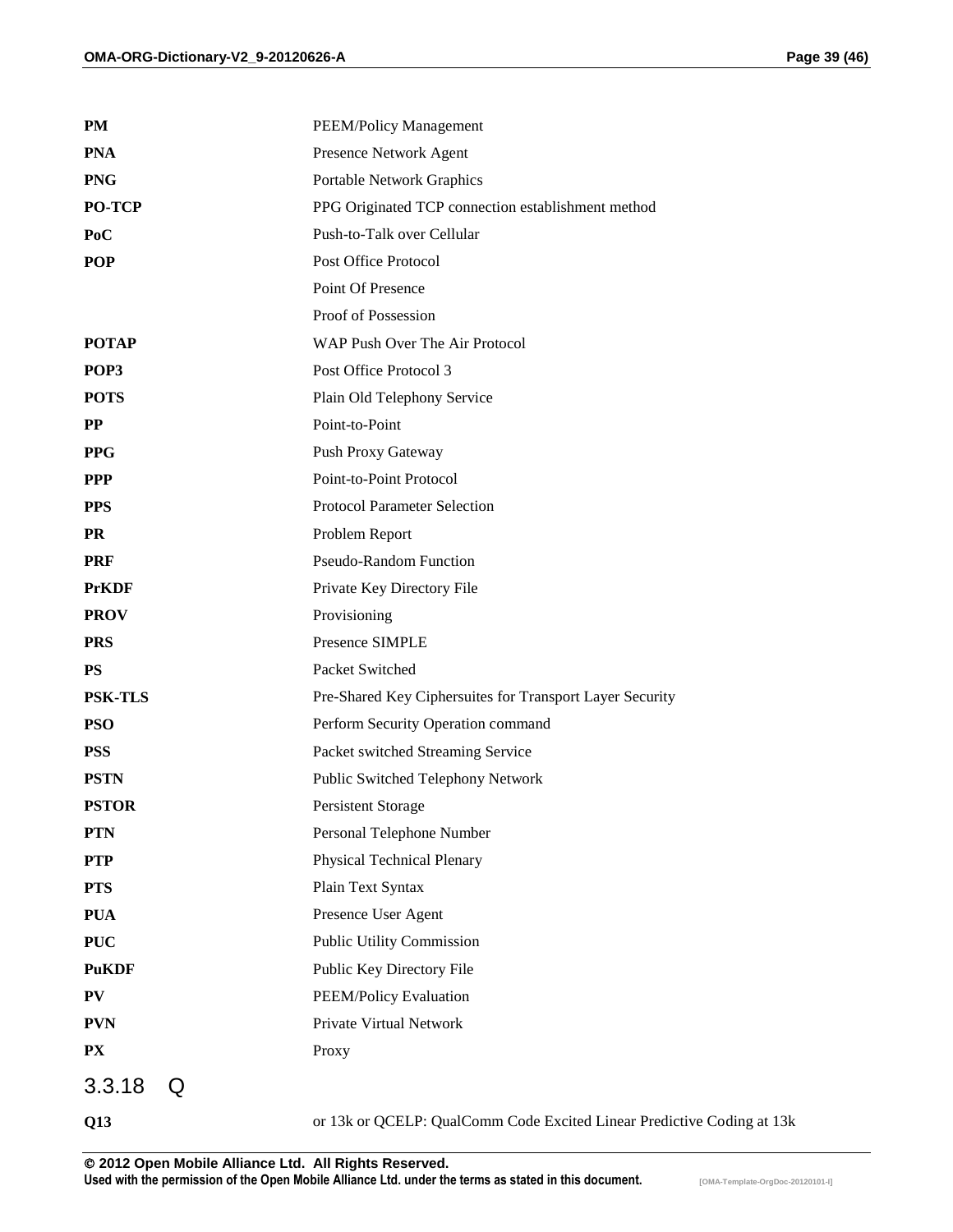| | |
|---|---|
| **PM** | PEEM/Policy Management |
| **PNA** | Presence Network Agent |
| **PNG** | Portable Network Graphics |
| **PO-TCP** | PPG Originated TCP connection establishment method |
| **PoC** | Push-to-Talk over Cellular |
| **POP** | Post Office Protocol |
| | Point Of Presence |
| | Proof of Possession |
| **POTAP** | WAP Push Over The Air Protocol |
| **POP3** | Post Office Protocol 3 |
| **POTS** | Plain Old Telephony Service |
| **PP** | Point-to-Point |
| **PPG** | Push Proxy Gateway |
| **PPP** | Point-to-Point Protocol |
| **PPS** | Protocol Parameter Selection |
| **PR** | Problem Report |
| **PRF** | Pseudo-Random Function |
| **PrKDF** | Private Key Directory File |
| **PROV** | Provisioning |
| **PRS** | Presence SIMPLE |
| **PS** | Packet Switched |
| **PSK-TLS** | Pre-Shared Key Ciphersuites for Transport Layer Security |
| **PSO** | Perform Security Operation command |
| **PSS** | Packet switched Streaming Service |
| **PSTN** | Public Switched Telephony Network |
| **PSTOR** | Persistent Storage |
| **PTN** | Personal Telephone Number |
| **PTP** | Physical Technical Plenary |
| **PTS** | Plain Text Syntax |
| **PUA** | Presence User Agent |
| **PUC** | Public Utility Commission |
| **PuKDF** | Public Key Directory File |
| **PV** | PEEM/Policy Evaluation |
| **PVN** | Private Virtual Network |
| **PX** | Proxy |

### 3.3.18 Q

| | |
|---|---|
| **Q13** | or 13k or QCELP: QualComm Code Excited Linear Predictive Coding at 13k |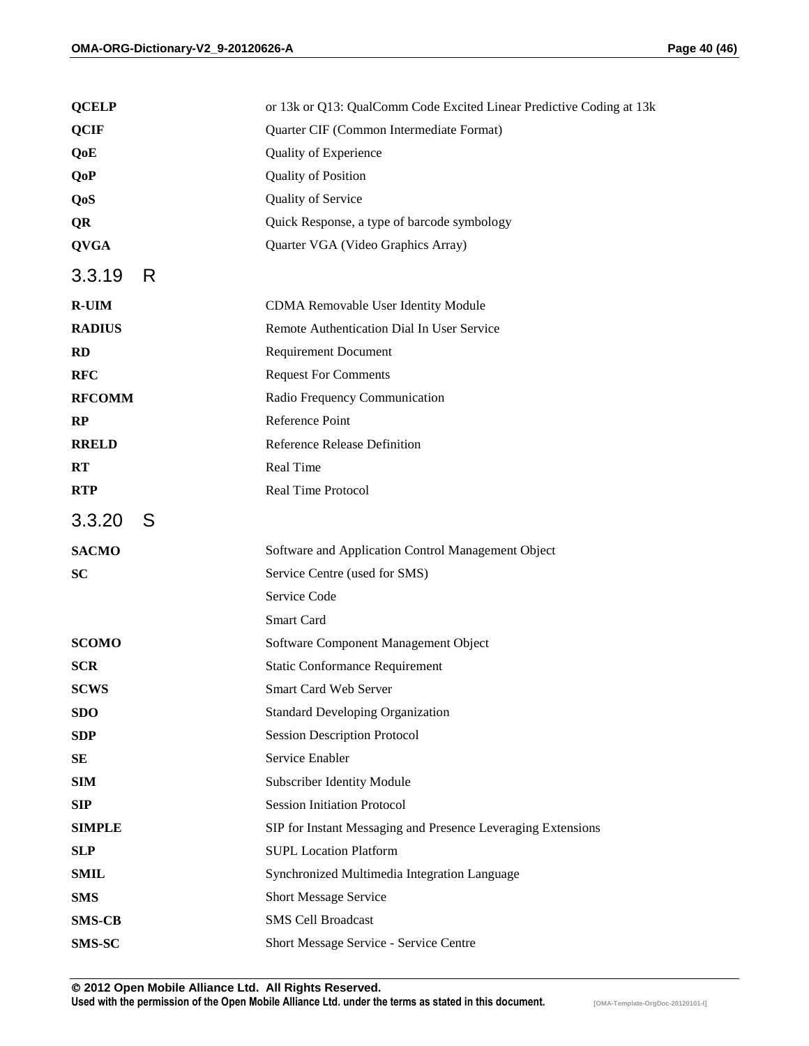| | |
|---|---|
| **QCELP** | or 13k or Q13: QualComm Code Excited Linear Predictive Coding at 13k |
| **QCIF** | Quarter CIF (Common Intermediate Format) |
| **QoE** | Quality of Experience |
| **QoP** | Quality of Position |
| **QoS** | Quality of Service |
| **QR** | Quick Response, a type of barcode symbology |
| **QVGA** | Quarter VGA (Video Graphics Array) |

### 3.3.19 R

| | |
|---|---|
| **R-UIM** | CDMA Removable User Identity Module |
| **RADIUS** | Remote Authentication Dial In User Service |
| **RD** | Requirement Document |
| **RFC** | Request For Comments |
| **RFCOMM** | Radio Frequency Communication |
| **RP** | Reference Point |
| **RRELD** | Reference Release Definition |
| **RT** | Real Time |
| **RTP** | Real Time Protocol |

### 3.3.20 S

| | |
|---|---|
| **SACMO** | Software and Application Control Management Object |
| **SC** | Service Centre (used for SMS) |
| | Service Code |
| | Smart Card |
| **SCOMO** | Software Component Management Object |
| **SCR** | Static Conformance Requirement |
| **SCWS** | Smart Card Web Server |
| **SDO** | Standard Developing Organization |
| **SDP** | Session Description Protocol |
| **SE** | Service Enabler |
| **SIM** | Subscriber Identity Module |
| **SIP** | Session Initiation Protocol |
| **SIMPLE** | SIP for Instant Messaging and Presence Leveraging Extensions |
| **SLP** | SUPL Location Platform |
| **SMIL** | Synchronized Multimedia Integration Language |
| **SMS** | Short Message Service |
| **SMS-CB** | SMS Cell Broadcast |
| **SMS-SC** | Short Message Service - Service Centre |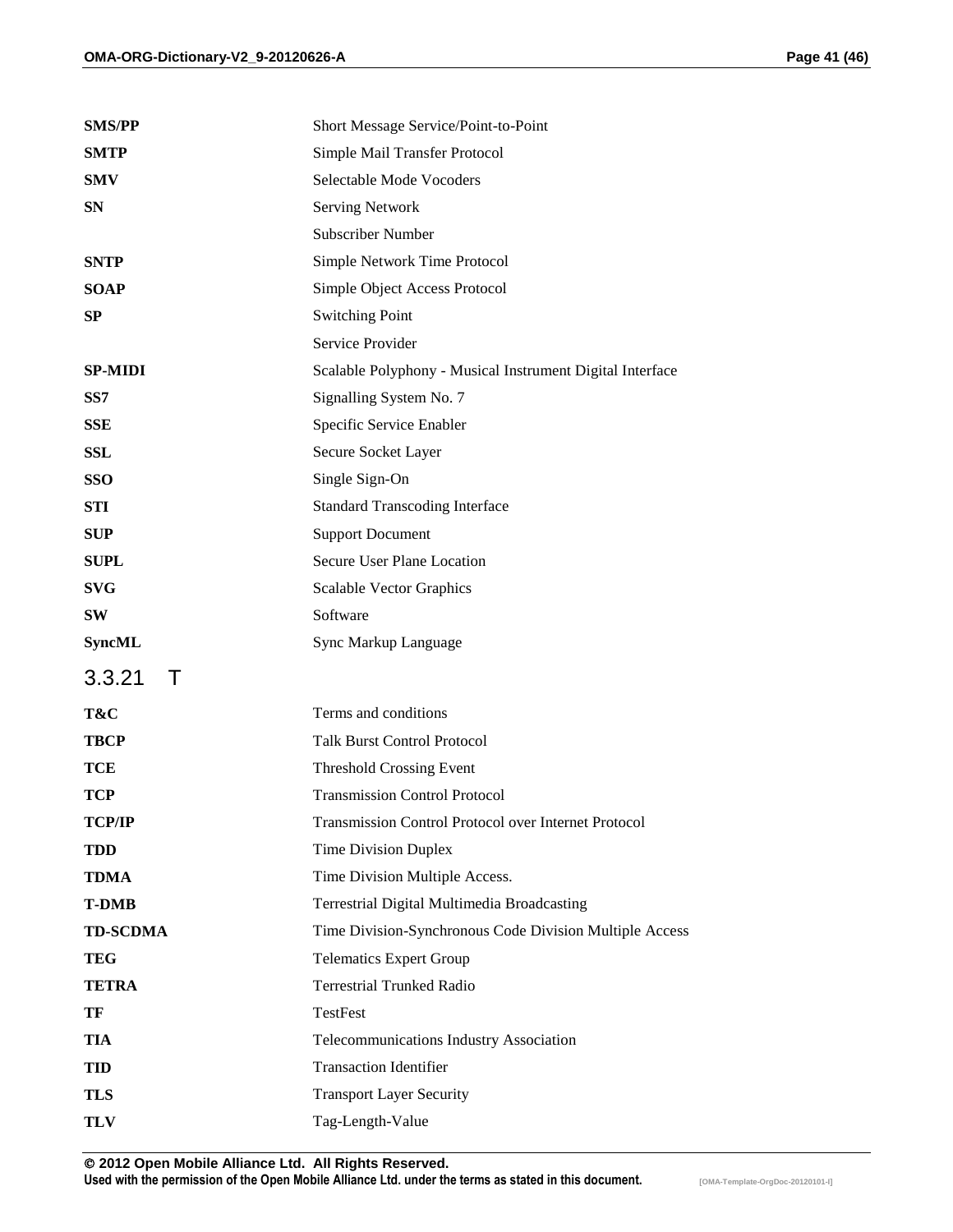| | |
|---|---|
| **SMS/PP** | Short Message Service/Point-to-Point |
| **SMTP** | Simple Mail Transfer Protocol |
| **SMV** | Selectable Mode Vocoders |
| **SN** | Serving Network |
| | Subscriber Number |
| **SNTP** | Simple Network Time Protocol |
| **SOAP** | Simple Object Access Protocol |
| **SP** | Switching Point |
| | Service Provider |
| **SP-MIDI** | Scalable Polyphony - Musical Instrument Digital Interface |
| **SS7** | Signalling System No. 7 |
| **SSE** | Specific Service Enabler |
| **SSL** | Secure Socket Layer |
| **SSO** | Single Sign-On |
| **STI** | Standard Transcoding Interface |
| **SUP** | Support Document |
| **SUPL** | Secure User Plane Location |
| **SVG** | Scalable Vector Graphics |
| **SW** | Software |
| **SyncML** | Sync Markup Language |

### 3.3.21 T

| | |
|---|---|
| **T&C** | Terms and conditions |
| **TBCP** | Talk Burst Control Protocol |
| **TCE** | Threshold Crossing Event |
| **TCP** | Transmission Control Protocol |
| **TCP/IP** | Transmission Control Protocol over Internet Protocol |
| **TDD** | Time Division Duplex |
| **TDMA** | Time Division Multiple Access. |
| **T-DMB** | Terrestrial Digital Multimedia Broadcasting |
| **TD-SCDMA** | Time Division-Synchronous Code Division Multiple Access |
| **TEG** | Telematics Expert Group |
| **TETRA** | Terrestrial Trunked Radio |
| **TF** | TestFest |
| **TIA** | Telecommunications Industry Association |
| **TID** | Transaction Identifier |
| **TLS** | Transport Layer Security |
| **TLV** | Tag-Length-Value |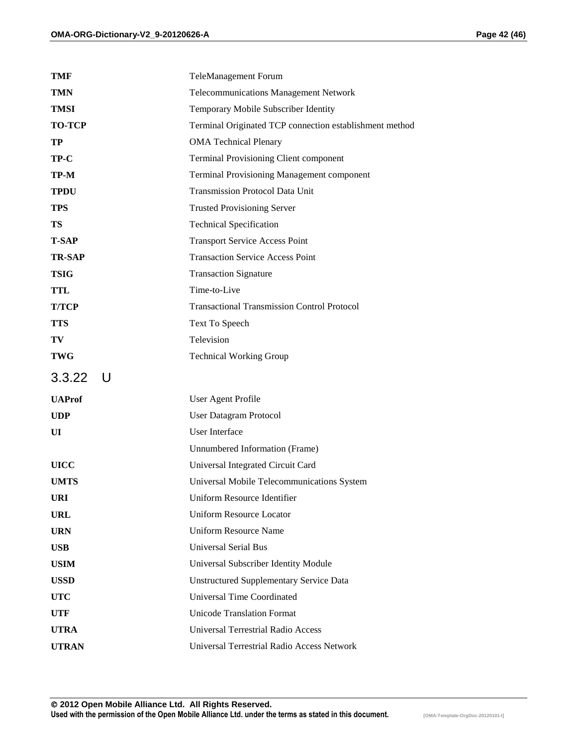| | |
|---|---|
| **TMF** | TeleManagement Forum |
| **TMN** | Telecommunications Management Network |
| **TMSI** | Temporary Mobile Subscriber Identity |
| **TO-TCP** | Terminal Originated TCP connection establishment method |
| **TP** | OMA Technical Plenary |
| **TP-C** | Terminal Provisioning Client component |
| **TP-M** | Terminal Provisioning Management component |
| **TPDU** | Transmission Protocol Data Unit |
| **TPS** | Trusted Provisioning Server |
| **TS** | Technical Specification |
| **T-SAP** | Transport Service Access Point |
| **TR-SAP** | Transaction Service Access Point |
| **TSIG** | Transaction Signature |
| **TTL** | Time-to-Live |
| **T/TCP** | Transactional Transmission Control Protocol |
| **TTS** | Text To Speech |
| **TV** | Television |
| **TWG** | Technical Working Group |

### 3.3.22 U

| | |
|---|---|
| **UAProf** | User Agent Profile |
| **UDP** | User Datagram Protocol |
| **UI** | User Interface |
| | Unnumbered Information (Frame) |
| **UICC** | Universal Integrated Circuit Card |
| **UMTS** | Universal Mobile Telecommunications System |
| **URI** | Uniform Resource Identifier |
| **URL** | Uniform Resource Locator |
| **URN** | Uniform Resource Name |
| **USB** | Universal Serial Bus |
| **USIM** | Universal Subscriber Identity Module |
| **USSD** | Unstructured Supplementary Service Data |
| **UTC** | Universal Time Coordinated |
| **UTF** | Unicode Translation Format |
| **UTRA** | Universal Terrestrial Radio Access |
| **UTRAN** | Universal Terrestrial Radio Access Network |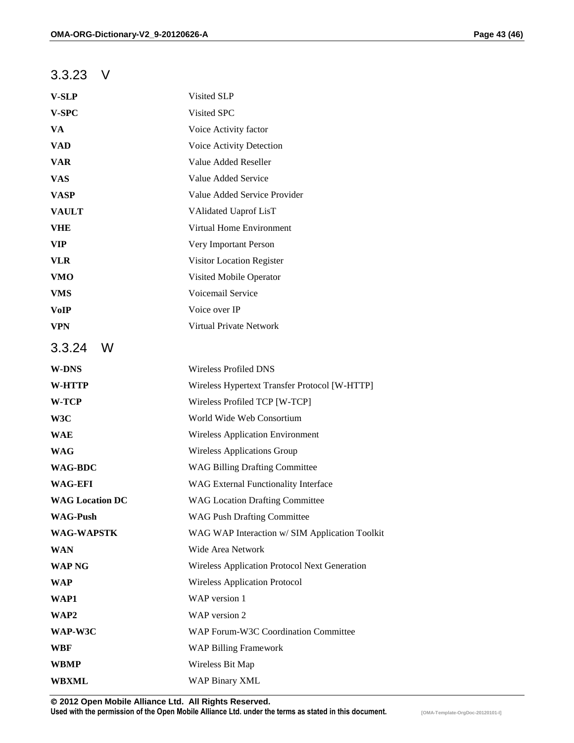### 3.3.23 V

| | |
|---|---|
| **V-SLP** | Visited SLP |
| **V-SPC** | Visited SPC |
| **VA** | Voice Activity factor |
| **VAD** | Voice Activity Detection |
| **VAR** | Value Added Reseller |
| **VAS** | Value Added Service |
| **VASP** | Value Added Service Provider |
| **VAULT** | VAlidated Uaprof LisT |
| **VHE** | Virtual Home Environment |
| **VIP** | Very Important Person |
| **VLR** | Visitor Location Register |
| **VMO** | Visited Mobile Operator |
| **VMS** | Voicemail Service |
| **VoIP** | Voice over IP |
| **VPN** | Virtual Private Network |

### 3.3.24 W

| | |
|---|---|
| **W-DNS** | Wireless Profiled DNS |
| **W-HTTP** | Wireless Hypertext Transfer Protocol [W-HTTP] |
| **W-TCP** | Wireless Profiled TCP [W-TCP] |
| **W3C** | World Wide Web Consortium |
| **WAE** | Wireless Application Environment |
| **WAG** | Wireless Applications Group |
| **WAG-BDC** | WAG Billing Drafting Committee |
| **WAG-EFI** | WAG External Functionality Interface |
| **WAG Location DC** | WAG Location Drafting Committee |
| **WAG-Push** | WAG Push Drafting Committee |
| **WAG-WAPSTK** | WAG WAP Interaction w/ SIM Application Toolkit |
| **WAN** | Wide Area Network |
| **WAP NG** | Wireless Application Protocol Next Generation |
| **WAP** | Wireless Application Protocol |
| **WAP1** | WAP version 1 |
| **WAP2** | WAP version 2 |
| **WAP-W3C** | WAP Forum-W3C Coordination Committee |
| **WBF** | WAP Billing Framework |
| **WBMP** | Wireless Bit Map |
| **WBXML** | WAP Binary XML |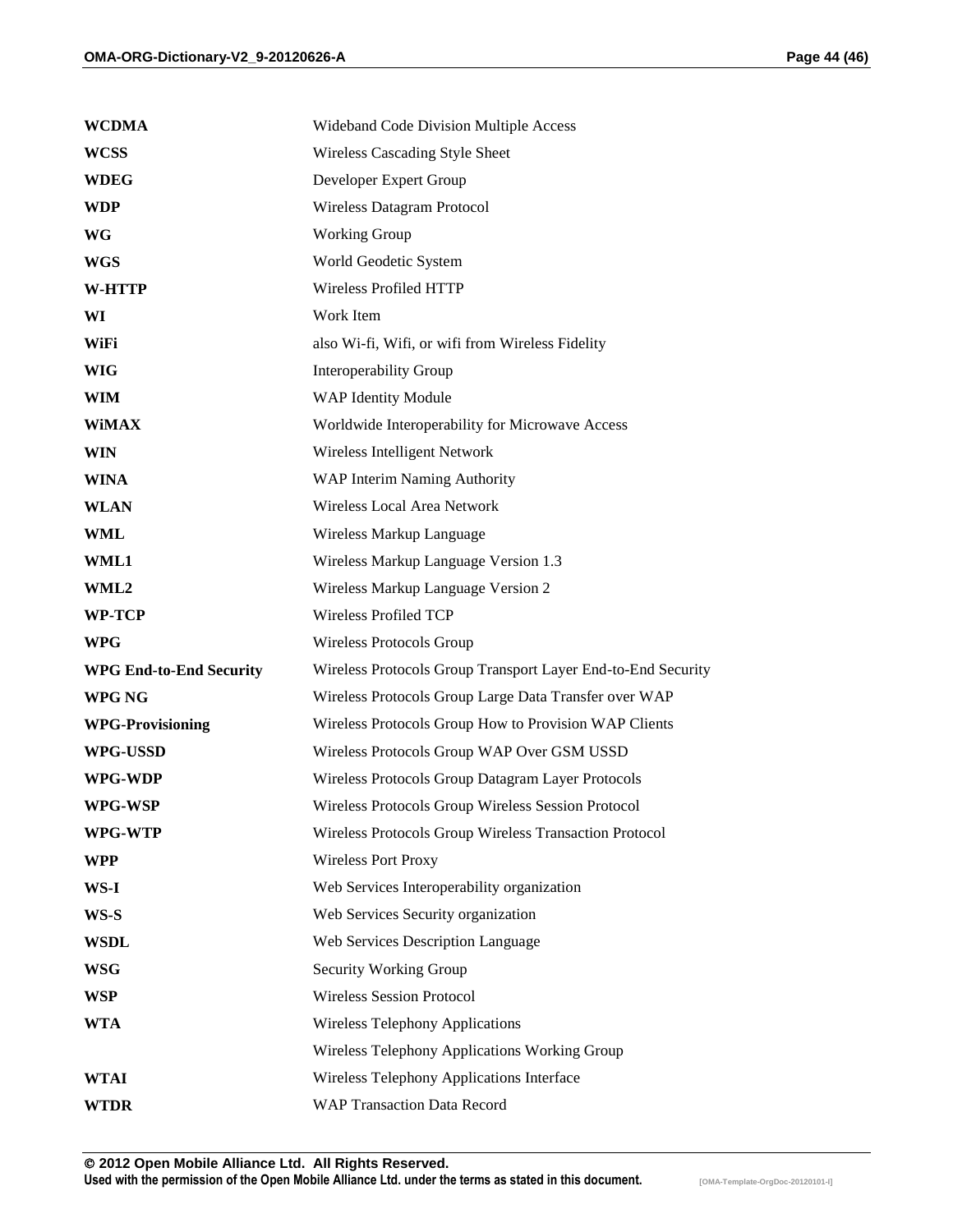| | |
|---|---|
| **WCDMA** | Wideband Code Division Multiple Access |
| **WCSS** | Wireless Cascading Style Sheet |
| **WDEG** | Developer Expert Group |
| **WDP** | Wireless Datagram Protocol |
| **WG** | Working Group |
| **WGS** | World Geodetic System |
| **W-HTTP** | Wireless Profiled HTTP |
| **WI** | Work Item |
| **WiFi** | also Wi-fi, Wifi, or wifi from Wireless Fidelity |
| **WIG** | Interoperability Group |
| **WIM** | WAP Identity Module |
| **WiMAX** | Worldwide Interoperability for Microwave Access |
| **WIN** | Wireless Intelligent Network |
| **WINA** | WAP Interim Naming Authority |
| **WLAN** | Wireless Local Area Network |
| **WML** | Wireless Markup Language |
| **WML1** | Wireless Markup Language Version 1.3 |
| **WML2** | Wireless Markup Language Version 2 |
| **WP-TCP** | Wireless Profiled TCP |
| **WPG** | Wireless Protocols Group |
| **WPG End-to-End Security** | Wireless Protocols Group Transport Layer End-to-End Security |
| **WPG NG** | Wireless Protocols Group Large Data Transfer over WAP |
| **WPG-Provisioning** | Wireless Protocols Group How to Provision WAP Clients |
| **WPG-USSD** | Wireless Protocols Group WAP Over GSM USSD |
| **WPG-WDP** | Wireless Protocols Group Datagram Layer Protocols |
| **WPG-WSP** | Wireless Protocols Group Wireless Session Protocol |
| **WPG-WTP** | Wireless Protocols Group Wireless Transaction Protocol |
| **WPP** | Wireless Port Proxy |
| **WS-I** | Web Services Interoperability organization |
| **WS-S** | Web Services Security organization |
| **WSDL** | Web Services Description Language |
| **WSG** | Security Working Group |
| **WSP** | Wireless Session Protocol |
| **WTA** | Wireless Telephony Applications |
| | Wireless Telephony Applications Working Group |
| **WTAI** | Wireless Telephony Applications Interface |
| **WTDR** | WAP Transaction Data Record |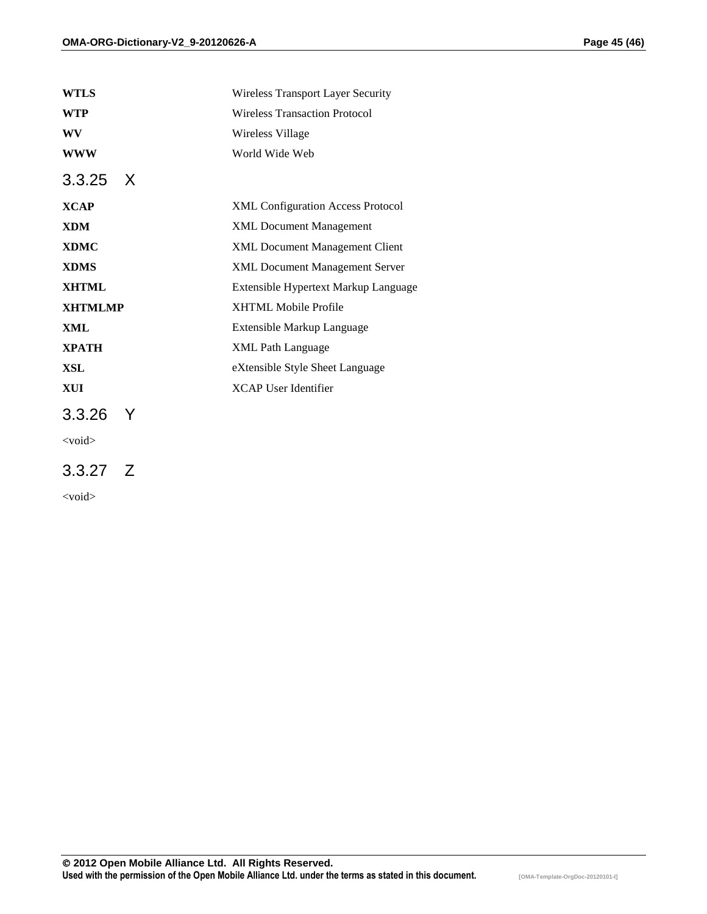| | |
|---|---|
| **WTLS** | Wireless Transport Layer Security |
| **WTP** | Wireless Transaction Protocol |
| **WV** | Wireless Village |
| **WWW** | World Wide Web |

### 3.3.25 X

| | |
|---|---|
| **XCAP** | XML Configuration Access Protocol |
| **XDM** | XML Document Management |
| **XDMC** | XML Document Management Client |
| **XDMS** | XML Document Management Server |
| **XHTML** | Extensible Hypertext Markup Language |
| **XHTMLMP** | XHTML Mobile Profile |
| **XML** | Extensible Markup Language |
| **XPATH** | XML Path Language |
| **XSL** | eXtensible Style Sheet Language |
| **XUI** | XCAP User Identifier |

### 3.3.26 Y

<void>

### 3.3.27 Z

<void>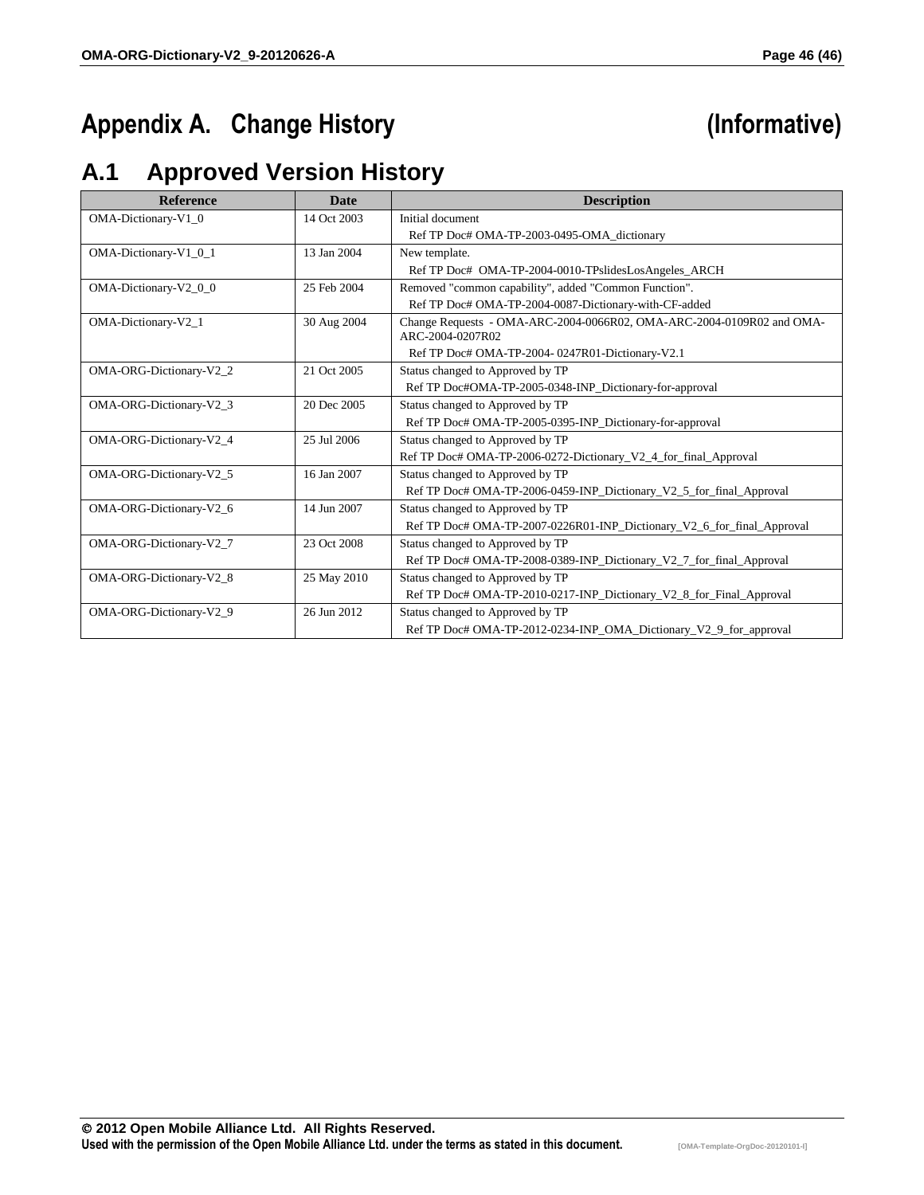# Appendix A. Change History (Informative)

## A.1 Approved Version History

| Reference | Date | Description |
|---|---|---|
| OMA-Dictionary-V1_0 | 14 Oct 2003 | Initial document<br>Ref TP Doc# OMA-TP-2003-0495-OMA_dictionary |
| OMA-Dictionary-V1_0_1 | 13 Jan 2004 | New template.<br>Ref TP Doc# OMA-TP-2004-0010-TPslidesLosAngeles_ARCH |
| OMA-Dictionary-V2_0_0 | 25 Feb 2004 | Removed "common capability", added "Common Function".<br>Ref TP Doc# OMA-TP-2004-0087-Dictionary-with-CF-added |
| OMA-Dictionary-V2_1 | 30 Aug 2004 | Change Requests - OMA-ARC-2004-0066R02, OMA-ARC-2004-0109R02 and OMA-ARC-2004-0207R02<br>Ref TP Doc# OMA-TP-2004- 0247R01-Dictionary-V2.1 |
| OMA-ORG-Dictionary-V2_2 | 21 Oct 2005 | Status changed to Approved by TP<br>Ref TP Doc#OMA-TP-2005-0348-INP_Dictionary-for-approval |
| OMA-ORG-Dictionary-V2_3 | 20 Dec 2005 | Status changed to Approved by TP<br>Ref TP Doc# OMA-TP-2005-0395-INP_Dictionary-for-approval |
| OMA-ORG-Dictionary-V2_4 | 25 Jul 2006 | Status changed to Approved by TP<br>Ref TP Doc# OMA-TP-2006-0272-Dictionary_V2_4_for_final_Approval |
| OMA-ORG-Dictionary-V2_5 | 16 Jan 2007 | Status changed to Approved by TP<br>Ref TP Doc# OMA-TP-2006-0459-INP_Dictionary_V2_5_for_final_Approval |
| OMA-ORG-Dictionary-V2_6 | 14 Jun 2007 | Status changed to Approved by TP<br>Ref TP Doc# OMA-TP-2007-0226R01-INP_Dictionary_V2_6_for_final_Approval |
| OMA-ORG-Dictionary-V2_7 | 23 Oct 2008 | Status changed to Approved by TP<br>Ref TP Doc# OMA-TP-2008-0389-INP_Dictionary_V2_7_for_final_Approval |
| OMA-ORG-Dictionary-V2_8 | 25 May 2010 | Status changed to Approved by TP<br>Ref TP Doc# OMA-TP-2010-0217-INP_Dictionary_V2_8_for_Final_Approval |
| OMA-ORG-Dictionary-V2_9 | 26 Jun 2012 | Status changed to Approved by TP<br>Ref TP Doc# OMA-TP-2012-0234-INP_OMA_Dictionary_V2_9_for_approval |